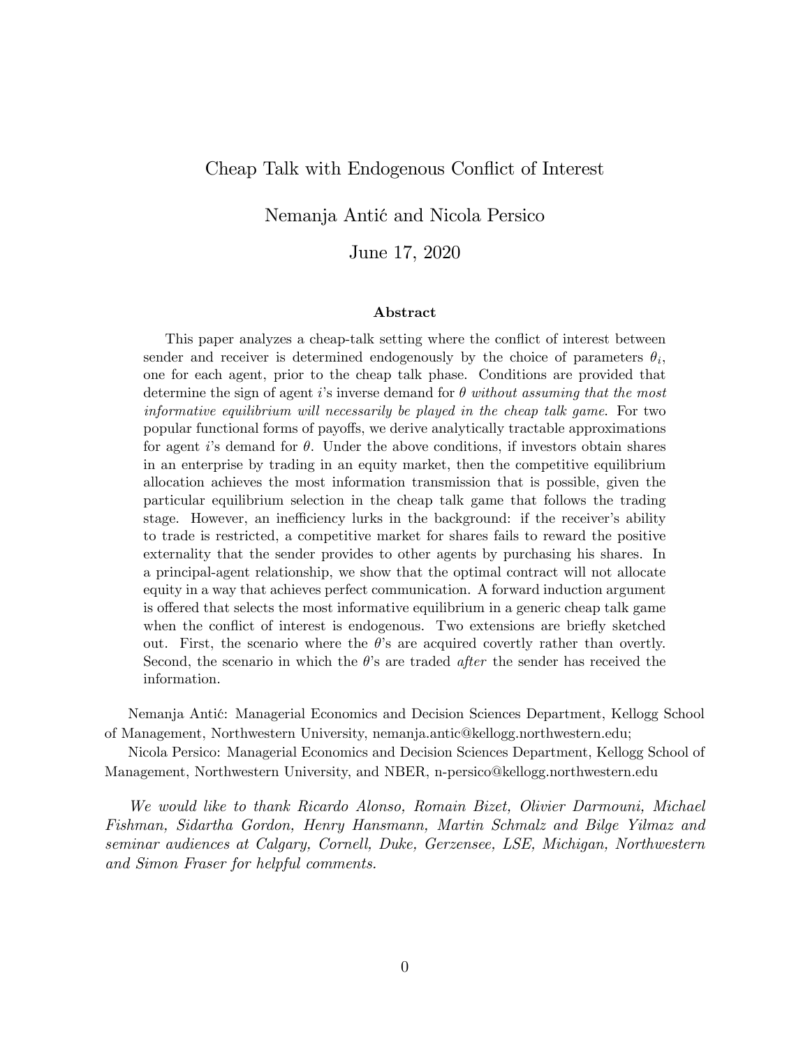# Cheap Talk with Endogenous Conflict of Interest

Nemanja Antić and Nicola Persico

June 17, 2020

### Abstract

This paper analyzes a cheap-talk setting where the conflict of interest between sender and receiver is determined endogenously by the choice of parameters $\theta_i$, one for each agent, prior to the cheap talk phase. Conditions are provided that determine the sign of agent $i$'s inverse demand for $\theta$ *without assuming that the most informative equilibrium will necessarily be played in the cheap talk game*. For two popular functional forms of payoffs, we derive analytically tractable approximations for agent $i$'s demand for $\theta$. Under the above conditions, if investors obtain shares in an enterprise by trading in an equity market, then the competitive equilibrium allocation achieves the most information transmission that is possible, given the particular equilibrium selection in the cheap talk game that follows the trading stage. However, an inefficiency lurks in the background: if the receiver's ability to trade is restricted, a competitive market for shares fails to reward the positive externality that the sender provides to other agents by purchasing his shares. In a principal-agent relationship, we show that the optimal contract will not allocate equity in a way that achieves perfect communication. A forward induction argument is offered that selects the most informative equilibrium in a generic cheap talk game when the conflict of interest is endogenous. Two extensions are briefly sketched out. First, the scenario where the $\theta$'s are acquired covertly rather than overtly. Second, the scenario in which the $\theta$'s are traded *after* the sender has received the information.

Nemanja Antić: Managerial Economics and Decision Sciences Department, Kellogg School of Management, Northwestern University, nemanja.antic@kellogg.northwestern.edu;

Nicola Persico: Managerial Economics and Decision Sciences Department, Kellogg School of Management, Northwestern University, and NBER, n-persico@kellogg.northwestern.edu

*We would like to thank Ricardo Alonso, Romain Bizet, Olivier Darmouni, Michael Fishman, Sidartha Gordon, Henry Hansmann, Martin Schmalz and Bilge Yilmaz and seminar audiences at Calgary, Cornell, Duke, Gerzensee, LSE, Michigan, Northwestern and Simon Fraser for helpful comments.*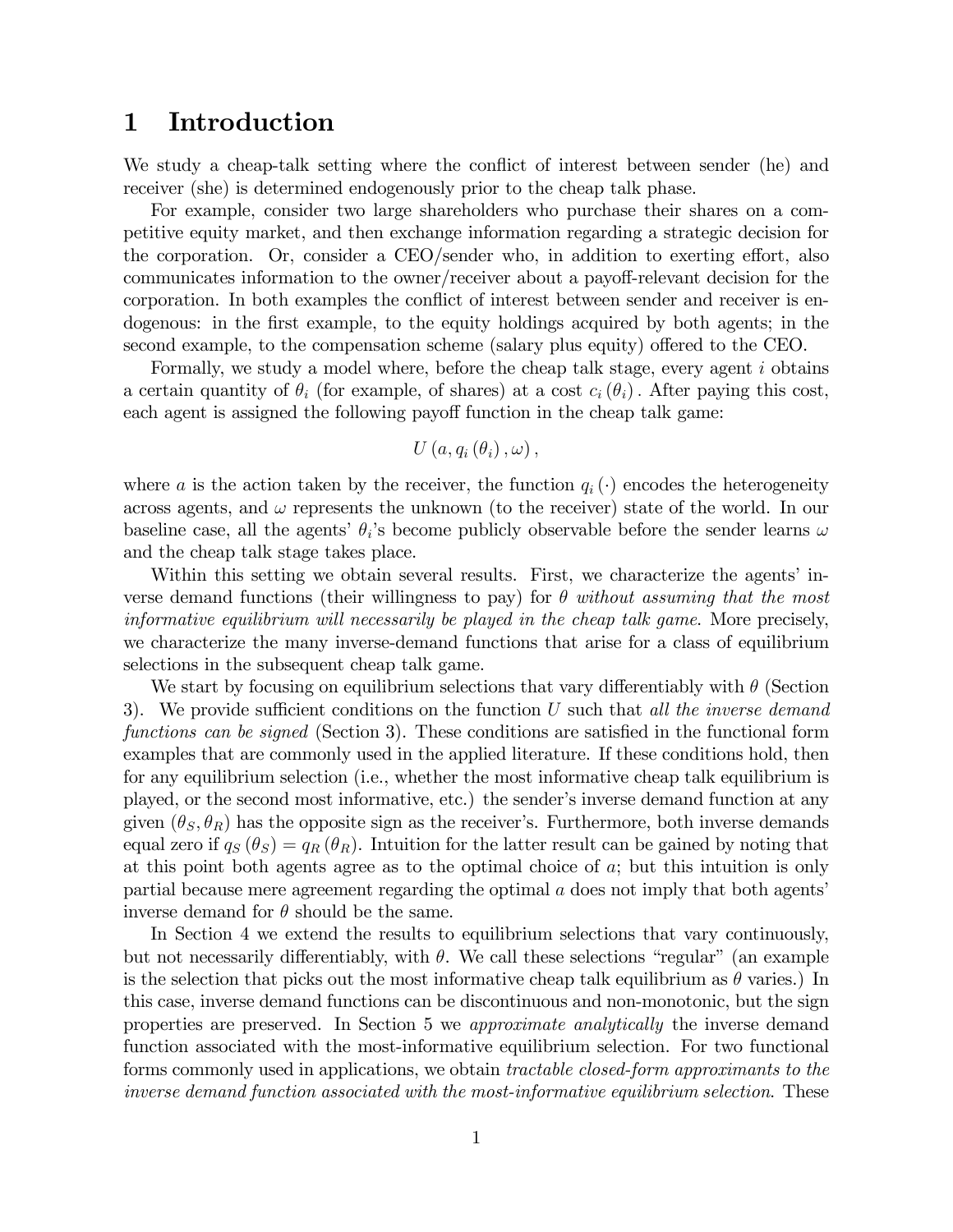# 1 Introduction

We study a cheap-talk setting where the conflict of interest between sender (he) and receiver (she) is determined endogenously prior to the cheap talk phase.

For example, consider two large shareholders who purchase their shares on a competitive equity market, and then exchange information regarding a strategic decision for the corporation. Or, consider a CEO/sender who, in addition to exerting effort, also communicates information to the owner/receiver about a payoff-relevant decision for the corporation. In both examples the conflict of interest between sender and receiver is endogenous: in the first example, to the equity holdings acquired by both agents; in the second example, to the compensation scheme (salary plus equity) offered to the CEO.

Formally, we study a model where, before the cheap talk stage, every agent $i$ obtains a certain quantity of $\theta_i$ (for example, of shares) at a cost $c_i(\theta_i)$. After paying this cost, each agent is assigned the following payoff function in the cheap talk game:

$$U(a, q_i(\theta_i), \omega),$$

where $a$ is the action taken by the receiver, the function $q_i(\cdot)$ encodes the heterogeneity across agents, and $\omega$ represents the unknown (to the receiver) state of the world. In our baseline case, all the agents' $\theta_i$'s become publicly observable before the sender learns $\omega$ and the cheap talk stage takes place.

Within this setting we obtain several results. First, we characterize the agents' inverse demand functions (their willingness to pay) for $\theta$ *without assuming that the most informative equilibrium will necessarily be played in the cheap talk game*. More precisely, we characterize the many inverse-demand functions that arise for a class of equilibrium selections in the subsequent cheap talk game.

We start by focusing on equilibrium selections that vary differentiably with $\theta$ (Section 3). We provide sufficient conditions on the function $U$ such that *all the inverse demand functions can be signed* (Section 3). These conditions are satisfied in the functional form examples that are commonly used in the applied literature. If these conditions hold, then for any equilibrium selection (i.e., whether the most informative cheap talk equilibrium is played, or the second most informative, etc.) the sender's inverse demand function at any given $(\theta_S, \theta_R)$ has the opposite sign as the receiver's. Furthermore, both inverse demands equal zero if $q_S(\theta_S) = q_R(\theta_R)$. Intuition for the latter result can be gained by noting that at this point both agents agree as to the optimal choice of $a$; but this intuition is only partial because mere agreement regarding the optimal $a$ does not imply that both agents' inverse demand for $\theta$ should be the same.

In Section 4 we extend the results to equilibrium selections that vary continuously, but not necessarily differentiably, with $\theta$. We call these selections "regular" (an example is the selection that picks out the most informative cheap talk equilibrium as $\theta$ varies.) In this case, inverse demand functions can be discontinuous and non-monotonic, but the sign properties are preserved. In Section 5 we *approximate analytically* the inverse demand function associated with the most-informative equilibrium selection. For two functional forms commonly used in applications, we obtain *tractable closed-form approximants to the inverse demand function associated with the most-informative equilibrium selection*. These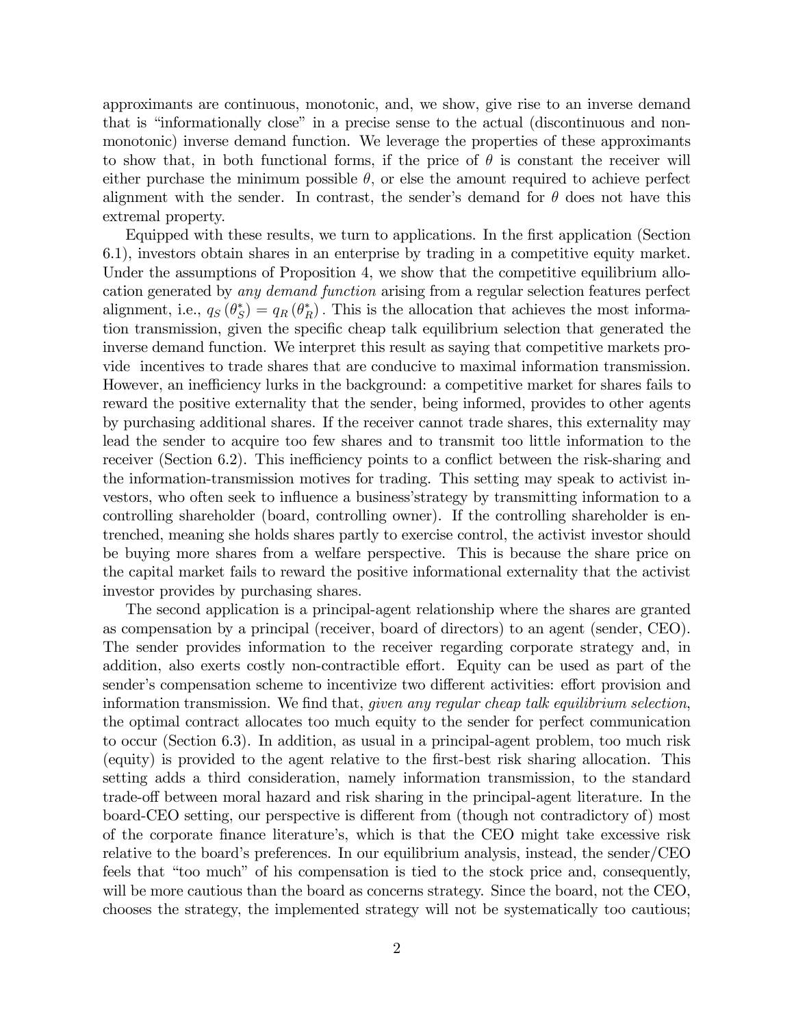approximants are continuous, monotonic, and, we show, give rise to an inverse demand that is "informationally close" in a precise sense to the actual (discontinuous and non-monotonic) inverse demand function. We leverage the properties of these approximants to show that, in both functional forms, if the price of $\theta$ is constant the receiver will either purchase the minimum possible $\theta$, or else the amount required to achieve perfect alignment with the sender. In contrast, the sender's demand for $\theta$ does not have this extremal property.

Equipped with these results, we turn to applications. In the first application (Section 6.1), investors obtain shares in an enterprise by trading in a competitive equity market. Under the assumptions of Proposition 4, we show that the competitive equilibrium allocation generated by *any demand function* arising from a regular selection features perfect alignment, i.e., $q_S(\theta_S^*) = q_R(\theta_R^*)$. This is the allocation that achieves the most information transmission, given the specific cheap talk equilibrium selection that generated the inverse demand function. We interpret this result as saying that competitive markets provide incentives to trade shares that are conducive to maximal information transmission. However, an inefficiency lurks in the background: a competitive market for shares fails to reward the positive externality that the sender, being informed, provides to other agents by purchasing additional shares. If the receiver cannot trade shares, this externality may lead the sender to acquire too few shares and to transmit too little information to the receiver (Section 6.2). This inefficiency points to a conflict between the risk-sharing and the information-transmission motives for trading. This setting may speak to activist investors, who often seek to influence a business'strategy by transmitting information to a controlling shareholder (board, controlling owner). If the controlling shareholder is entrenched, meaning she holds shares partly to exercise control, the activist investor should be buying more shares from a welfare perspective. This is because the share price on the capital market fails to reward the positive informational externality that the activist investor provides by purchasing shares.

The second application is a principal-agent relationship where the shares are granted as compensation by a principal (receiver, board of directors) to an agent (sender, CEO). The sender provides information to the receiver regarding corporate strategy and, in addition, also exerts costly non-contractible effort. Equity can be used as part of the sender's compensation scheme to incentivize two different activities: effort provision and information transmission. We find that, *given any regular cheap talk equilibrium selection*, the optimal contract allocates too much equity to the sender for perfect communication to occur (Section 6.3). In addition, as usual in a principal-agent problem, too much risk (equity) is provided to the agent relative to the first-best risk sharing allocation. This setting adds a third consideration, namely information transmission, to the standard trade-off between moral hazard and risk sharing in the principal-agent literature. In the board-CEO setting, our perspective is different from (though not contradictory of) most of the corporate finance literature's, which is that the CEO might take excessive risk relative to the board's preferences. In our equilibrium analysis, instead, the sender/CEO feels that "too much" of his compensation is tied to the stock price and, consequently, will be more cautious than the board as concerns strategy. Since the board, not the CEO, chooses the strategy, the implemented strategy will not be systematically too cautious;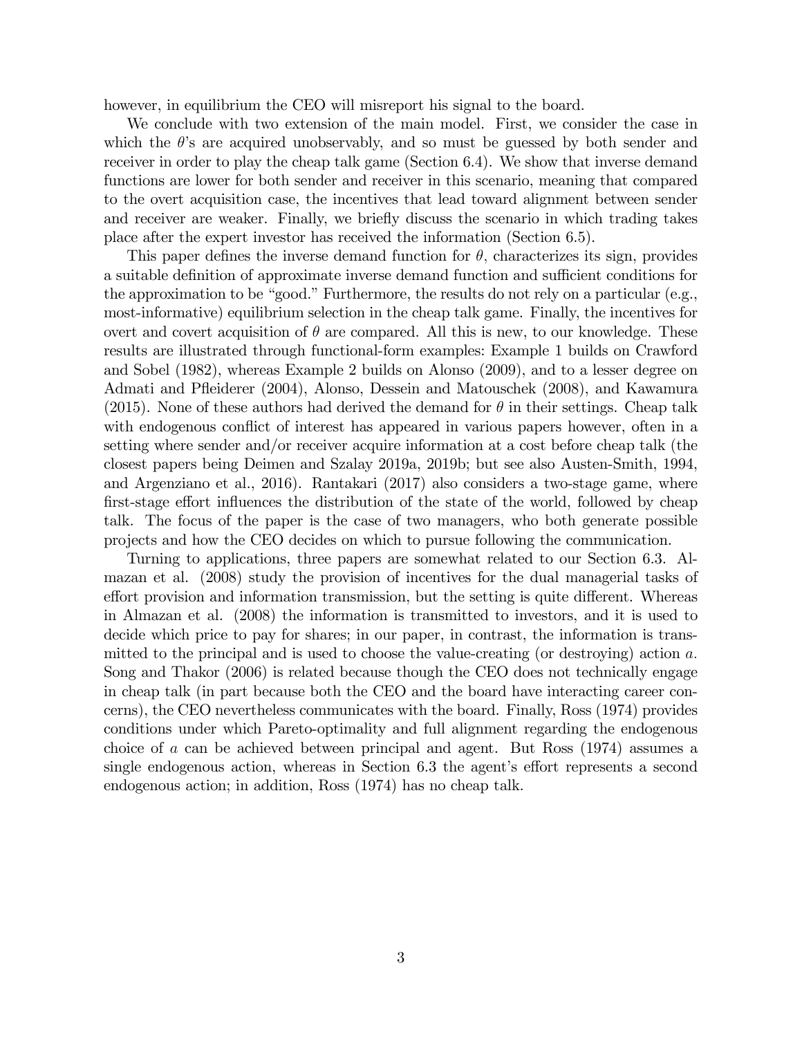however, in equilibrium the CEO will misreport his signal to the board.

We conclude with two extension of the main model. First, we consider the case in which the $\theta$'s are acquired unobservably, and so must be guessed by both sender and receiver in order to play the cheap talk game (Section 6.4). We show that inverse demand functions are lower for both sender and receiver in this scenario, meaning that compared to the overt acquisition case, the incentives that lead toward alignment between sender and receiver are weaker. Finally, we briefly discuss the scenario in which trading takes place after the expert investor has received the information (Section 6.5).

This paper defines the inverse demand function for $\theta$, characterizes its sign, provides a suitable definition of approximate inverse demand function and sufficient conditions for the approximation to be "good." Furthermore, the results do not rely on a particular (e.g., most-informative) equilibrium selection in the cheap talk game. Finally, the incentives for overt and covert acquisition of $\theta$ are compared. All this is new, to our knowledge. These results are illustrated through functional-form examples: Example 1 builds on Crawford and Sobel (1982), whereas Example 2 builds on Alonso (2009), and to a lesser degree on Admati and Pfleiderer (2004), Alonso, Dessein and Matouschek (2008), and Kawamura (2015). None of these authors had derived the demand for $\theta$ in their settings. Cheap talk with endogenous conflict of interest has appeared in various papers however, often in a setting where sender and/or receiver acquire information at a cost before cheap talk (the closest papers being Deimen and Szalay 2019a, 2019b; but see also Austen-Smith, 1994, and Argenziano et al., 2016). Rantakari (2017) also considers a two-stage game, where first-stage effort influences the distribution of the state of the world, followed by cheap talk. The focus of the paper is the case of two managers, who both generate possible projects and how the CEO decides on which to pursue following the communication.

Turning to applications, three papers are somewhat related to our Section 6.3. Almazan et al. (2008) study the provision of incentives for the dual managerial tasks of effort provision and information transmission, but the setting is quite different. Whereas in Almazan et al. (2008) the information is transmitted to investors, and it is used to decide which price to pay for shares; in our paper, in contrast, the information is transmitted to the principal and is used to choose the value-creating (or destroying) action $a$. Song and Thakor (2006) is related because though the CEO does not technically engage in cheap talk (in part because both the CEO and the board have interacting career concerns), the CEO nevertheless communicates with the board. Finally, Ross (1974) provides conditions under which Pareto-optimality and full alignment regarding the endogenous choice of $a$ can be achieved between principal and agent. But Ross (1974) assumes a single endogenous action, whereas in Section 6.3 the agent's effort represents a second endogenous action; in addition, Ross (1974) has no cheap talk.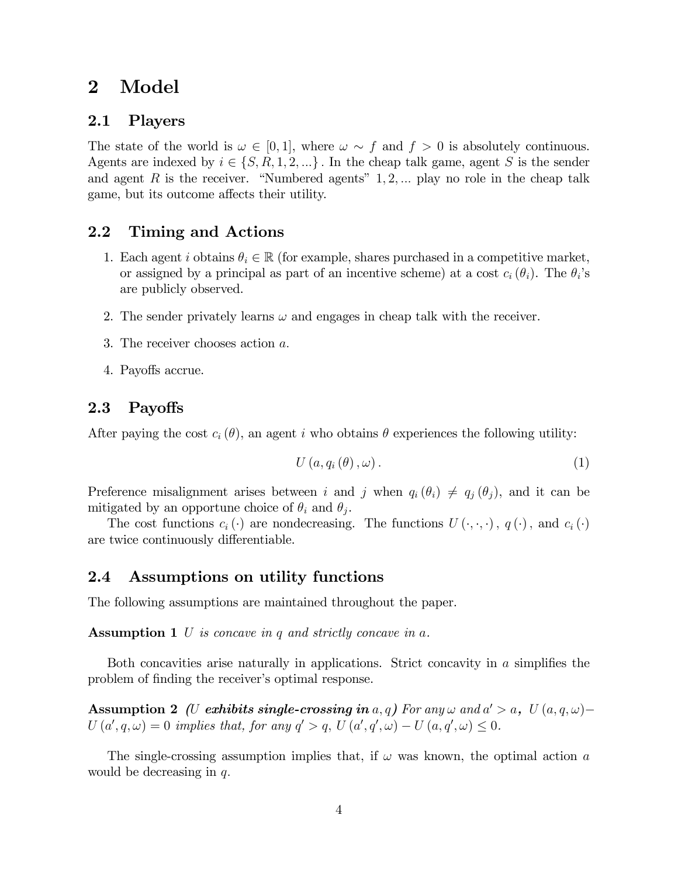# 2 Model

## 2.1 Players

The state of the world is $\omega \in [0,1]$, where $\omega \sim f$ and $f > 0$ is absolutely continuous. Agents are indexed by $i \in \{S, R, 1, 2, ...\}$. In the cheap talk game, agent $S$ is the sender and agent $R$ is the receiver. "Numbered agents" $1, 2, ...$ play no role in the cheap talk game, but its outcome affects their utility.

## 2.2 Timing and Actions

1. Each agent $i$ obtains $\theta_i \in \mathbb{R}$ (for example, shares purchased in a competitive market, or assigned by a principal as part of an incentive scheme) at a cost $c_i(\theta_i)$. The $\theta_i$'s are publicly observed.
2. The sender privately learns $\omega$ and engages in cheap talk with the receiver.
3. The receiver chooses action $a$.
4. Payoffs accrue.

## 2.3 Payoffs

After paying the cost $c_i(\theta)$, an agent $i$ who obtains $\theta$ experiences the following utility:

$$U\left(a, q_i(\theta), \omega\right). \tag{1}$$

Preference misalignment arises between $i$ and $j$ when $q_i(\theta_i) \neq q_j(\theta_j)$, and it can be mitigated by an opportune choice of $\theta_i$ and $\theta_j$.

The cost functions $c_i(\cdot)$ are nondecreasing. The functions $U(\cdot, \cdot, \cdot)$, $q(\cdot)$, and $c_i(\cdot)$ are twice continuously differentiable.

## 2.4 Assumptions on utility functions

The following assumptions are maintained throughout the paper.

**Assumption 1** *$U$ is concave in $q$ and strictly concave in $a$.*

Both concavities arise naturally in applications. Strict concavity in $a$ simplifies the problem of finding the receiver's optimal response.

**Assumption 2** ***(U exhibits single-crossing in** $a, q$**)*** *For any $\omega$ and $a' > a$, $U(a, q, \omega) - U(a', q, \omega) = 0$ implies that, for any $q' > q$, $U(a', q', \omega) - U(a, q', \omega) \leq 0$.*

The single-crossing assumption implies that, if $\omega$ was known, the optimal action $a$ would be decreasing in $q$.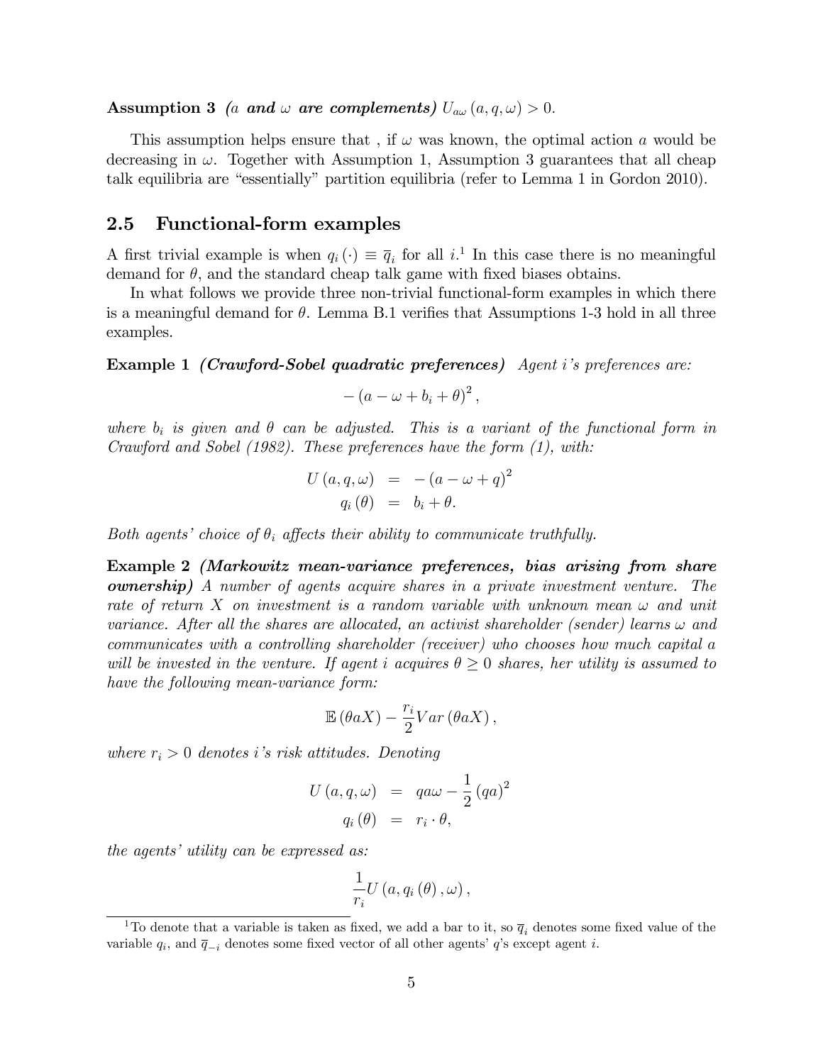**Assumption 3** *($a$ **and** $\omega$ **are complements**)* $U_{a\omega}(a, q, \omega) > 0$.

This assumption helps ensure that , if $\omega$ was known, the optimal action $a$ would be decreasing in $\omega$. Together with Assumption 1, Assumption 3 guarantees that all cheap talk equilibria are "essentially" partition equilibria (refer to Lemma 1 in Gordon 2010).

## 2.5 Functional-form examples

A first trivial example is when $q_i(\cdot) \equiv \overline{q}_i$ for all $i$.[1] In this case there is no meaningful demand for $\theta$, and the standard cheap talk game with fixed biases obtains.

In what follows we provide three non-trivial functional-form examples in which there is a meaningful demand for $\theta$. Lemma B.1 verifies that Assumptions 1-3 hold in all three examples.

**Example 1** ***(Crawford-Sobel quadratic preferences)*** *Agent $i$'s preferences are:*

$$-(a - \omega + b_i + \theta)^2,$$

*where $b_i$ is given and $\theta$ can be adjusted. This is a variant of the functional form in Crawford and Sobel (1982). These preferences have the form (1), with:*

$$\begin{aligned} U(a, q, \omega) &= -(a - \omega + q)^2 \\ q_i(\theta) &= b_i + \theta. \end{aligned}$$

*Both agents' choice of $\theta_i$ affects their ability to communicate truthfully.*

**Example 2** ***(Markowitz mean-variance preferences, bias arising from share ownership)*** *A number of agents acquire shares in a private investment venture. The rate of return $X$ on investment is a random variable with unknown mean $\omega$ and unit variance. After all the shares are allocated, an activist shareholder (sender) learns $\omega$ and communicates with a controlling shareholder (receiver) who chooses how much capital $a$ will be invested in the venture. If agent $i$ acquires $\theta \geq 0$ shares, her utility is assumed to have the following mean-variance form:*

$$\mathbb{E}(\theta a X) - \frac{r_i}{2} Var(\theta a X),$$

*where $r_i > 0$ denotes $i$'s risk attitudes. Denoting*

$$\begin{aligned} U(a, q, \omega) &= qa\omega - \frac{1}{2}(qa)^2 \\ q_i(\theta) &= r_i \cdot \theta, \end{aligned}$$

*the agents' utility can be expressed as:*

$$\frac{1}{r_i} U(a, q_i(\theta), \omega),$$

[1] To denote that a variable is taken as fixed, we add a bar to it, so $\overline{q}_i$ denotes some fixed value of the variable $q_i$, and $\overline{q}_{-i}$ denotes some fixed vector of all other agents' $q$'s except agent $i$.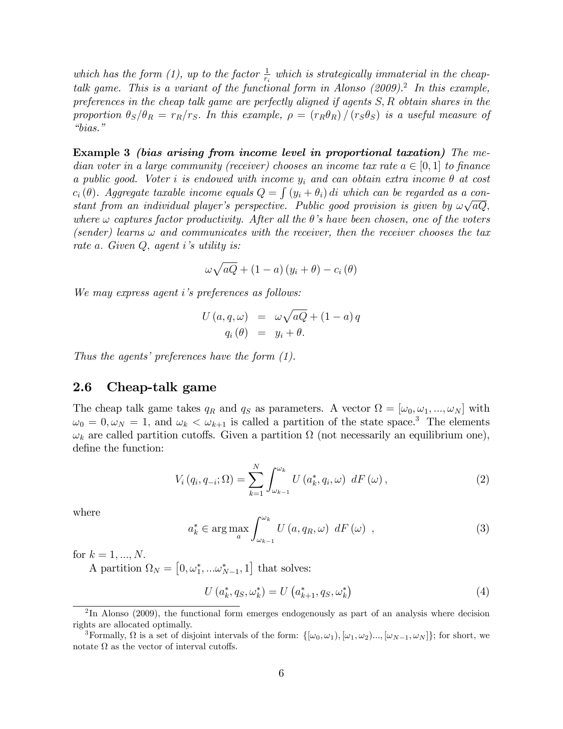*which has the form (1), up to the factor $\frac{1}{r_i}$ which is strategically immaterial in the cheap-talk game. This is a variant of the functional form in Alonso (2009).*[2] *In this example, preferences in the cheap talk game are perfectly aligned if agents $S, R$ obtain shares in the proportion $\theta_S/\theta_R = r_R/r_S$. In this example, $\rho = (r_R\theta_R)/(r_S\theta_S)$ is a useful measure of "bias."*

**Example 3** ***(bias arising from income level in proportional taxation)*** *The median voter in a large community (receiver) chooses an income tax rate $a \in [0, 1]$ to finance a public good. Voter $i$ is endowed with income $y_i$ and can obtain extra income $\theta$ at cost $c_i(\theta)$. Aggregate taxable income equals $Q = \int (y_i + \theta_i)\, di$ which can be regarded as a constant from an individual player's perspective. Public good provision is given by $\omega\sqrt{aQ}$, where $\omega$ captures factor productivity. After all the $\theta$'s have been chosen, one of the voters (sender) learns $\omega$ and communicates with the receiver, then the receiver chooses the tax rate $a$. Given $Q$, agent $i$'s utility is:*

$$\omega\sqrt{aQ} + (1 - a)(y_i + \theta) - c_i(\theta)$$

*We may express agent $i$'s preferences as follows:*

$$\begin{aligned} U(a, q, \omega) &= \omega\sqrt{aQ} + (1 - a) q \\ q_i(\theta) &= y_i + \theta. \end{aligned}$$

*Thus the agents' preferences have the form (1).*

## 2.6 Cheap-talk game

The cheap talk game takes $q_R$ and $q_S$ as parameters. A vector $\Omega = [\omega_0, \omega_1, ..., \omega_N]$ with $\omega_0 = 0, \omega_N = 1$, and $\omega_k < \omega_{k+1}$ is called a partition of the state space.[3] The elements $\omega_k$ are called partition cutoffs. Given a partition $\Omega$ (not necessarily an equilibrium one), define the function:

$$V_i(q_i, q_{-i}; \Omega) = \sum_{k=1}^{N} \int_{\omega_{k-1}}^{\omega_k} U(a_k^*, q_i, \omega) \ dF(\omega), \tag{2}$$

where

$$a_k^* \in \arg\max_a \int_{\omega_{k-1}}^{\omega_k} U(a, q_R, \omega) \ dF(\omega) \ , \tag{3}$$

for $k = 1, ..., N$.

A partition $\Omega_N = [0, \omega_1^*, ...\omega_{N-1}^*, 1]$ that solves:

$$U(a_k^*, q_S, \omega_k^*) = U(a_{k+1}^*, q_S, \omega_k^*) \tag{4}$$

[2] In Alonso (2009), the functional form emerges endogenously as part of an analysis where decision rights are allocated optimally.

[3] Formally, $\Omega$ is a set of disjoint intervals of the form: $\{[\omega_0, \omega_1), [\omega_1, \omega_2)..., [\omega_{N-1}, \omega_N]\}$; for short, we notate $\Omega$ as the vector of interval cutoffs.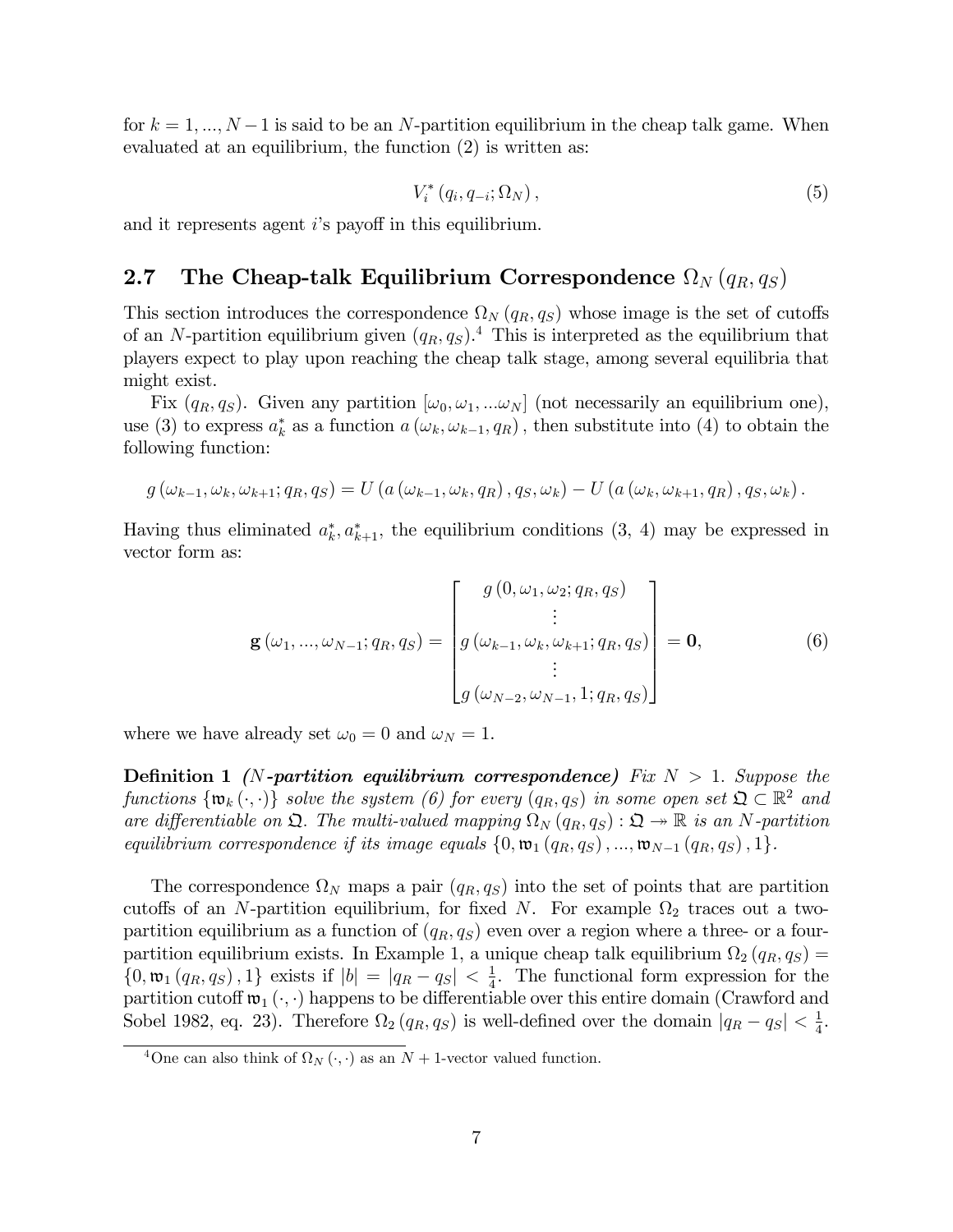for $k = 1, ..., N-1$ is said to be an $N$-partition equilibrium in the cheap talk game. When evaluated at an equilibrium, the function (2) is written as:

$$V_i^* \left(q_i, q_{-i}; \Omega_N\right), \tag{5}$$

and it represents agent $i$'s payoff in this equilibrium.

## 2.7 The Cheap-talk Equilibrium Correspondence $\Omega_N(q_R, q_S)$

This section introduces the correspondence $\Omega_N(q_R, q_S)$ whose image is the set of cutoffs of an $N$-partition equilibrium given $(q_R, q_S)$.[4] This is interpreted as the equilibrium that players expect to play upon reaching the cheap talk stage, among several equilibria that might exist.

Fix $(q_R, q_S)$. Given any partition $[\omega_0, \omega_1, ...\omega_N]$ (not necessarily an equilibrium one), use (3) to express $a_k^*$ as a function $a(\omega_k, \omega_{k-1}, q_R)$, then substitute into (4) to obtain the following function:

$$g(\omega_{k-1}, \omega_k, \omega_{k+1}; q_R, q_S) = U(a(\omega_{k-1}, \omega_k, q_R), q_S, \omega_k) - U(a(\omega_k, \omega_{k+1}, q_R), q_S, \omega_k).$$

Having thus eliminated $a_k^*, a_{k+1}^*$, the equilibrium conditions (3, 4) may be expressed in vector form as:

$$\mathbf{g}(\omega_1, ..., \omega_{N-1}; q_R, q_S) = \begin{bmatrix} g(0, \omega_1, \omega_2; q_R, q_S) \\ \vdots \\ g(\omega_{k-1}, \omega_k, \omega_{k+1}; q_R, q_S) \\ \vdots \\ g(\omega_{N-2}, \omega_{N-1}, 1; q_R, q_S) \end{bmatrix} = \mathbf{0}, \tag{6}$$

where we have already set $\omega_0 = 0$ and $\omega_N = 1$.

**Definition 1** ***($N$-partition equilibrium correspondence)*** *Fix $N > 1$. Suppose the functions $\{\mathfrak{w}_k(\cdot, \cdot)\}$ solve the system (6) for every $(q_R, q_S)$ in some open set $\mathfrak{Q} \subset \mathbb{R}^2$ and are differentiable on $\mathfrak{Q}$. The multi-valued mapping $\Omega_N(q_R, q_S) : \mathfrak{Q} \twoheadrightarrow \mathbb{R}$ is an $N$-partition equilibrium correspondence if its image equals $\{0, \mathfrak{w}_1(q_R, q_S), ..., \mathfrak{w}_{N-1}(q_R, q_S), 1\}$.*

The correspondence $\Omega_N$ maps a pair $(q_R, q_S)$ into the set of points that are partition cutoffs of an $N$-partition equilibrium, for fixed $N$. For example $\Omega_2$ traces out a two-partition equilibrium as a function of $(q_R, q_S)$ even over a region where a three- or a four-partition equilibrium exists. In Example 1, a unique cheap talk equilibrium $\Omega_2(q_R, q_S) = \{0, \mathfrak{w}_1(q_R, q_S), 1\}$ exists if $|b| = |q_R - q_S| < \frac{1}{4}$. The functional form expression for the partition cutoff $\mathfrak{w}_1(\cdot, \cdot)$ happens to be differentiable over this entire domain (Crawford and Sobel 1982, eq. 23). Therefore $\Omega_2(q_R, q_S)$ is well-defined over the domain $|q_R - q_S| < \frac{1}{4}$.

[4] One can also think of $\Omega_N(\cdot, \cdot)$ as an $N+1$-vector valued function.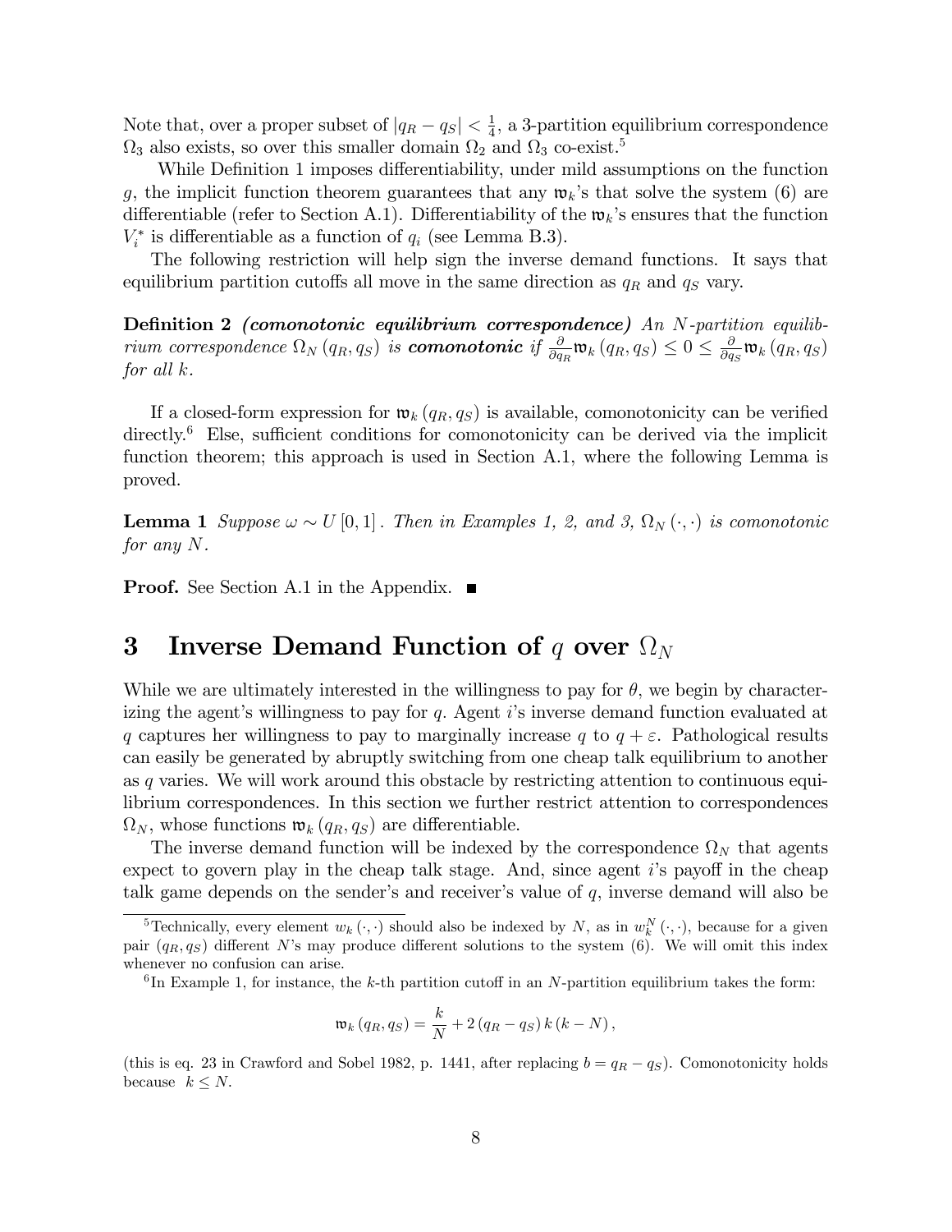Note that, over a proper subset of $|q_R - q_S| < \frac{1}{4}$, a 3-partition equilibrium correspondence $\Omega_3$ also exists, so over this smaller domain $\Omega_2$ and $\Omega_3$ co-exist.[5]

While Definition 1 imposes differentiability, under mild assumptions on the function $g$, the implicit function theorem guarantees that any $\mathfrak{w}_k$'s that solve the system (6) are differentiable (refer to Section A.1). Differentiability of the $\mathfrak{w}_k$'s ensures that the function $V_i^*$ is differentiable as a function of $q_i$ (see Lemma B.3).

The following restriction will help sign the inverse demand functions. It says that equilibrium partition cutoffs all move in the same direction as $q_R$ and $q_S$ vary.

**Definition 2** ***(comonotonic equilibrium correspondence)*** *An $N$-partition equilibrium correspondence $\Omega_N(q_R, q_S)$ is* ***comonotonic*** *if $\frac{\partial}{\partial q_R}\mathfrak{w}_k(q_R, q_S) \leq 0 \leq \frac{\partial}{\partial q_S}\mathfrak{w}_k(q_R, q_S)$ for all $k$.*

If a closed-form expression for $\mathfrak{w}_k(q_R, q_S)$ is available, comonotonicity can be verified directly.[6] Else, sufficient conditions for comonotonicity can be derived via the implicit function theorem; this approach is used in Section A.1, where the following Lemma is proved.

**Lemma 1** *Suppose $\omega \sim U[0,1]$. Then in Examples 1, 2, and 3, $\Omega_N(\cdot,\cdot)$ is comonotonic for any $N$.*

**Proof.** See Section A.1 in the Appendix. ■

# 3 Inverse Demand Function of $q$ over $\Omega_N$

While we are ultimately interested in the willingness to pay for $\theta$, we begin by characterizing the agent's willingness to pay for $q$. Agent $i$'s inverse demand function evaluated at $q$ captures her willingness to pay to marginally increase $q$ to $q + \varepsilon$. Pathological results can easily be generated by abruptly switching from one cheap talk equilibrium to another as $q$ varies. We will work around this obstacle by restricting attention to continuous equilibrium correspondences. In this section we further restrict attention to correspondences $\Omega_N$, whose functions $\mathfrak{w}_k(q_R, q_S)$ are differentiable.

The inverse demand function will be indexed by the correspondence $\Omega_N$ that agents expect to govern play in the cheap talk stage. And, since agent $i$'s payoff in the cheap talk game depends on the sender's and receiver's value of $q$, inverse demand will also be

---

[5] Technically, every element $w_k(\cdot,\cdot)$ should also be indexed by $N$, as in $w_k^N(\cdot,\cdot)$, because for a given pair $(q_R, q_S)$ different $N$'s may produce different solutions to the system (6). We will omit this index whenever no confusion can arise.

[6] In Example 1, for instance, the $k$-th partition cutoff in an $N$-partition equilibrium takes the form:

$$\mathfrak{w}_k(q_R, q_S) = \frac{k}{N} + 2(q_R - q_S)k(k - N),$$

(this is eq. 23 in Crawford and Sobel 1982, p. 1441, after replacing $b = q_R - q_S$). Comonotonicity holds because $k \leq N$.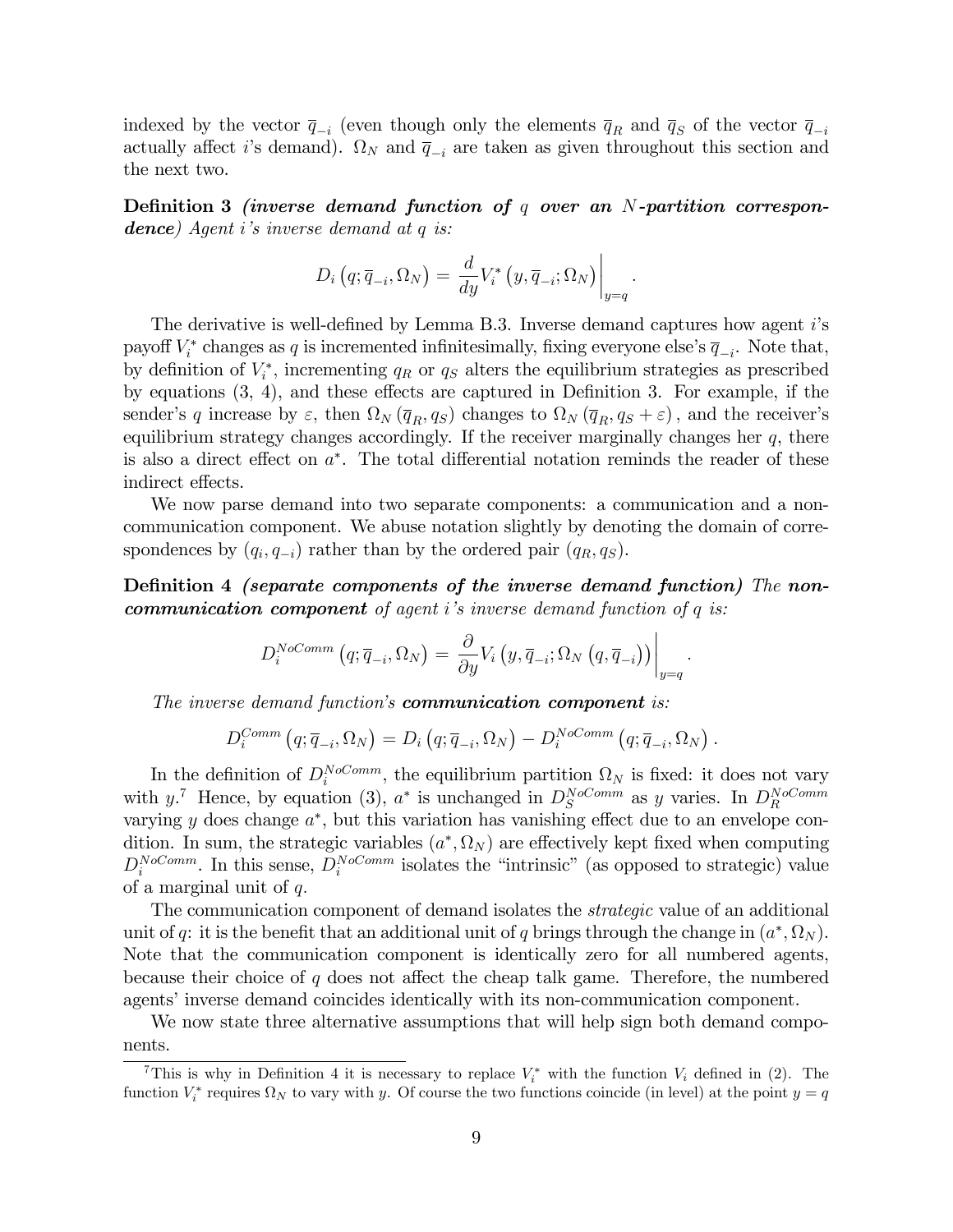indexed by the vector $\overline{q}_{-i}$ (even though only the elements $\overline{q}_R$ and $\overline{q}_S$ of the vector $\overline{q}_{-i}$ actually affect $i$'s demand). $\Omega_N$ and $\overline{q}_{-i}$ are taken as given throughout this section and the next two.

**Definition 3** ***(inverse demand function of*** $q$ ***over an*** $N$***-partition correspondence)*** *Agent $i$'s inverse demand at $q$ is:*

$$D_i\left(q; \overline{q}_{-i}, \Omega_N\right) = \left. \frac{d}{dy} V_i^*\left(y, \overline{q}_{-i}; \Omega_N\right) \right|_{y=q}.$$

The derivative is well-defined by Lemma B.3. Inverse demand captures how agent $i$'s payoff $V_i^*$ changes as $q$ is incremented infinitesimally, fixing everyone else's $\overline{q}_{-i}$. Note that, by definition of $V_i^*$, incrementing $q_R$ or $q_S$ alters the equilibrium strategies as prescribed by equations (3, 4), and these effects are captured in Definition 3. For example, if the sender's $q$ increase by $\varepsilon$, then $\Omega_N\left(\overline{q}_R, q_S\right)$ changes to $\Omega_N\left(\overline{q}_R, q_S + \varepsilon\right)$, and the receiver's equilibrium strategy changes accordingly. If the receiver marginally changes her $q$, there is also a direct effect on $a^*$. The total differential notation reminds the reader of these indirect effects.

We now parse demand into two separate components: a communication and a non-communication component. We abuse notation slightly by denoting the domain of correspondences by $(q_i, q_{-i})$ rather than by the ordered pair $(q_R, q_S)$.

**Definition 4** ***(separate components of the inverse demand function)*** *The* ***non-communication component*** *of agent $i$'s inverse demand function of $q$ is:*

$$D_i^{NoComm}\left(q; \overline{q}_{-i}, \Omega_N\right) = \left. \frac{\partial}{\partial y} V_i\left(y, \overline{q}_{-i}; \Omega_N\left(q, \overline{q}_{-i}\right)\right) \right|_{y=q}.$$

*The inverse demand function's* ***communication component*** *is:*

$$D_i^{Comm}\left(q; \overline{q}_{-i}, \Omega_N\right) = D_i\left(q; \overline{q}_{-i}, \Omega_N\right) - D_i^{NoComm}\left(q; \overline{q}_{-i}, \Omega_N\right).$$

In the definition of $D_i^{NoComm}$, the equilibrium partition $\Omega_N$ is fixed: it does not vary with $y$.[7] Hence, by equation (3), $a^*$ is unchanged in $D_S^{NoComm}$ as $y$ varies. In $D_R^{NoComm}$ varying $y$ does change $a^*$, but this variation has vanishing effect due to an envelope condition. In sum, the strategic variables $(a^*, \Omega_N)$ are effectively kept fixed when computing $D_i^{NoComm}$. In this sense, $D_i^{NoComm}$ isolates the "intrinsic" (as opposed to strategic) value of a marginal unit of $q$.

The communication component of demand isolates the *strategic* value of an additional unit of $q$: it is the benefit that an additional unit of $q$ brings through the change in $(a^*, \Omega_N)$. Note that the communication component is identically zero for all numbered agents, because their choice of $q$ does not affect the cheap talk game. Therefore, the numbered agents' inverse demand coincides identically with its non-communication component.

We now state three alternative assumptions that will help sign both demand components.

[7] This is why in Definition 4 it is necessary to replace $V_i^*$ with the function $V_i$ defined in (2). The function $V_i^*$ requires $\Omega_N$ to vary with $y$. Of course the two functions coincide (in level) at the point $y = q$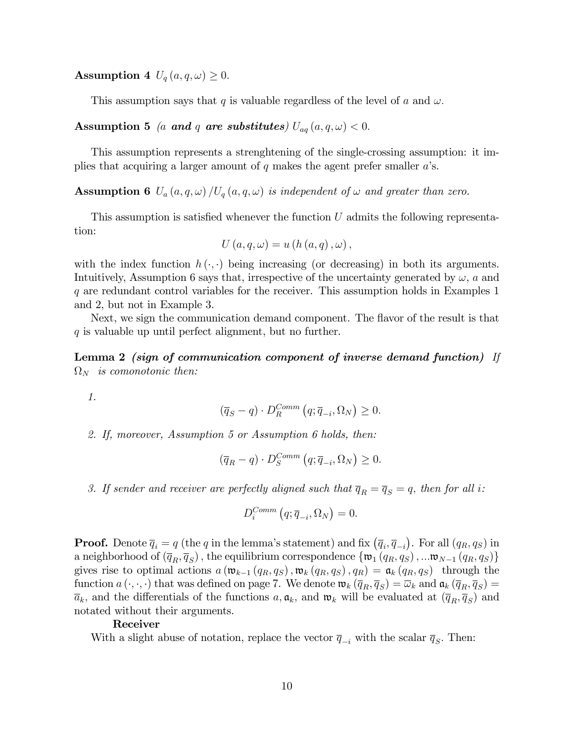**Assumption 4** $U_q(a,q,\omega) \geq 0$.

This assumption says that $q$ is valuable regardless of the level of $a$ and $\omega$.

**Assumption 5** *($a$ **and** $q$ **are substitutes**)* $U_{aq}(a,q,\omega) < 0$.

This assumption represents a strenghtening of the single-crossing assumption: it implies that acquiring a larger amount of $q$ makes the agent prefer smaller $a$'s.

**Assumption 6** *$U_a(a,q,\omega)/U_q(a,q,\omega)$ is independent of $\omega$ and greater than zero.*

This assumption is satisfied whenever the function $U$ admits the following representation:

$$U(a,q,\omega) = u(h(a,q),\omega),$$

with the index function $h(\cdot,\cdot)$ being increasing (or decreasing) in both its arguments. Intuitively, Assumption 6 says that, irrespective of the uncertainty generated by $\omega$, $a$ and $q$ are redundant control variables for the receiver. This assumption holds in Examples 1 and 2, but not in Example 3.

Next, we sign the communication demand component. The flavor of the result is that $q$ is valuable up until perfect alignment, but no further.

**Lemma 2** ***(sign of communication component of inverse demand function)*** *If $\Omega_N$ is comonotonic then:*

1. $$(\overline{q}_S - q) \cdot D_R^{Comm}(q; \overline{q}_{-i}, \Omega_N) \geq 0.$$

2. *If, moreover, Assumption 5 or Assumption 6 holds, then:*
$$(\overline{q}_R - q) \cdot D_S^{Comm}(q; \overline{q}_{-i}, \Omega_N) \geq 0.$$

3. *If sender and receiver are perfectly aligned such that $\overline{q}_R = \overline{q}_S = q$, then for all $i$:*
$$D_i^{Comm}(q; \overline{q}_{-i}, \Omega_N) = 0.$$

**Proof.** Denote $\overline{q}_i = q$ (the $q$ in the lemma's statement) and fix $(\overline{q}_i, \overline{q}_{-i})$. For all $(q_R, q_S)$ in a neighborhood of $(\overline{q}_R, \overline{q}_S)$, the equilibrium correspondence $\{\mathfrak{w}_1(q_R,q_S), ...\mathfrak{w}_{N-1}(q_R,q_S)\}$ gives rise to optimal actions $a(\mathfrak{w}_{k-1}(q_R,q_S), \mathfrak{w}_k(q_R,q_S), q_R) = \mathfrak{a}_k(q_R,q_S)$ through the function $a(\cdot,\cdot,\cdot)$ that was defined on page 7. We denote $\mathfrak{w}_k(\overline{q}_R, \overline{q}_S) = \overline{\omega}_k$ and $\mathfrak{a}_k(\overline{q}_R, \overline{q}_S) = \overline{a}_k$, and the differentials of the functions $a$, $\mathfrak{a}_k$, and $\mathfrak{w}_k$ will be evaluated at $(\overline{q}_R, \overline{q}_S)$ and notated without their arguments.

**Receiver**

With a slight abuse of notation, replace the vector $\overline{q}_{-i}$ with the scalar $\overline{q}_S$. Then: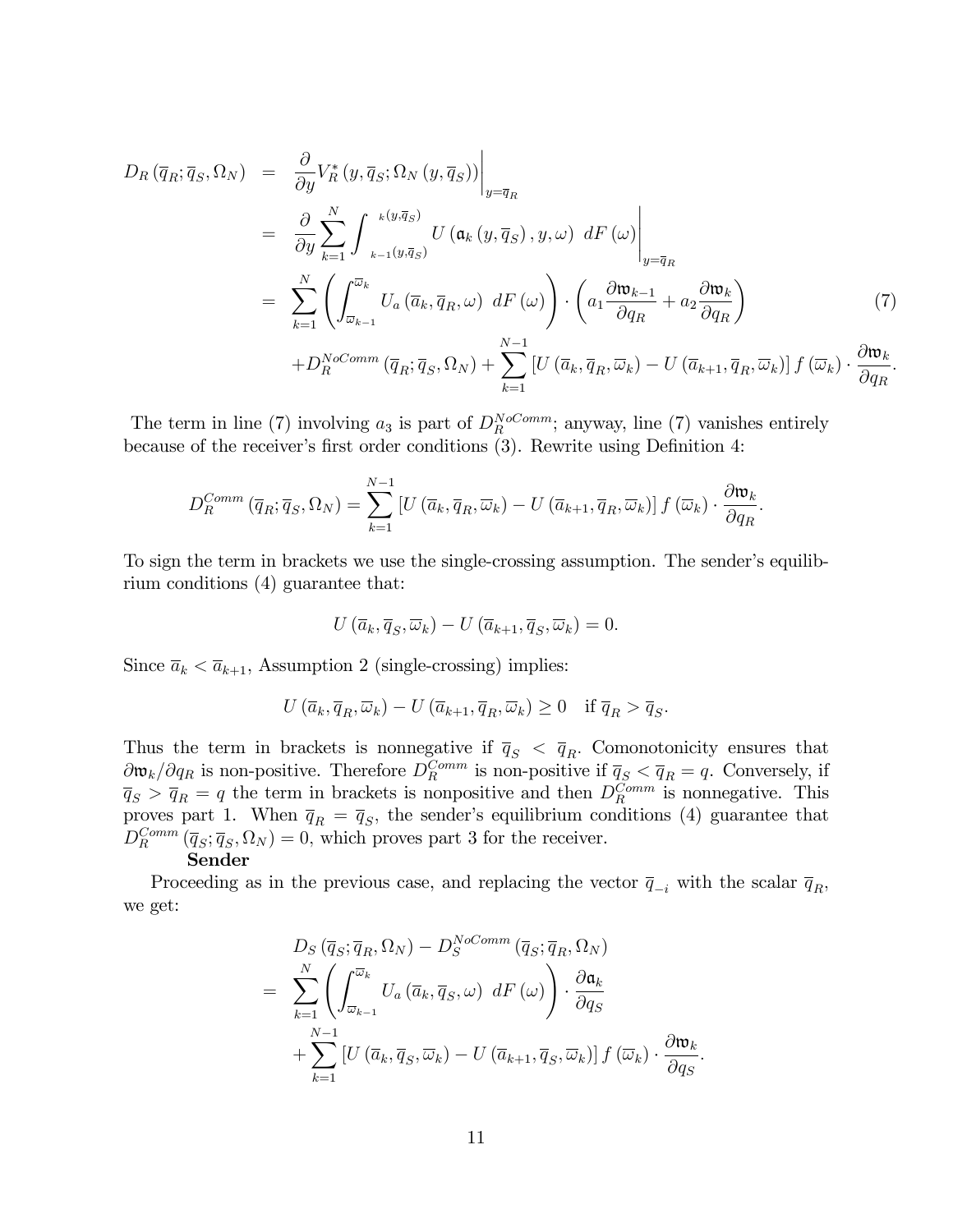$$
\begin{aligned}
D_R\left(\overline{q}_R;\overline{q}_S,\Omega_N\right) &= \left.\frac{\partial}{\partial y}V_R^*\left(y,\overline{q}_S;\Omega_N\left(y,\overline{q}_S\right)\right)\right|_{y=\overline{q}_R} \\
&= \left.\frac{\partial}{\partial y}\sum_{k=1}^{N}\int_{k-1(y,\overline{q}_S)}^{k(y,\overline{q}_S)} U\left(\mathfrak{a}_k\left(y,\overline{q}_S\right),y,\omega\right)\ dF\left(\omega\right)\right|_{y=\overline{q}_R} \\
&= \sum_{k=1}^{N}\left(\int_{\overline{\omega}_{k-1}}^{\overline{\omega}_k} U_a\left(\overline{a}_k,\overline{q}_R,\omega\right)\ dF\left(\omega\right)\right)\cdot\left(a_1\frac{\partial\mathfrak{w}_{k-1}}{\partial q_R}+a_2\frac{\partial\mathfrak{w}_k}{\partial q_R}\right) \qquad (7) \\
&\quad +D_R^{NoComm}\left(\overline{q}_R;\overline{q}_S,\Omega_N\right)+\sum_{k=1}^{N-1}\left[U\left(\overline{a}_k,\overline{q}_R,\overline{\omega}_k\right)-U\left(\overline{a}_{k+1},\overline{q}_R,\overline{\omega}_k\right)\right]f\left(\overline{\omega}_k\right)\cdot\frac{\partial\mathfrak{w}_k}{\partial q_R}.
\end{aligned}
$$

The term in line (7) involving $a_3$ is part of $D_R^{NoComm}$; anyway, line (7) vanishes entirely because of the receiver's first order conditions (3). Rewrite using Definition 4:

$$
D_R^{Comm}\left(\overline{q}_R;\overline{q}_S,\Omega_N\right)=\sum_{k=1}^{N-1}\left[U\left(\overline{a}_k,\overline{q}_R,\overline{\omega}_k\right)-U\left(\overline{a}_{k+1},\overline{q}_R,\overline{\omega}_k\right)\right]f\left(\overline{\omega}_k\right)\cdot\frac{\partial\mathfrak{w}_k}{\partial q_R}.
$$

To sign the term in brackets we use the single-crossing assumption. The sender's equilibrium conditions (4) guarantee that:

$$
U\left(\overline{a}_k,\overline{q}_S,\overline{\omega}_k\right)-U\left(\overline{a}_{k+1},\overline{q}_S,\overline{\omega}_k\right)=0.
$$

Since $\overline{a}_k<\overline{a}_{k+1}$, Assumption 2 (single-crossing) implies:

$$
U\left(\overline{a}_k,\overline{q}_R,\overline{\omega}_k\right)-U\left(\overline{a}_{k+1},\overline{q}_R,\overline{\omega}_k\right)\geq 0 \quad \text{if } \overline{q}_R>\overline{q}_S.
$$

Thus the term in brackets is nonnegative if $\overline{q}_S<\overline{q}_R$. Comonotonicity ensures that $\partial\mathfrak{w}_k/\partial q_R$ is non-positive. Therefore $D_R^{Comm}$ is non-positive if $\overline{q}_S<\overline{q}_R=q$. Conversely, if $\overline{q}_S>\overline{q}_R=q$ the term in brackets is nonpositive and then $D_R^{Comm}$ is nonnegative. This proves part 1. When $\overline{q}_R=\overline{q}_S$, the sender's equilibrium conditions (4) guarantee that $D_R^{Comm}\left(\overline{q}_S;\overline{q}_S,\Omega_N\right)=0$, which proves part 3 for the receiver.

**Sender**

Proceeding as in the previous case, and replacing the vector $\overline{q}_{-i}$ with the scalar $\overline{q}_R$, we get:

$$
\begin{aligned}
&D_S\left(\overline{q}_S;\overline{q}_R,\Omega_N\right)-D_S^{NoComm}\left(\overline{q}_S;\overline{q}_R,\Omega_N\right) \\
=&\ \sum_{k=1}^{N}\left(\int_{\overline{\omega}_{k-1}}^{\overline{\omega}_k} U_a\left(\overline{a}_k,\overline{q}_S,\omega\right)\ dF\left(\omega\right)\right)\cdot\frac{\partial\mathfrak{a}_k}{\partial q_S} \\
&+\sum_{k=1}^{N-1}\left[U\left(\overline{a}_k,\overline{q}_S,\overline{\omega}_k\right)-U\left(\overline{a}_{k+1},\overline{q}_S,\overline{\omega}_k\right)\right]f\left(\overline{\omega}_k\right)\cdot\frac{\partial\mathfrak{w}_k}{\partial q_S}.
\end{aligned}
$$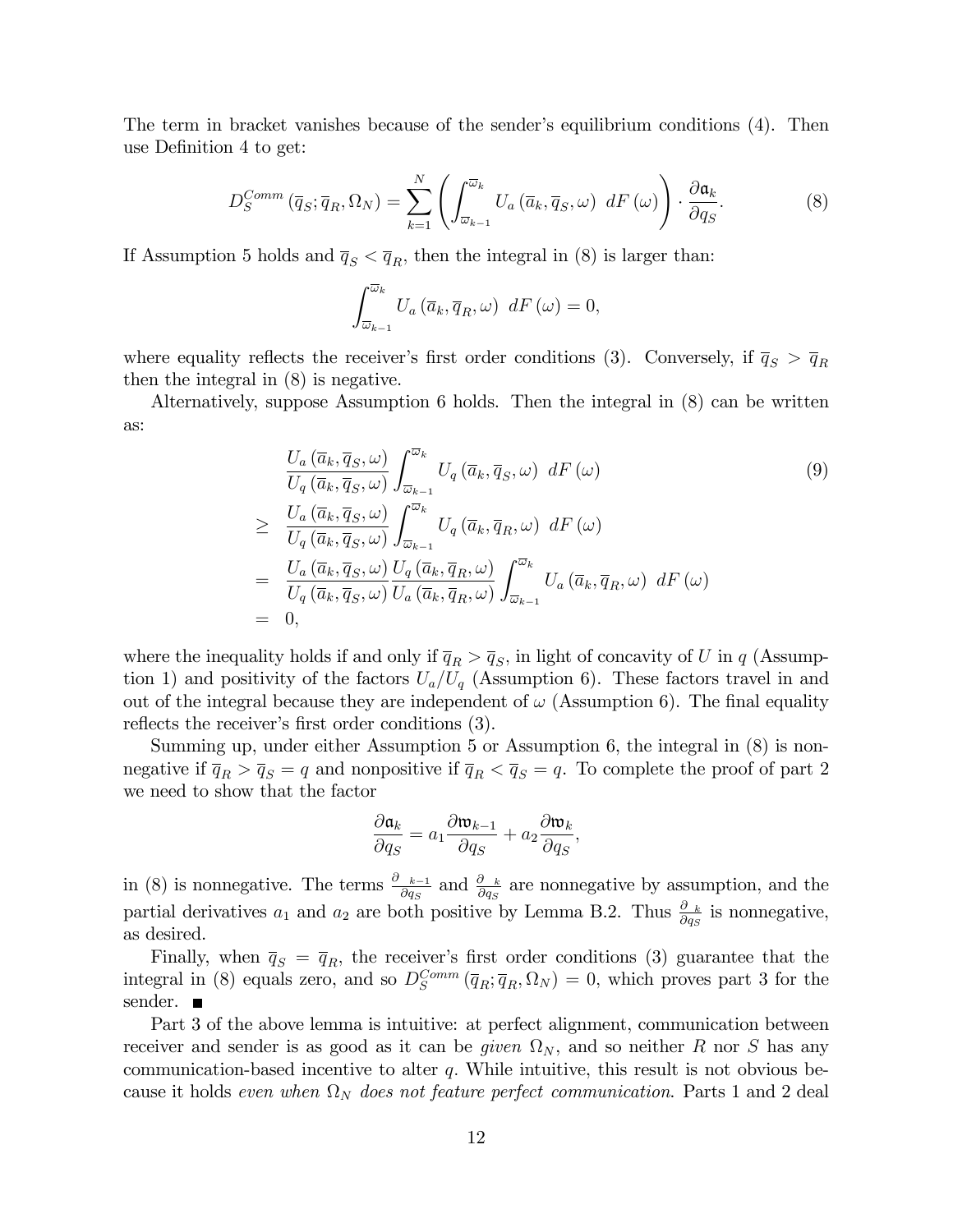The term in bracket vanishes because of the sender's equilibrium conditions (4). Then use Definition 4 to get:

$$D_S^{Comm}\left(\overline{q}_S;\overline{q}_R,\Omega_N\right)=\sum_{k=1}^{N}\left(\int_{\overline{\omega}_{k-1}}^{\overline{\omega}_k}U_a\left(\overline{a}_k,\overline{q}_S,\omega\right)\ dF\left(\omega\right)\right)\cdot\frac{\partial\mathfrak{a}_k}{\partial q_S}. \tag{8}$$

If Assumption 5 holds and $\overline{q}_S<\overline{q}_R$, then the integral in (8) is larger than:

$$\int_{\overline{\omega}_{k-1}}^{\overline{\omega}_k}U_a\left(\overline{a}_k,\overline{q}_R,\omega\right)\ dF\left(\omega\right)=0,$$

where equality reflects the receiver's first order conditions (3). Conversely, if $\overline{q}_S>\overline{q}_R$ then the integral in (8) is negative.

Alternatively, suppose Assumption 6 holds. Then the integral in (8) can be written as:

$$\begin{aligned}
&\frac{U_a\left(\overline{a}_k,\overline{q}_S,\omega\right)}{U_q\left(\overline{a}_k,\overline{q}_S,\omega\right)}\int_{\overline{\omega}_{k-1}}^{\overline{\omega}_k}U_q\left(\overline{a}_k,\overline{q}_S,\omega\right)\ dF\left(\omega\right) \\
\geq\ &\frac{U_a\left(\overline{a}_k,\overline{q}_S,\omega\right)}{U_q\left(\overline{a}_k,\overline{q}_S,\omega\right)}\int_{\overline{\omega}_{k-1}}^{\overline{\omega}_k}U_q\left(\overline{a}_k,\overline{q}_R,\omega\right)\ dF\left(\omega\right) \\
=\ &\frac{U_a\left(\overline{a}_k,\overline{q}_S,\omega\right)}{U_q\left(\overline{a}_k,\overline{q}_S,\omega\right)}\frac{U_q\left(\overline{a}_k,\overline{q}_R,\omega\right)}{U_a\left(\overline{a}_k,\overline{q}_R,\omega\right)}\int_{\overline{\omega}_{k-1}}^{\overline{\omega}_k}U_a\left(\overline{a}_k,\overline{q}_R,\omega\right)\ dF\left(\omega\right) \\
=\ &0,
\end{aligned} \tag{9}$$

where the inequality holds if and only if $\overline{q}_R>\overline{q}_S$, in light of concavity of $U$ in $q$ (Assumption 1) and positivity of the factors $U_a/U_q$ (Assumption 6). These factors travel in and out of the integral because they are independent of $\omega$ (Assumption 6). The final equality reflects the receiver's first order conditions (3).

Summing up, under either Assumption 5 or Assumption 6, the integral in (8) is nonnegative if $\overline{q}_R>\overline{q}_S=q$ and nonpositive if $\overline{q}_R<\overline{q}_S=q$. To complete the proof of part 2 we need to show that the factor

$$\frac{\partial\mathfrak{a}_k}{\partial q_S}=a_1\frac{\partial\mathfrak{w}_{k-1}}{\partial q_S}+a_2\frac{\partial\mathfrak{w}_k}{\partial q_S},$$

in (8) is nonnegative. The terms $\frac{\partial\ _{k-1}}{\partial q_S}$ and $\frac{\partial\ _k}{\partial q_S}$ are nonnegative by assumption, and the partial derivatives $a_1$ and $a_2$ are both positive by Lemma B.2. Thus $\frac{\partial\ _k}{\partial q_S}$ is nonnegative, as desired.

Finally, when $\overline{q}_S=\overline{q}_R$, the receiver's first order conditions (3) guarantee that the integral in (8) equals zero, and so $D_S^{Comm}\left(\overline{q}_R;\overline{q}_R,\Omega_N\right)=0$, which proves part 3 for the sender. ■

Part 3 of the above lemma is intuitive: at perfect alignment, communication between receiver and sender is as good as it can be *given* $\Omega_N$, and so neither $R$ nor $S$ has any communication-based incentive to alter $q$. While intuitive, this result is not obvious because it holds *even when* $\Omega_N$ *does not feature perfect communication*. Parts 1 and 2 deal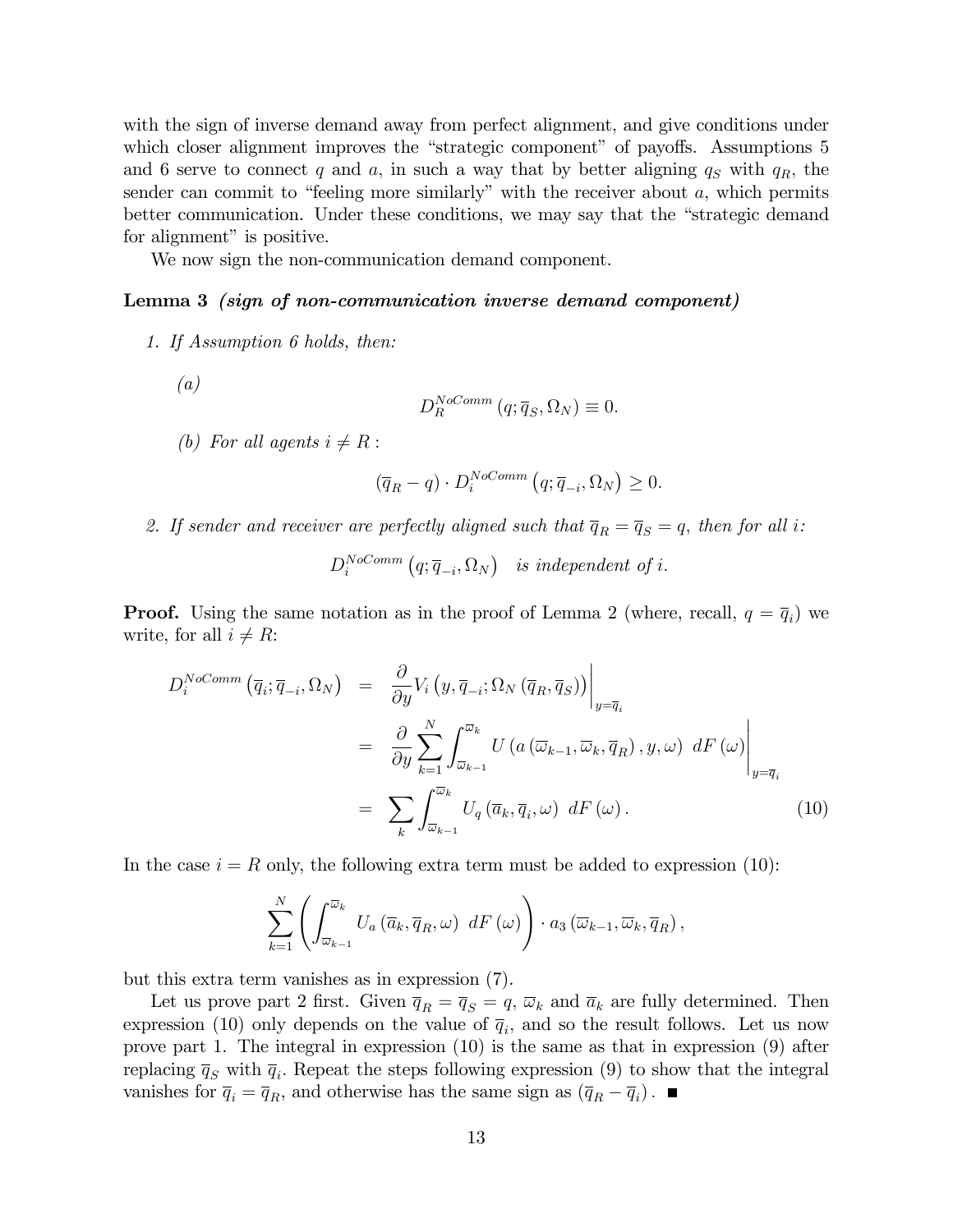with the sign of inverse demand away from perfect alignment, and give conditions under which closer alignment improves the "strategic component" of payoffs. Assumptions 5 and 6 serve to connect $q$ and $a$, in such a way that by better aligning $q_S$ with $q_R$, the sender can commit to "feeling more similarly" with the receiver about $a$, which permits better communication. Under these conditions, we may say that the "strategic demand for alignment" is positive.

We now sign the non-communication demand component.

**Lemma 3** ***(sign of non-communication inverse demand component)***

*1. If Assumption 6 holds, then:*

*(a)*

$$D_R^{NoComm}(q; \overline{q}_S, \Omega_N) \equiv 0.$$

*(b) For all agents $i \neq R$:*

$$(\overline{q}_R - q) \cdot D_i^{NoComm}(q; \overline{q}_{-i}, \Omega_N) \geq 0.$$

*2. If sender and receiver are perfectly aligned such that $\overline{q}_R = \overline{q}_S = q$, then for all $i$:*

$$D_i^{NoComm}(q; \overline{q}_{-i}, \Omega_N) \quad \textit{is independent of } i.$$

**Proof.** Using the same notation as in the proof of Lemma 2 (where, recall, $q = \overline{q}_i$) we write, for all $i \neq R$:

$$\begin{aligned}
D_i^{NoComm}(\overline{q}_i; \overline{q}_{-i}, \Omega_N) &= \left.\frac{\partial}{\partial y} V_i(y, \overline{q}_{-i}; \Omega_N(\overline{q}_R, \overline{q}_S))\right|_{y=\overline{q}_i} \\
&= \left.\frac{\partial}{\partial y} \sum_{k=1}^{N} \int_{\varpi_{k-1}}^{\varpi_k} U(a(\varpi_{k-1}, \varpi_k, \overline{q}_R), y, \omega)\ dF(\omega)\right|_{y=\overline{q}_i} \\
&= \sum_k \int_{\varpi_{k-1}}^{\varpi_k} U_q(\overline{a}_k, \overline{q}_i, \omega)\ dF(\omega). \qquad (10)
\end{aligned}$$

In the case $i = R$ only, the following extra term must be added to expression (10):

$$\sum_{k=1}^{N} \left( \int_{\varpi_{k-1}}^{\varpi_k} U_a(\overline{a}_k, \overline{q}_R, \omega)\ dF(\omega) \right) \cdot a_3(\varpi_{k-1}, \varpi_k, \overline{q}_R),$$

but this extra term vanishes as in expression (7).

Let us prove part 2 first. Given $\overline{q}_R = \overline{q}_S = q$, $\varpi_k$ and $\overline{a}_k$ are fully determined. Then expression (10) only depends on the value of $\overline{q}_i$, and so the result follows. Let us now prove part 1. The integral in expression (10) is the same as that in expression (9) after replacing $\overline{q}_S$ with $\overline{q}_i$. Repeat the steps following expression (9) to show that the integral vanishes for $\overline{q}_i = \overline{q}_R$, and otherwise has the same sign as $(\overline{q}_R - \overline{q}_i)$. ■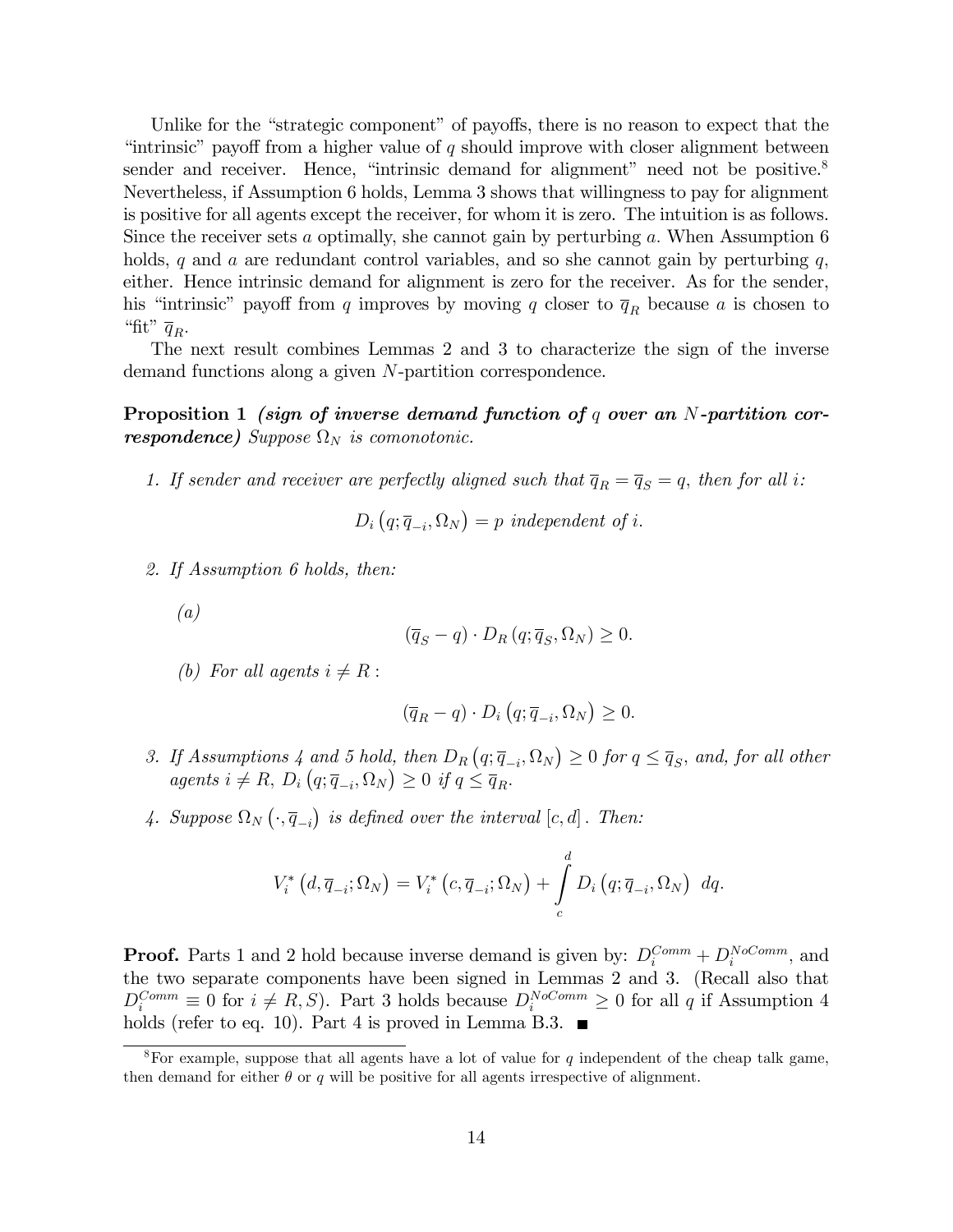Unlike for the "strategic component" of payoffs, there is no reason to expect that the "intrinsic" payoff from a higher value of $q$ should improve with closer alignment between sender and receiver. Hence, "intrinsic demand for alignment" need not be positive.[8] Nevertheless, if Assumption 6 holds, Lemma 3 shows that willingness to pay for alignment is positive for all agents except the receiver, for whom it is zero. The intuition is as follows. Since the receiver sets $a$ optimally, she cannot gain by perturbing $a$. When Assumption 6 holds, $q$ and $a$ are redundant control variables, and so she cannot gain by perturbing $q$, either. Hence intrinsic demand for alignment is zero for the receiver. As for the sender, his "intrinsic" payoff from $q$ improves by moving $q$ closer to $\overline{q}_R$ because $a$ is chosen to "fit" $\overline{q}_R$.

The next result combines Lemmas 2 and 3 to characterize the sign of the inverse demand functions along a given $N$-partition correspondence.

**Proposition 1** ***(sign of inverse demand function of*** $q$ ***over an*** $N$***-partition correspondence)*** *Suppose* $\Omega_N$ *is comonotonic.*

1. *If sender and receiver are perfectly aligned such that* $\overline{q}_R = \overline{q}_S = q$*, then for all* $i$*:*

$$D_i\left(q;\overline{q}_{-i},\Omega_N\right) = p \text{ independent of } i.$$

2. *If Assumption 6 holds, then:*

   *(a)*
$$\left(\overline{q}_S - q\right) \cdot D_R\left(q;\overline{q}_S,\Omega_N\right) \geq 0.$$

   *(b) For all agents* $i \neq R$ *:*
$$\left(\overline{q}_R - q\right) \cdot D_i\left(q;\overline{q}_{-i},\Omega_N\right) \geq 0.$$

3. *If Assumptions 4 and 5 hold, then* $D_R\left(q;\overline{q}_{-i},\Omega_N\right) \geq 0$ *for* $q \leq \overline{q}_S$*, and, for all other agents* $i \neq R$*,* $D_i\left(q;\overline{q}_{-i},\Omega_N\right) \geq 0$ *if* $q \leq \overline{q}_R$*.*

4. *Suppose* $\Omega_N\left(\cdot,\overline{q}_{-i}\right)$ *is defined over the interval* $[c,d]$*. Then:*

$$V_i^*\left(d,\overline{q}_{-i};\Omega_N\right) = V_i^*\left(c,\overline{q}_{-i};\Omega_N\right) + \int_c^d D_i\left(q;\overline{q}_{-i},\Omega_N\right)\, dq.$$

**Proof.** Parts 1 and 2 hold because inverse demand is given by: $D_i^{Comm} + D_i^{NoComm}$, and the two separate components have been signed in Lemmas 2 and 3. (Recall also that $D_i^{Comm} \equiv 0$ for $i \neq R, S$). Part 3 holds because $D_i^{NoComm} \geq 0$ for all $q$ if Assumption 4 holds (refer to eq. 10). Part 4 is proved in Lemma B.3. ■

[8] For example, suppose that all agents have a lot of value for $q$ independent of the cheap talk game, then demand for either $\theta$ or $q$ will be positive for all agents irrespective of alignment.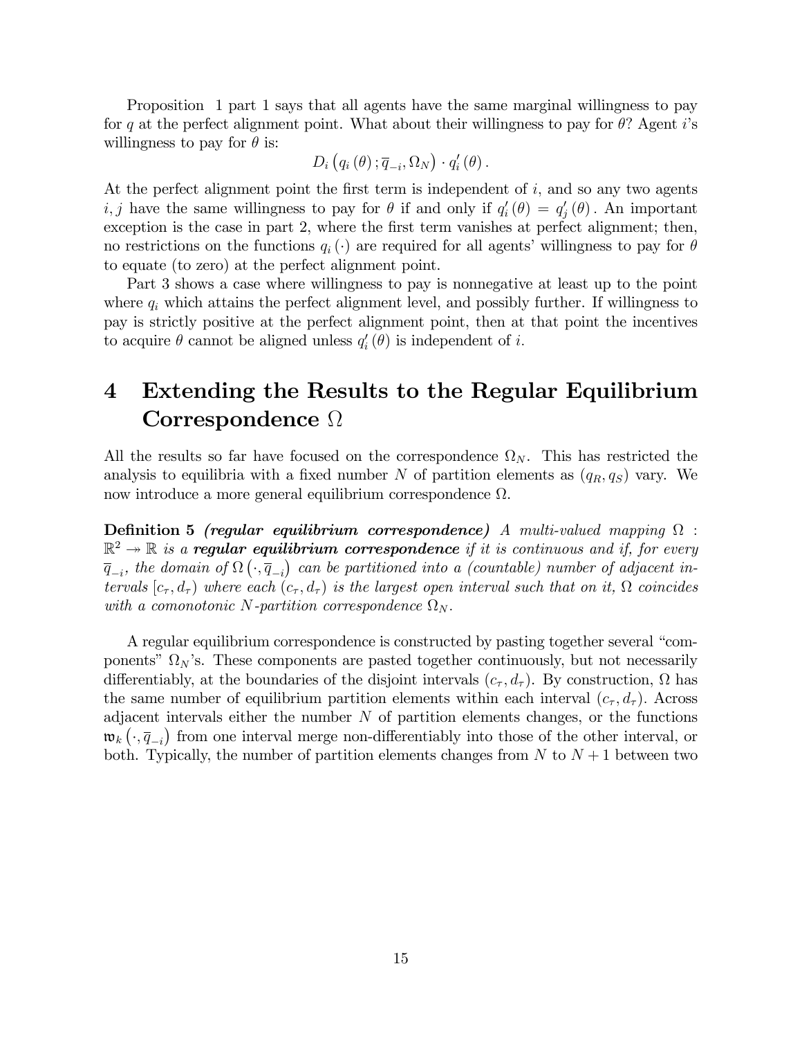Proposition 1 part 1 says that all agents have the same marginal willingness to pay for $q$ at the perfect alignment point. What about their willingness to pay for $\theta$? Agent $i$'s willingness to pay for $\theta$ is:

$$D_i\left(q_i(\theta);\overline{q}_{-i},\Omega_N\right)\cdot q_i'(\theta).$$

At the perfect alignment point the first term is independent of $i$, and so any two agents $i,j$ have the same willingness to pay for $\theta$ if and only if $q_i'(\theta)=q_j'(\theta)$. An important exception is the case in part 2, where the first term vanishes at perfect alignment; then, no restrictions on the functions $q_i(\cdot)$ are required for all agents' willingness to pay for $\theta$ to equate (to zero) at the perfect alignment point.

Part 3 shows a case where willingness to pay is nonnegative at least up to the point where $q_i$ which attains the perfect alignment level, and possibly further. If willingness to pay is strictly positive at the perfect alignment point, then at that point the incentives to acquire $\theta$ cannot be aligned unless $q_i'(\theta)$ is independent of $i$.

# 4 Extending the Results to the Regular Equilibrium Correspondence $\Omega$

All the results so far have focused on the correspondence $\Omega_N$. This has restricted the analysis to equilibria with a fixed number $N$ of partition elements as $(q_R,q_S)$ vary. We now introduce a more general equilibrium correspondence $\Omega$.

**Definition 5** ***(regular equilibrium correspondence)*** *A multi-valued mapping $\Omega:\mathbb{R}^2\twoheadrightarrow\mathbb{R}$ is a* ***regular equilibrium correspondence*** *if it is continuous and if, for every $\overline{q}_{-i}$, the domain of $\Omega\left(\cdot,\overline{q}_{-i}\right)$ can be partitioned into a (countable) number of adjacent intervals $[c_\tau,d_\tau)$ where each $(c_\tau,d_\tau)$ is the largest open interval such that on it, $\Omega$ coincides with a comonotonic $N$-partition correspondence $\Omega_N$.*

A regular equilibrium correspondence is constructed by pasting together several "components" $\Omega_N$'s. These components are pasted together continuously, but not necessarily differentiably, at the boundaries of the disjoint intervals $(c_\tau,d_\tau)$. By construction, $\Omega$ has the same number of equilibrium partition elements within each interval $(c_\tau,d_\tau)$. Across adjacent intervals either the number $N$ of partition elements changes, or the functions $\mathfrak{w}_k\left(\cdot,\overline{q}_{-i}\right)$ from one interval merge non-differentiably into those of the other interval, or both. Typically, the number of partition elements changes from $N$ to $N+1$ between two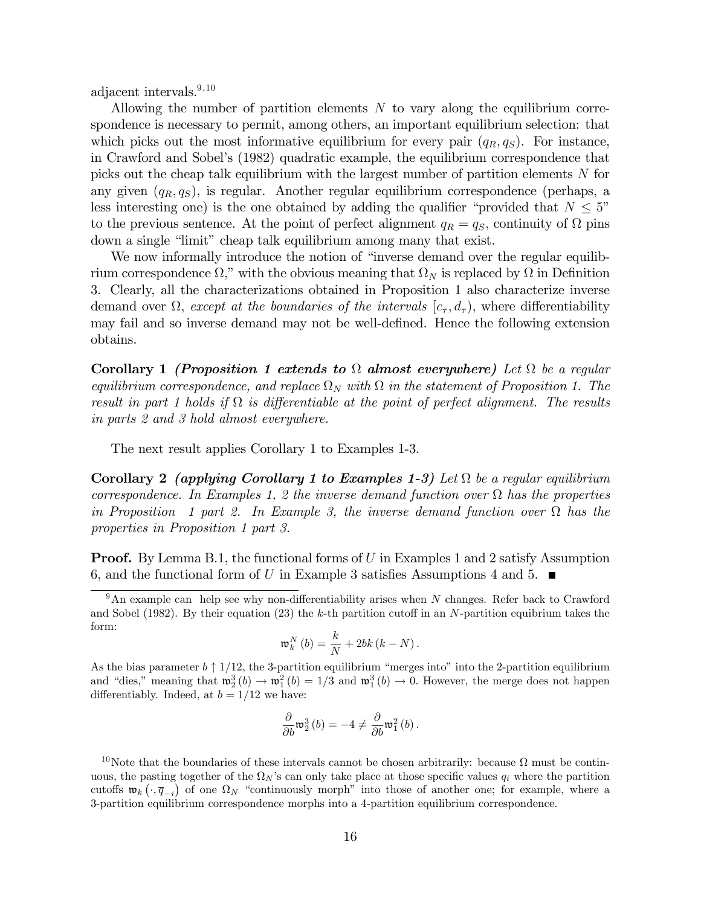adjacent intervals.[9,10]

Allowing the number of partition elements $N$ to vary along the equilibrium correspondence is necessary to permit, among others, an important equilibrium selection: that which picks out the most informative equilibrium for every pair $(q_R, q_S)$. For instance, in Crawford and Sobel's (1982) quadratic example, the equilibrium correspondence that picks out the cheap talk equilibrium with the largest number of partition elements $N$ for any given $(q_R, q_S)$, is regular. Another regular equilibrium correspondence (perhaps, a less interesting one) is the one obtained by adding the qualifier "provided that $N \leq 5$" to the previous sentence. At the point of perfect alignment $q_R = q_S$, continuity of $\Omega$ pins down a single "limit" cheap talk equilibrium among many that exist.

We now informally introduce the notion of "inverse demand over the regular equilibrium correspondence $\Omega$," with the obvious meaning that $\Omega_N$ is replaced by $\Omega$ in Definition 3. Clearly, all the characterizations obtained in Proposition 1 also characterize inverse demand over $\Omega$, *except at the boundaries of the intervals* $[c_\tau, d_\tau)$, where differentiability may fail and so inverse demand may not be well-defined. Hence the following extension obtains.

**Corollary 1** ***(Proposition 1 extends to $\Omega$ almost everywhere)*** *Let $\Omega$ be a regular equilibrium correspondence, and replace $\Omega_N$ with $\Omega$ in the statement of Proposition 1. The result in part 1 holds if $\Omega$ is differentiable at the point of perfect alignment. The results in parts 2 and 3 hold almost everywhere.*

The next result applies Corollary 1 to Examples 1-3.

**Corollary 2** ***(applying Corollary 1 to Examples 1-3)*** *Let $\Omega$ be a regular equilibrium correspondence. In Examples 1, 2 the inverse demand function over $\Omega$ has the properties in Proposition 1 part 2. In Example 3, the inverse demand function over $\Omega$ has the properties in Proposition 1 part 3.*

**Proof.** By Lemma B.1, the functional forms of $U$ in Examples 1 and 2 satisfy Assumption 6, and the functional form of $U$ in Example 3 satisfies Assumptions 4 and 5. ■

---

[9] An example can help see why non-differentiability arises when $N$ changes. Refer back to Crawford and Sobel (1982). By their equation (23) the $k$-th partition cutoff in an $N$-partition equibrium takes the form:

$$\mathfrak{w}_k^N(b) = \frac{k}{N} + 2bk(k - N).$$

As the bias parameter $b \uparrow 1/12$, the 3-partition equilibrium "merges into" into the 2-partition equilibrium and "dies," meaning that $\mathfrak{w}_2^3(b) \to \mathfrak{w}_1^2(b) = 1/3$ and $\mathfrak{w}_1^3(b) \to 0$. However, the merge does not happen differentiably. Indeed, at $b = 1/12$ we have:

$$\frac{\partial}{\partial b}\mathfrak{w}_2^3(b) = -4 \neq \frac{\partial}{\partial b}\mathfrak{w}_1^2(b).$$

[10] Note that the boundaries of these intervals cannot be chosen arbitrarily: because $\Omega$ must be continuous, the pasting together of the $\Omega_N$'s can only take place at those specific values $q_i$ where the partition cutoffs $\mathfrak{w}_k(\cdot, \overline{q}_{-i})$ of one $\Omega_N$ "continuously morph" into those of another one; for example, where a 3-partition equilibrium correspondence morphs into a 4-partition equilibrium correspondence.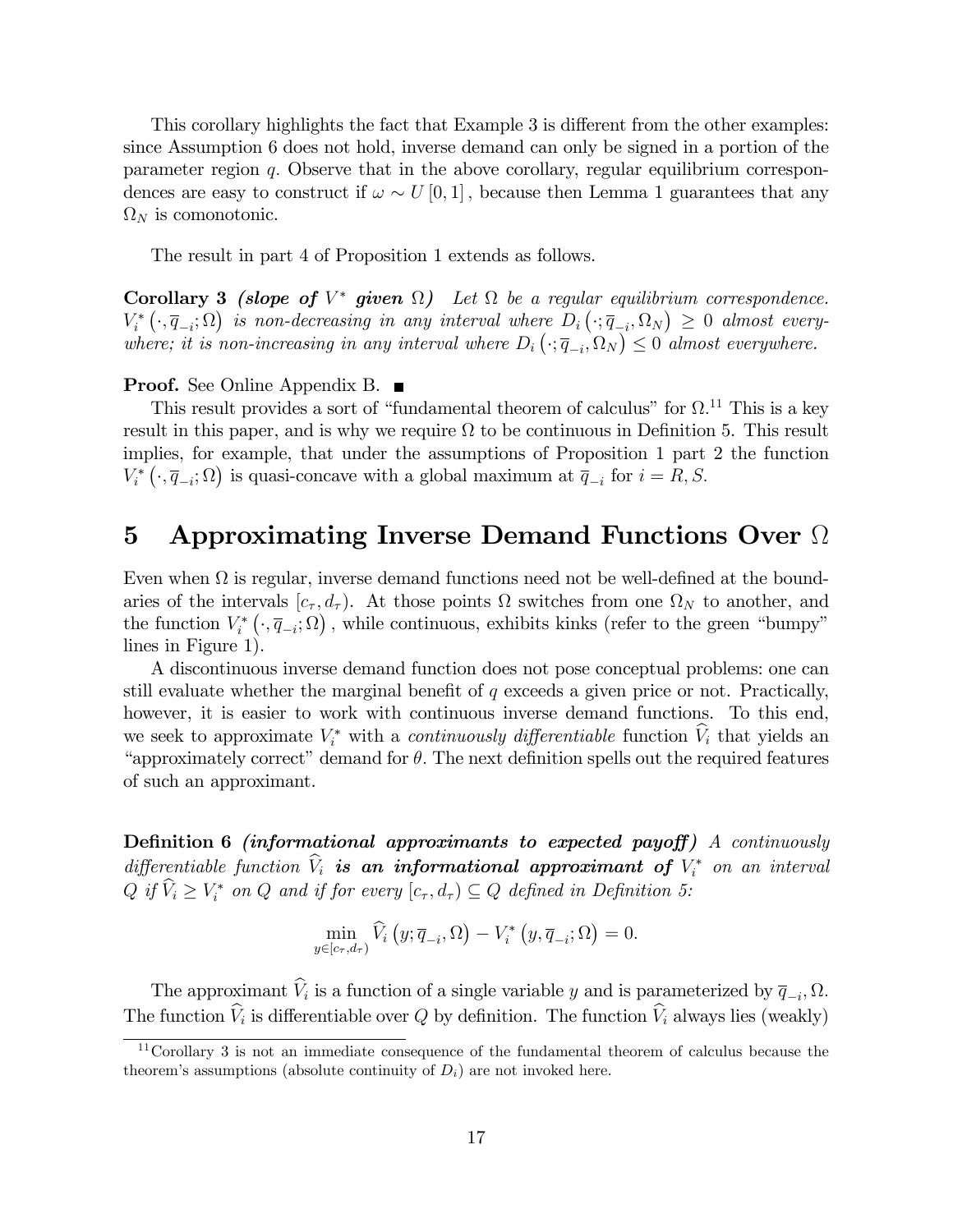This corollary highlights the fact that Example 3 is different from the other examples: since Assumption 6 does not hold, inverse demand can only be signed in a portion of the parameter region $q$. Observe that in the above corollary, regular equilibrium correspondences are easy to construct if $\omega \sim U[0,1]$, because then Lemma 1 guarantees that any $\Omega_N$ is comonotonic.

The result in part 4 of Proposition 1 extends as follows.

**Corollary 3** ***(slope of $V^*$ given $\Omega$)*** *Let $\Omega$ be a regular equilibrium correspondence. $V_i^*\left(\cdot, \overline{q}_{-i}; \Omega\right)$ is non-decreasing in any interval where $D_i\left(\cdot; \overline{q}_{-i}, \Omega_N\right) \geq 0$ almost everywhere; it is non-increasing in any interval where $D_i\left(\cdot; \overline{q}_{-i}, \Omega_N\right) \leq 0$ almost everywhere.*

**Proof.** See Online Appendix B. ■

This result provides a sort of "fundamental theorem of calculus" for $\Omega$.[11] This is a key result in this paper, and is why we require $\Omega$ to be continuous in Definition 5. This result implies, for example, that under the assumptions of Proposition 1 part 2 the function $V_i^*\left(\cdot, \overline{q}_{-i}; \Omega\right)$ is quasi-concave with a global maximum at $\overline{q}_{-i}$ for $i = R, S$.

# 5 Approximating Inverse Demand Functions Over $\Omega$

Even when $\Omega$ is regular, inverse demand functions need not be well-defined at the boundaries of the intervals $[c_\tau, d_\tau)$. At those points $\Omega$ switches from one $\Omega_N$ to another, and the function $V_i^*\left(\cdot, \overline{q}_{-i}; \Omega\right)$, while continuous, exhibits kinks (refer to the green "bumpy" lines in Figure 1).

A discontinuous inverse demand function does not pose conceptual problems: one can still evaluate whether the marginal benefit of $q$ exceeds a given price or not. Practically, however, it is easier to work with continuous inverse demand functions. To this end, we seek to approximate $V_i^*$ with a *continuously differentiable* function $\widehat{V}_i$ that yields an "approximately correct" demand for $\theta$. The next definition spells out the required features of such an approximant.

**Definition 6** ***(informational approximants to expected payoff)*** *A continuously differentiable function $\widehat{V}_i$* ***is an informational approximant of*** *$V_i^*$ on an interval $Q$ if $\widehat{V}_i \geq V_i^*$ on $Q$ and if for every $[c_\tau, d_\tau) \subseteq Q$ defined in Definition 5:*

$$\min_{y \in [c_\tau, d_\tau)} \widehat{V}_i\left(y; \overline{q}_{-i}, \Omega\right) - V_i^*\left(y, \overline{q}_{-i}; \Omega\right) = 0.$$

The approximant $\widehat{V}_i$ is a function of a single variable $y$ and is parameterized by $\overline{q}_{-i}, \Omega$. The function $\widehat{V}_i$ is differentiable over $Q$ by definition. The function $\widehat{V}_i$ always lies (weakly)

[11] Corollary 3 is not an immediate consequence of the fundamental theorem of calculus because the theorem's assumptions (absolute continuity of $D_i$) are not invoked here.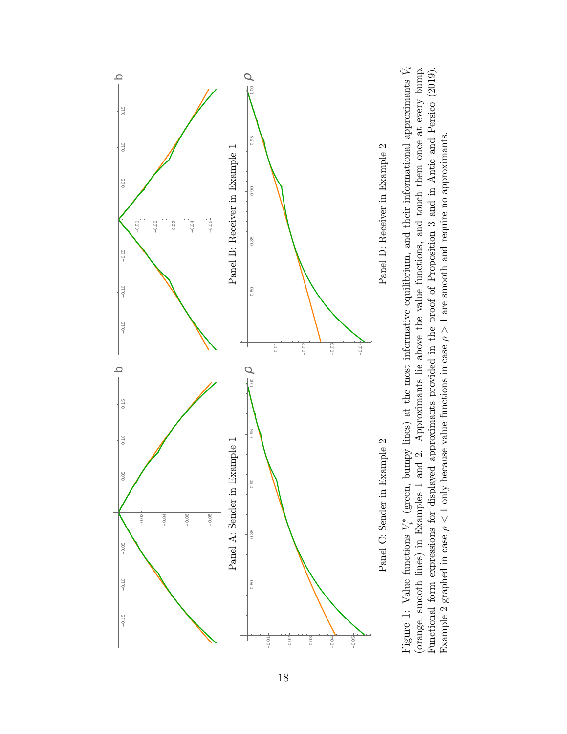Panel A: Sender in Example 1

Panel B: Receiver in Example 1

Panel C: Sender in Example 2

Panel D: Receiver in Example 2

Figure 1: Value functions $V_i^*$ (green, bumpy lines) at the most informative equilibrium, and their informational approximants $\hat{V}_i$ (orange, smooth lines) in Examples 1 and 2. Approximants lie above the value functions, and touch them once at every bump. Functional form expressions for displayed approximants provided in the proof of Proposition 3 and in Antic and Persico (2019). Example 2 graphed in case $\rho < 1$ only because value functions in case $\rho > 1$ are smooth and require no approximants.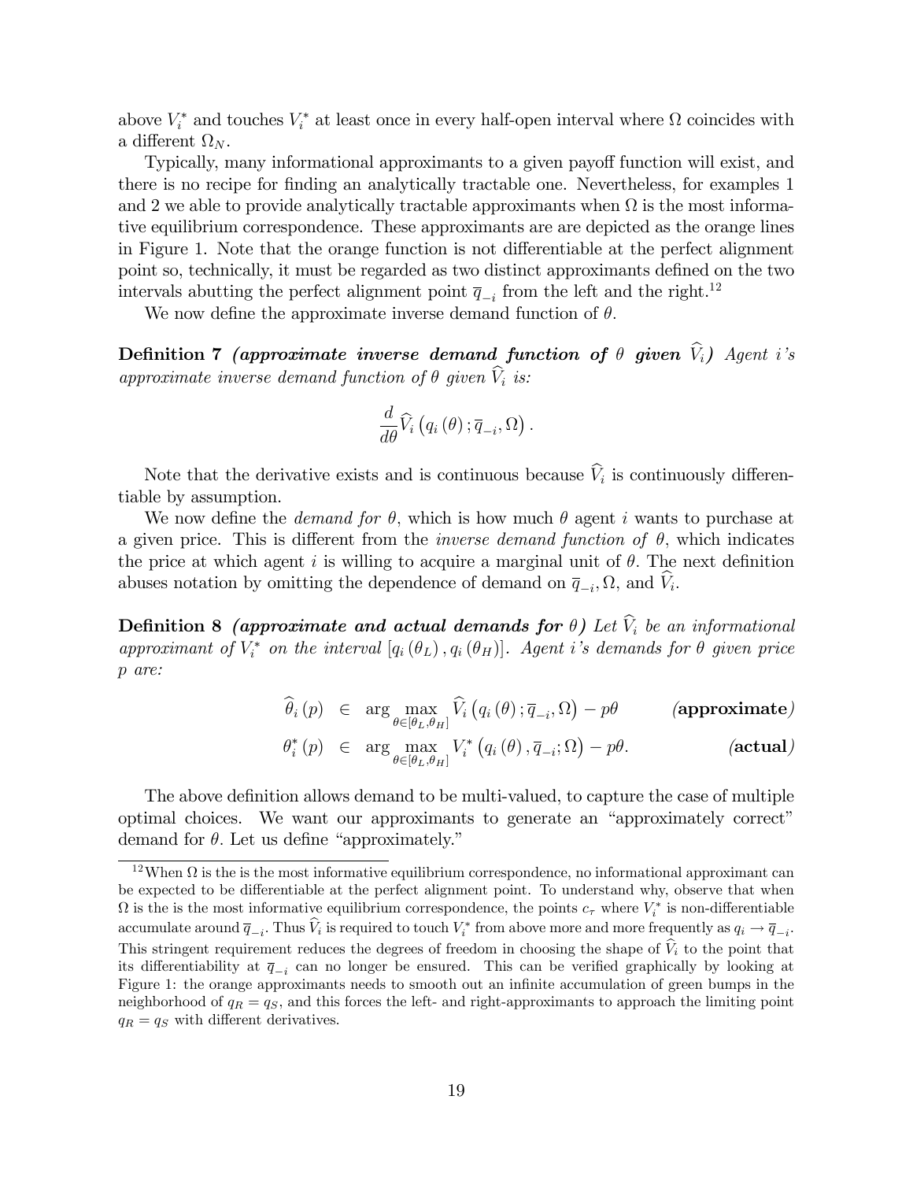above $V_i^*$ and touches $V_i^*$ at least once in every half-open interval where $\Omega$ coincides with a different $\Omega_N$.

Typically, many informational approximants to a given payoff function will exist, and there is no recipe for finding an analytically tractable one. Nevertheless, for examples 1 and 2 we able to provide analytically tractable approximants when $\Omega$ is the most informative equilibrium correspondence. These approximants are are depicted as the orange lines in Figure 1. Note that the orange function is not differentiable at the perfect alignment point so, technically, it must be regarded as two distinct approximants defined on the two intervals abutting the perfect alignment point $\overline{q}_{-i}$ from the left and the right.[12]

We now define the approximate inverse demand function of $\theta$.

**Definition 7** ***(approximate inverse demand function of*** $\theta$ ***given*** $\widehat{V}_i$***)*** *Agent i's approximate inverse demand function of $\theta$ given $\widehat{V}_i$ is:*

$$\frac{d}{d\theta}\widehat{V}_i\left(q_i\left(\theta\right);\overline{q}_{-i},\Omega\right).$$

Note that the derivative exists and is continuous because $\widehat{V}_i$ is continuously differentiable by assumption.

We now define the *demand for* $\theta$, which is how much $\theta$ agent $i$ wants to purchase at a given price. This is different from the *inverse demand function of* $\theta$, which indicates the price at which agent $i$ is willing to acquire a marginal unit of $\theta$. The next definition abuses notation by omitting the dependence of demand on $\overline{q}_{-i}$, $\Omega$, and $\widehat{V}_i$.

**Definition 8** ***(approximate and actual demands for*** $\theta$***)*** *Let $\widehat{V}_i$ be an informational approximant of $V_i^*$ on the interval $\left[q_i\left(\theta_L\right), q_i\left(\theta_H\right)\right]$. Agent i's demands for $\theta$ given price $p$ are:*

$$\widehat{\theta}_i\left(p\right) \in \arg\max_{\theta\in[\theta_L,\theta_H]} \widehat{V}_i\left(q_i\left(\theta\right);\overline{q}_{-i},\Omega\right)-p\theta \qquad (\textbf{approximate})$$

$$\theta_i^*\left(p\right) \in \arg\max_{\theta\in[\theta_L,\theta_H]} V_i^*\left(q_i\left(\theta\right),\overline{q}_{-i};\Omega\right)-p\theta. \qquad (\textbf{actual})$$

The above definition allows demand to be multi-valued, to capture the case of multiple optimal choices. We want our approximants to generate an "approximately correct" demand for $\theta$. Let us define "approximately."

[12] When $\Omega$ is the is the most informative equilibrium correspondence, no informational approximant can be expected to be differentiable at the perfect alignment point. To understand why, observe that when $\Omega$ is the is the most informative equilibrium correspondence, the points $c_\tau$ where $V_i^*$ is non-differentiable accumulate around $\overline{q}_{-i}$. Thus $\widehat{V}_i$ is required to touch $V_i^*$ from above more and more frequently as $q_i \to \overline{q}_{-i}$. This stringent requirement reduces the degrees of freedom in choosing the shape of $\widehat{V}_i$ to the point that its differentiability at $\overline{q}_{-i}$ can no longer be ensured. This can be verified graphically by looking at Figure 1: the orange approximants needs to smooth out an infinite accumulation of green bumps in the neighborhood of $q_R = q_S$, and this forces the left- and right-approximants to approach the limiting point $q_R = q_S$ with different derivatives.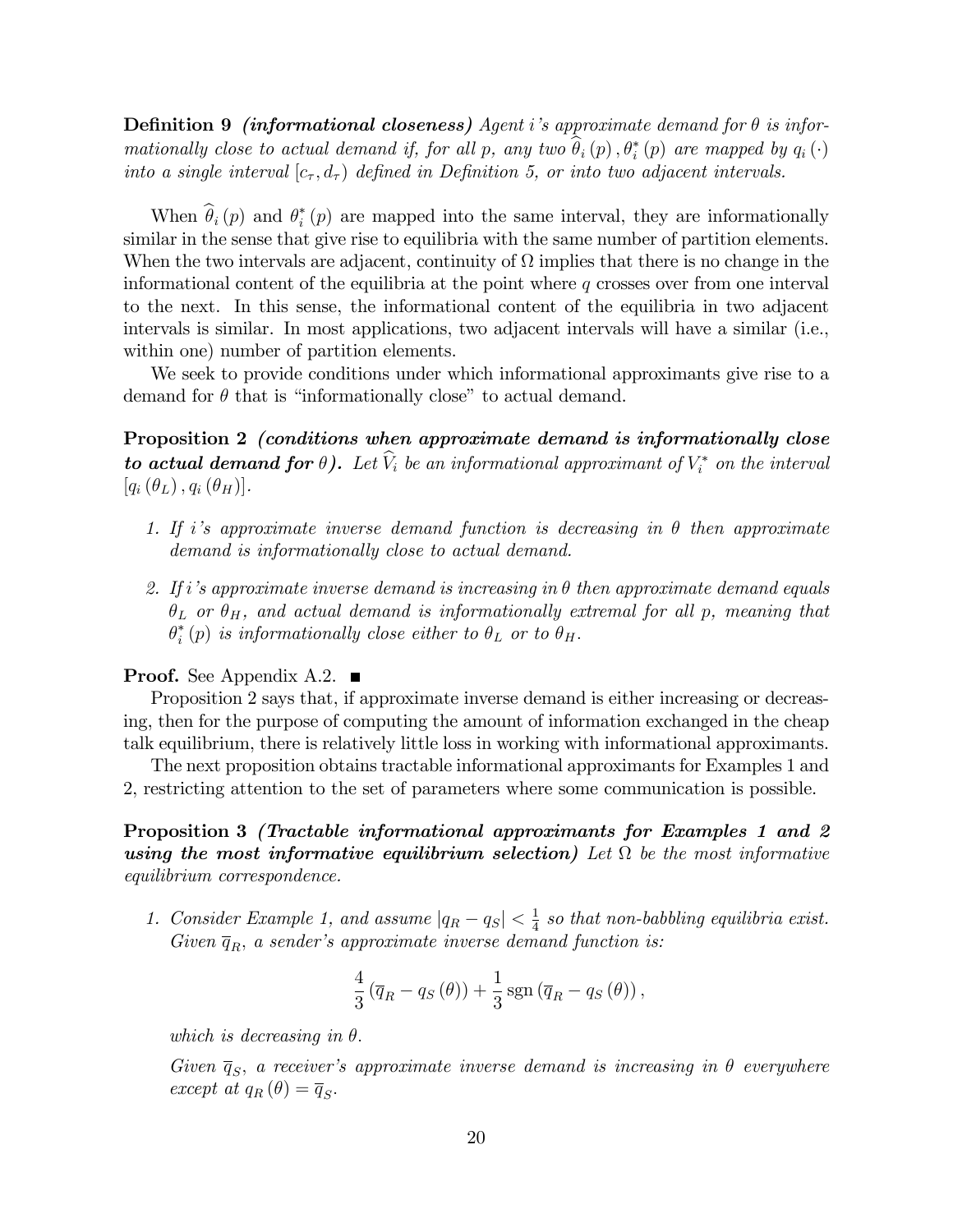**Definition 9** ***(informational closeness)*** *Agent i's approximate demand for $\theta$ is informationally close to actual demand if, for all $p$, any two $\widehat{\theta}_i(p), \theta_i^*(p)$ are mapped by $q_i(\cdot)$ into a single interval $[c_\tau, d_\tau)$ defined in Definition 5, or into two adjacent intervals.*

When $\widehat{\theta}_i(p)$ and $\theta_i^*(p)$ are mapped into the same interval, they are informationally similar in the sense that give rise to equilibria with the same number of partition elements. When the two intervals are adjacent, continuity of $\Omega$ implies that there is no change in the informational content of the equilibria at the point where $q$ crosses over from one interval to the next. In this sense, the informational content of the equilibria in two adjacent intervals is similar. In most applications, two adjacent intervals will have a similar (i.e., within one) number of partition elements.

We seek to provide conditions under which informational approximants give rise to a demand for $\theta$ that is "informationally close" to actual demand.

**Proposition 2** ***(conditions when approximate demand is informationally close to actual demand for*** $\theta$***).*** *Let $\widehat{V}_i$ be an informational approximant of $V_i^*$ on the interval $[q_i(\theta_L), q_i(\theta_H)]$.*

1. *If i's approximate inverse demand function is decreasing in $\theta$ then approximate demand is informationally close to actual demand.*

2. *If i's approximate inverse demand is increasing in $\theta$ then approximate demand equals $\theta_L$ or $\theta_H$, and actual demand is informationally extremal for all $p$, meaning that $\theta_i^*(p)$ is informationally close either to $\theta_L$ or to $\theta_H$.*

**Proof.** See Appendix A.2. ■

Proposition 2 says that, if approximate inverse demand is either increasing or decreasing, then for the purpose of computing the amount of information exchanged in the cheap talk equilibrium, there is relatively little loss in working with informational approximants.

The next proposition obtains tractable informational approximants for Examples 1 and 2, restricting attention to the set of parameters where some communication is possible.

**Proposition 3** ***(Tractable informational approximants for Examples 1 and 2 using the most informative equilibrium selection)*** *Let $\Omega$ be the most informative equilibrium correspondence.*

1. *Consider Example 1, and assume $|q_R - q_S| < \frac{1}{4}$ so that non-babbling equilibria exist. Given $\overline{q}_R$, a sender's approximate inverse demand function is:*

$$\frac{4}{3}\left(\overline{q}_R - q_S(\theta)\right) + \frac{1}{3}\operatorname{sgn}\left(\overline{q}_R - q_S(\theta)\right),$$

*which is decreasing in $\theta$.*

*Given $\overline{q}_S$, a receiver's approximate inverse demand is increasing in $\theta$ everywhere except at $q_R(\theta) = \overline{q}_S$.*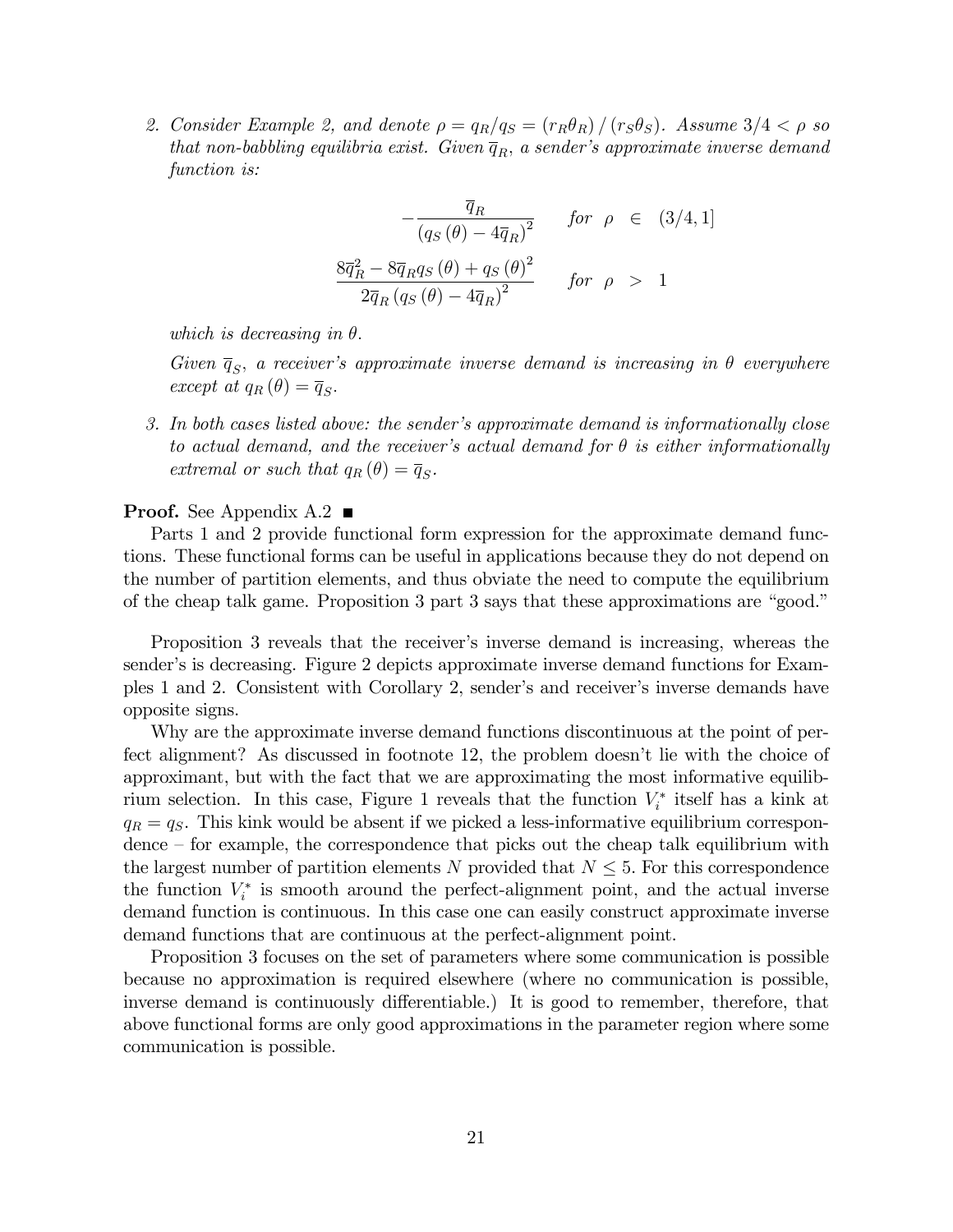2. *Consider Example 2, and denote $\rho = q_R/q_S = (r_R\theta_R)/(r_S\theta_S)$. Assume $3/4 < \rho$ so that non-babbling equilibria exist. Given $\overline{q}_R$, a sender's approximate inverse demand function is:*

$$
\begin{aligned}
-\frac{\overline{q}_R}{(q_S(\theta) - 4\overline{q}_R)^2} \qquad & \text{for} \quad \rho \in (3/4, 1] \\
\frac{8\overline{q}_R^2 - 8\overline{q}_R q_S(\theta) + q_S(\theta)^2}{2\overline{q}_R (q_S(\theta) - 4\overline{q}_R)^2} \qquad & \text{for} \quad \rho > 1
\end{aligned}
$$

*which is decreasing in $\theta$.*

*Given $\overline{q}_S$, a receiver's approximate inverse demand is increasing in $\theta$ everywhere except at $q_R(\theta) = \overline{q}_S$.*

3. *In both cases listed above: the sender's approximate demand is informationally close to actual demand, and the receiver's actual demand for $\theta$ is either informationally extremal or such that $q_R(\theta) = \overline{q}_S$.*

**Proof.** See Appendix A.2 ■

Parts 1 and 2 provide functional form expression for the approximate demand functions. These functional forms can be useful in applications because they do not depend on the number of partition elements, and thus obviate the need to compute the equilibrium of the cheap talk game. Proposition 3 part 3 says that these approximations are "good."

Proposition 3 reveals that the receiver's inverse demand is increasing, whereas the sender's is decreasing. Figure 2 depicts approximate inverse demand functions for Examples 1 and 2. Consistent with Corollary 2, sender's and receiver's inverse demands have opposite signs.

Why are the approximate inverse demand functions discontinuous at the point of perfect alignment? As discussed in footnote 12, the problem doesn't lie with the choice of approximant, but with the fact that we are approximating the most informative equilibrium selection. In this case, Figure 1 reveals that the function $V_i^*$ itself has a kink at $q_R = q_S$. This kink would be absent if we picked a less-informative equilibrium correspondence – for example, the correspondence that picks out the cheap talk equilibrium with the largest number of partition elements $N$ provided that $N \leq 5$. For this correspondence the function $V_i^*$ is smooth around the perfect-alignment point, and the actual inverse demand function is continuous. In this case one can easily construct approximate inverse demand functions that are continuous at the perfect-alignment point.

Proposition 3 focuses on the set of parameters where some communication is possible because no approximation is required elsewhere (where no communication is possible, inverse demand is continuously differentiable.) It is good to remember, therefore, that above functional forms are only good approximations in the parameter region where some communication is possible.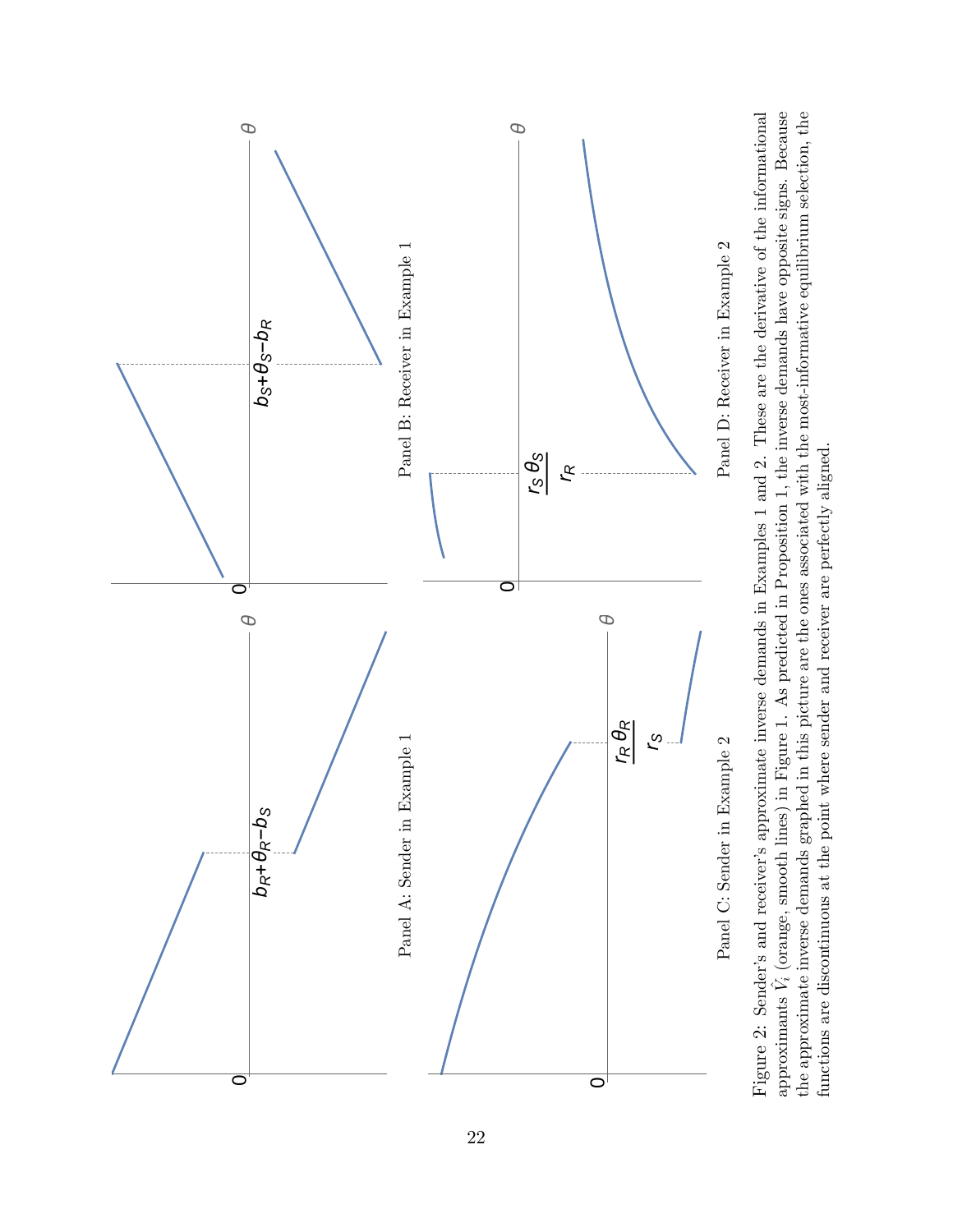Panel A: Sender in Example 1

Panel B: Receiver in Example 1

Panel C: Sender in Example 2

Panel D: Receiver in Example 2

Figure 2: Sender's and receiver's approximate inverse demands in Examples 1 and 2. These are the derivative of the informational approximants $\hat{V}_i$ (orange, smooth lines) in Figure 1. As predicted in Proposition 1, the inverse demands have opposite signs. Because the approximate inverse demands graphed in this picture are the ones associated with the most-informative equilibrium selection, the functions are discontinuous at the point where sender and receiver are perfectly aligned.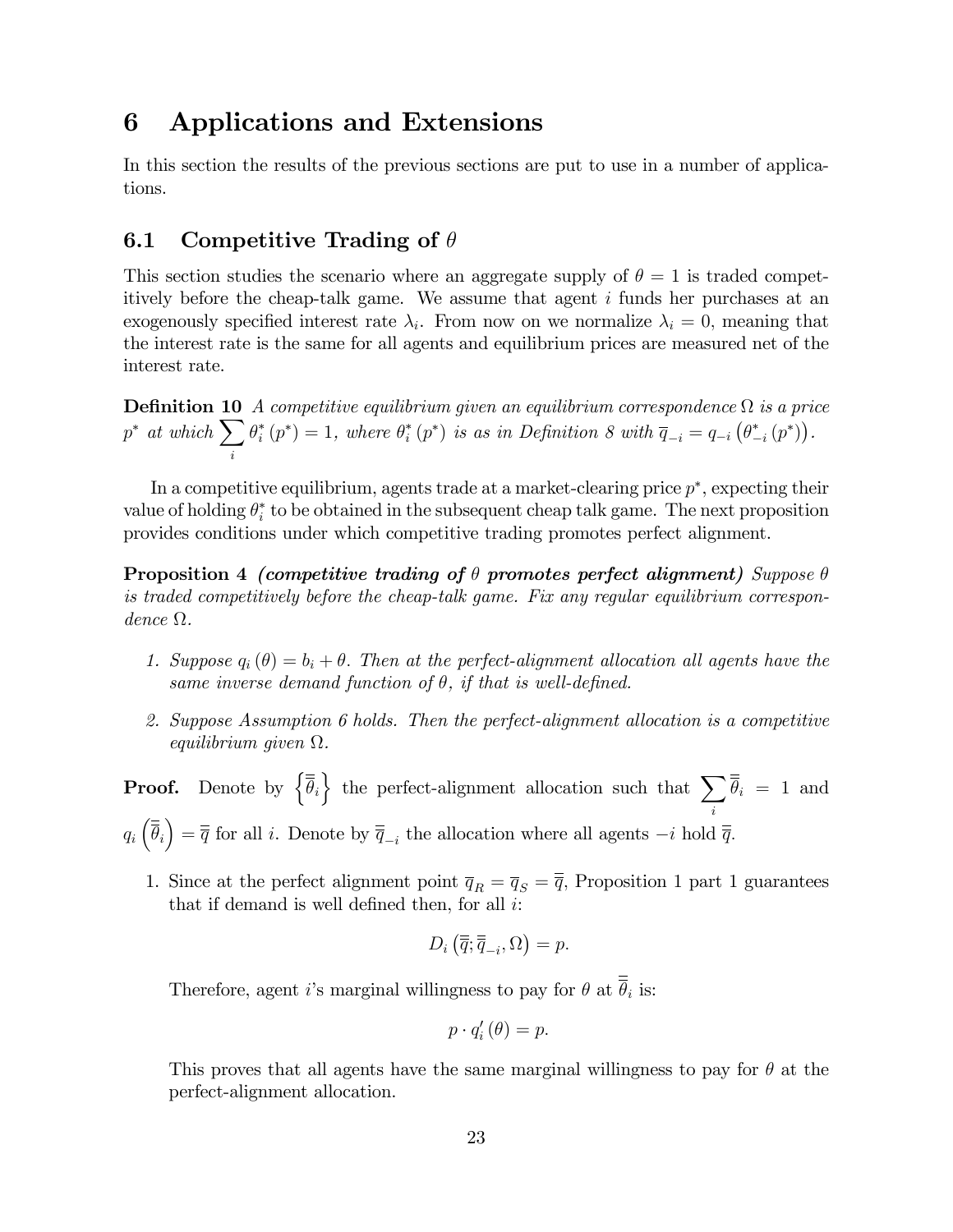# 6 Applications and Extensions

In this section the results of the previous sections are put to use in a number of applications.

## 6.1 Competitive Trading of $\theta$

This section studies the scenario where an aggregate supply of $\theta = 1$ is traded competitively before the cheap-talk game. We assume that agent $i$ funds her purchases at an exogenously specified interest rate $\lambda_i$. From now on we normalize $\lambda_i = 0$, meaning that the interest rate is the same for all agents and equilibrium prices are measured net of the interest rate.

**Definition 10** *A competitive equilibrium given an equilibrium correspondence $\Omega$ is a price $p^*$ at which $\sum_i \theta_i^* (p^*) = 1$, where $\theta_i^* (p^*)$ is as in Definition 8 with $\overline{q}_{-i} = q_{-i} \left( \theta_{-i}^* (p^*) \right)$.*

In a competitive equilibrium, agents trade at a market-clearing price $p^*$, expecting their value of holding $\theta_i^*$ to be obtained in the subsequent cheap talk game. The next proposition provides conditions under which competitive trading promotes perfect alignment.

**Proposition 4** ***(competitive trading of $\theta$ promotes perfect alignment)*** *Suppose $\theta$ is traded competitively before the cheap-talk game. Fix any regular equilibrium correspondence $\Omega$.*

1. *Suppose $q_i (\theta) = b_i + \theta$. Then at the perfect-alignment allocation all agents have the same inverse demand function of $\theta$, if that is well-defined.*

2. *Suppose Assumption 6 holds. Then the perfect-alignment allocation is a competitive equilibrium given $\Omega$.*

**Proof.** Denote by $\left\{ \overline{\overline{\theta}}_i \right\}$ the perfect-alignment allocation such that $\sum_i \overline{\overline{\theta}}_i = 1$ and $q_i \left( \overline{\overline{\theta}}_i \right) = \overline{\overline{q}}$ for all $i$. Denote by $\overline{\overline{q}}_{-i}$ the allocation where all agents $-i$ hold $\overline{\overline{q}}$.

1. Since at the perfect alignment point $\overline{q}_R = \overline{q}_S = \overline{\overline{q}}$, Proposition 1 part 1 guarantees that if demand is well defined then, for all $i$:

$$D_i \left( \overline{\overline{q}}; \overline{\overline{q}}_{-i}, \Omega \right) = p.$$

Therefore, agent $i$'s marginal willingness to pay for $\theta$ at $\overline{\overline{\theta}}_i$ is:

$$p \cdot q_i' (\theta) = p.$$

This proves that all agents have the same marginal willingness to pay for $\theta$ at the perfect-alignment allocation.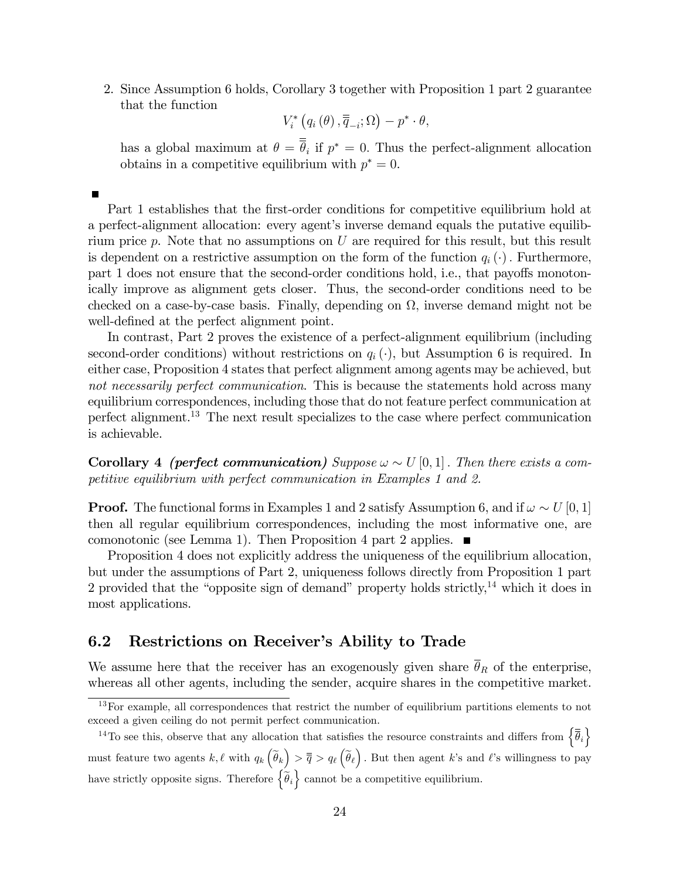2. Since Assumption 6 holds, Corollary 3 together with Proposition 1 part 2 guarantee that the function

$$V_i^*\left(q_i\left(\theta\right), \overline{\overline{q}}_{-i}; \Omega\right) - p^* \cdot \theta,$$

has a global maximum at $\theta = \overline{\overline{\theta}}_i$ if $p^* = 0$. Thus the perfect-alignment allocation obtains in a competitive equilibrium with $p^* = 0$.

■

Part 1 establishes that the first-order conditions for competitive equilibrium hold at a perfect-alignment allocation: every agent's inverse demand equals the putative equilibrium price $p$. Note that no assumptions on $U$ are required for this result, but this result is dependent on a restrictive assumption on the form of the function $q_i(\cdot)$. Furthermore, part 1 does not ensure that the second-order conditions hold, i.e., that payoffs monotonically improve as alignment gets closer. Thus, the second-order conditions need to be checked on a case-by-case basis. Finally, depending on $\Omega$, inverse demand might not be well-defined at the perfect alignment point.

In contrast, Part 2 proves the existence of a perfect-alignment equilibrium (including second-order conditions) without restrictions on $q_i(\cdot)$, but Assumption 6 is required. In either case, Proposition 4 states that perfect alignment among agents may be achieved, but *not necessarily perfect communication*. This is because the statements hold across many equilibrium correspondences, including those that do not feature perfect communication at perfect alignment.[13] The next result specializes to the case where perfect communication is achievable.

**Corollary 4** ***(perfect communication)*** *Suppose $\omega \sim U[0,1]$. Then there exists a competitive equilibrium with perfect communication in Examples 1 and 2.*

**Proof.** The functional forms in Examples 1 and 2 satisfy Assumption 6, and if $\omega \sim U[0,1]$ then all regular equilibrium correspondences, including the most informative one, are comonotonic (see Lemma 1). Then Proposition 4 part 2 applies. ■

Proposition 4 does not explicitly address the uniqueness of the equilibrium allocation, but under the assumptions of Part 2, uniqueness follows directly from Proposition 1 part 2 provided that the "opposite sign of demand" property holds strictly,[14] which it does in most applications.

## 6.2 Restrictions on Receiver's Ability to Trade

We assume here that the receiver has an exogenously given share $\overline{\theta}_R$ of the enterprise, whereas all other agents, including the sender, acquire shares in the competitive market.

---

[13] For example, all correspondences that restrict the number of equilibrium partitions elements to not exceed a given ceiling do not permit perfect communication.

[14] To see this, observe that any allocation that satisfies the resource constraints and differs from $\left\{\overline{\overline{\theta}}_i\right\}$ must feature two agents $k, \ell$ with $q_k\left(\widetilde{\theta}_k\right) > \overline{\overline{q}} > q_\ell\left(\widetilde{\theta}_\ell\right)$. But then agent $k$'s and $\ell$'s willingness to pay have strictly opposite signs. Therefore $\left\{\widetilde{\theta}_i\right\}$ cannot be a competitive equilibrium.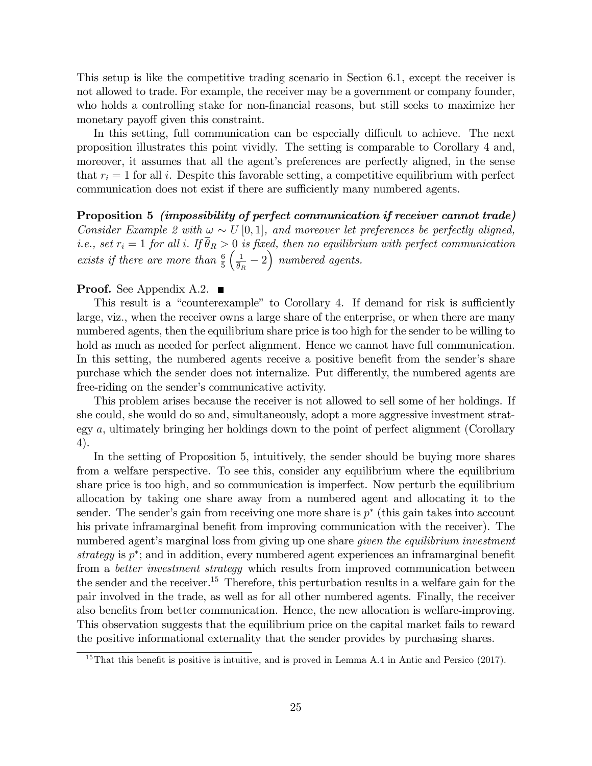This setup is like the competitive trading scenario in Section 6.1, except the receiver is not allowed to trade. For example, the receiver may be a government or company founder, who holds a controlling stake for non-financial reasons, but still seeks to maximize her monetary payoff given this constraint.

In this setting, full communication can be especially difficult to achieve. The next proposition illustrates this point vividly. The setting is comparable to Corollary 4 and, moreover, it assumes that all the agent's preferences are perfectly aligned, in the sense that $r_i = 1$ for all $i$. Despite this favorable setting, a competitive equilibrium with perfect communication does not exist if there are sufficiently many numbered agents.

**Proposition 5** ***(impossibility of perfect communication if receiver cannot trade)*** *Consider Example 2 with $\omega \sim U[0,1]$, and moreover let preferences be perfectly aligned, i.e., set $r_i = 1$ for all $i$. If $\overline{\theta}_R > 0$ is fixed, then no equilibrium with perfect communication exists if there are more than $\frac{6}{5}\left(\frac{1}{\overline{\theta}_R} - 2\right)$ numbered agents.*

**Proof.** See Appendix A.2. ■

This result is a "counterexample" to Corollary 4. If demand for risk is sufficiently large, viz., when the receiver owns a large share of the enterprise, or when there are many numbered agents, then the equilibrium share price is too high for the sender to be willing to hold as much as needed for perfect alignment. Hence we cannot have full communication. In this setting, the numbered agents receive a positive benefit from the sender's share purchase which the sender does not internalize. Put differently, the numbered agents are free-riding on the sender's communicative activity.

This problem arises because the receiver is not allowed to sell some of her holdings. If she could, she would do so and, simultaneously, adopt a more aggressive investment strategy $a$, ultimately bringing her holdings down to the point of perfect alignment (Corollary 4).

In the setting of Proposition 5, intuitively, the sender should be buying more shares from a welfare perspective. To see this, consider any equilibrium where the equilibrium share price is too high, and so communication is imperfect. Now perturb the equilibrium allocation by taking one share away from a numbered agent and allocating it to the sender. The sender's gain from receiving one more share is $p^*$ (this gain takes into account his private inframarginal benefit from improving communication with the receiver). The numbered agent's marginal loss from giving up one share *given the equilibrium investment strategy* is $p^*$; and in addition, every numbered agent experiences an inframarginal benefit from a *better investment strategy* which results from improved communication between the sender and the receiver.[15] Therefore, this perturbation results in a welfare gain for the pair involved in the trade, as well as for all other numbered agents. Finally, the receiver also benefits from better communication. Hence, the new allocation is welfare-improving. This observation suggests that the equilibrium price on the capital market fails to reward the positive informational externality that the sender provides by purchasing shares.

[15] That this benefit is positive is intuitive, and is proved in Lemma A.4 in Antic and Persico (2017).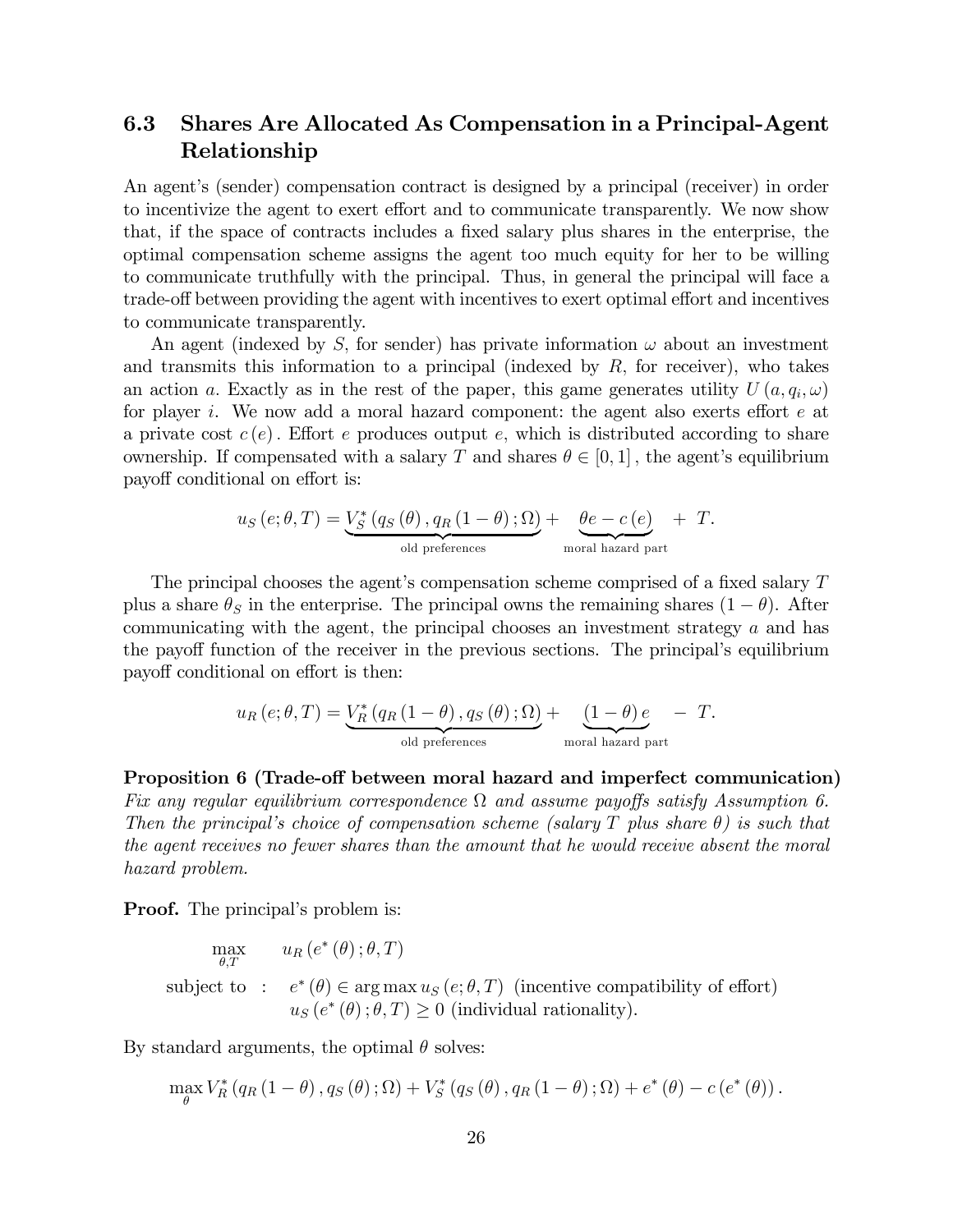## 6.3 Shares Are Allocated As Compensation in a Principal-Agent Relationship

An agent's (sender) compensation contract is designed by a principal (receiver) in order to incentivize the agent to exert effort and to communicate transparently. We now show that, if the space of contracts includes a fixed salary plus shares in the enterprise, the optimal compensation scheme assigns the agent too much equity for her to be willing to communicate truthfully with the principal. Thus, in general the principal will face a trade-off between providing the agent with incentives to exert optimal effort and incentives to communicate transparently.

An agent (indexed by $S$, for sender) has private information $\omega$ about an investment and transmits this information to a principal (indexed by $R$, for receiver), who takes an action $a$. Exactly as in the rest of the paper, this game generates utility $U(a, q_i, \omega)$ for player $i$. We now add a moral hazard component: the agent also exerts effort $e$ at a private cost $c(e)$. Effort $e$ produces output $e$, which is distributed according to share ownership. If compensated with a salary $T$ and shares $\theta \in [0,1]$, the agent's equilibrium payoff conditional on effort is:

$$u_S(e;\theta,T) = \underbrace{V_S^*(q_S(\theta), q_R(1-\theta); \Omega)}_{\text{old preferences}} + \underbrace{\theta e - c(e)}_{\text{moral hazard part}} + T.$$

The principal chooses the agent's compensation scheme comprised of a fixed salary $T$ plus a share $\theta_S$ in the enterprise. The principal owns the remaining shares $(1-\theta)$. After communicating with the agent, the principal chooses an investment strategy $a$ and has the payoff function of the receiver in the previous sections. The principal's equilibrium payoff conditional on effort is then:

$$u_R(e;\theta,T) = \underbrace{V_R^*(q_R(1-\theta), q_S(\theta); \Omega)}_{\text{old preferences}} + \underbrace{(1-\theta)e}_{\text{moral hazard part}} - T.$$

**Proposition 6 (Trade-off between moral hazard and imperfect communication)** *Fix any regular equilibrium correspondence $\Omega$ and assume payoffs satisfy Assumption 6. Then the principal's choice of compensation scheme (salary $T$ plus share $\theta$) is such that the agent receives no fewer shares than the amount that he would receive absent the moral hazard problem.*

**Proof.** The principal's problem is:

$$\max_{\theta,T} \quad u_R(e^*(\theta);\theta,T)$$

$$\text{subject to} \;:\; \begin{array}{l} e^*(\theta) \in \arg\max u_S(e;\theta,T) \text{ (incentive compatibility of effort)} \\ u_S(e^*(\theta);\theta,T) \geq 0 \text{ (individual rationality).} \end{array}$$

By standard arguments, the optimal $\theta$ solves:

$$\max_{\theta} V_R^*(q_R(1-\theta), q_S(\theta); \Omega) + V_S^*(q_S(\theta), q_R(1-\theta); \Omega) + e^*(\theta) - c(e^*(\theta)).$$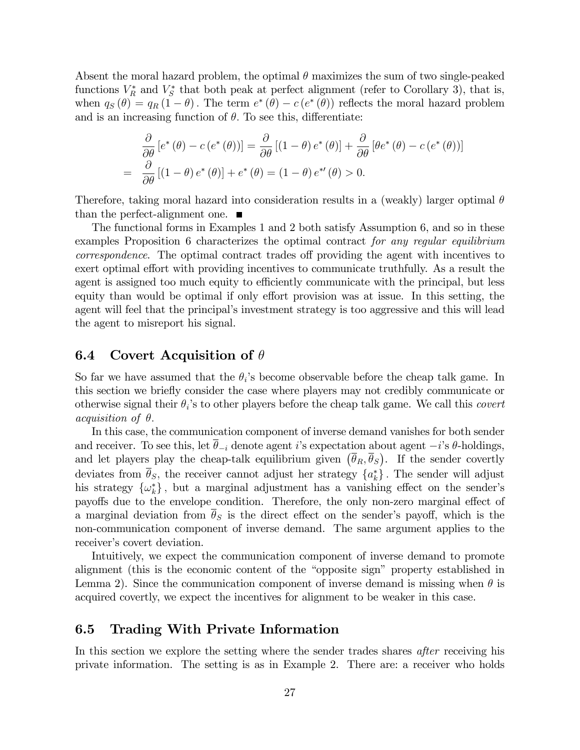Absent the moral hazard problem, the optimal $\theta$ maximizes the sum of two single-peaked functions $V_R^*$ and $V_S^*$ that both peak at perfect alignment (refer to Corollary 3), that is, when $q_S(\theta) = q_R(1-\theta)$. The term $e^*(\theta) - c(e^*(\theta))$ reflects the moral hazard problem and is an increasing function of $\theta$. To see this, differentiate:

$$\frac{\partial}{\partial \theta}[e^*(\theta) - c(e^*(\theta))] = \frac{\partial}{\partial \theta}[(1-\theta) e^*(\theta)] + \frac{\partial}{\partial \theta}[\theta e^*(\theta) - c(e^*(\theta))]$$
$$= \frac{\partial}{\partial \theta}[(1-\theta) e^*(\theta)] + e^*(\theta) = (1-\theta) e^{*\prime}(\theta) > 0.$$

Therefore, taking moral hazard into consideration results in a (weakly) larger optimal $\theta$ than the perfect-alignment one. ∎

The functional forms in Examples 1 and 2 both satisfy Assumption 6, and so in these examples Proposition 6 characterizes the optimal contract *for any regular equilibrium correspondence*. The optimal contract trades off providing the agent with incentives to exert optimal effort with providing incentives to communicate truthfully. As a result the agent is assigned too much equity to efficiently communicate with the principal, but less equity than would be optimal if only effort provision was at issue. In this setting, the agent will feel that the principal's investment strategy is too aggressive and this will lead the agent to misreport his signal.

## 6.4 Covert Acquisition of $\theta$

So far we have assumed that the $\theta_i$'s become observable before the cheap talk game. In this section we briefly consider the case where players may not credibly communicate or otherwise signal their $\theta_i$'s to other players before the cheap talk game. We call this *covert acquisition of $\theta$*.

In this case, the communication component of inverse demand vanishes for both sender and receiver. To see this, let $\overline{\theta}_{-i}$ denote agent $i$'s expectation about agent $-i$'s $\theta$-holdings, and let players play the cheap-talk equilibrium given $(\overline{\theta}_R, \overline{\theta}_S)$. If the sender covertly deviates from $\overline{\theta}_S$, the receiver cannot adjust her strategy $\{a_k^*\}$. The sender will adjust his strategy $\{\omega_k^*\}$, but a marginal adjustment has a vanishing effect on the sender's payoffs due to the envelope condition. Therefore, the only non-zero marginal effect of a marginal deviation from $\overline{\theta}_S$ is the direct effect on the sender's payoff, which is the non-communication component of inverse demand. The same argument applies to the receiver's covert deviation.

Intuitively, we expect the communication component of inverse demand to promote alignment (this is the economic content of the "opposite sign" property established in Lemma 2). Since the communication component of inverse demand is missing when $\theta$ is acquired covertly, we expect the incentives for alignment to be weaker in this case.

## 6.5 Trading With Private Information

In this section we explore the setting where the sender trades shares *after* receiving his private information. The setting is as in Example 2. There are: a receiver who holds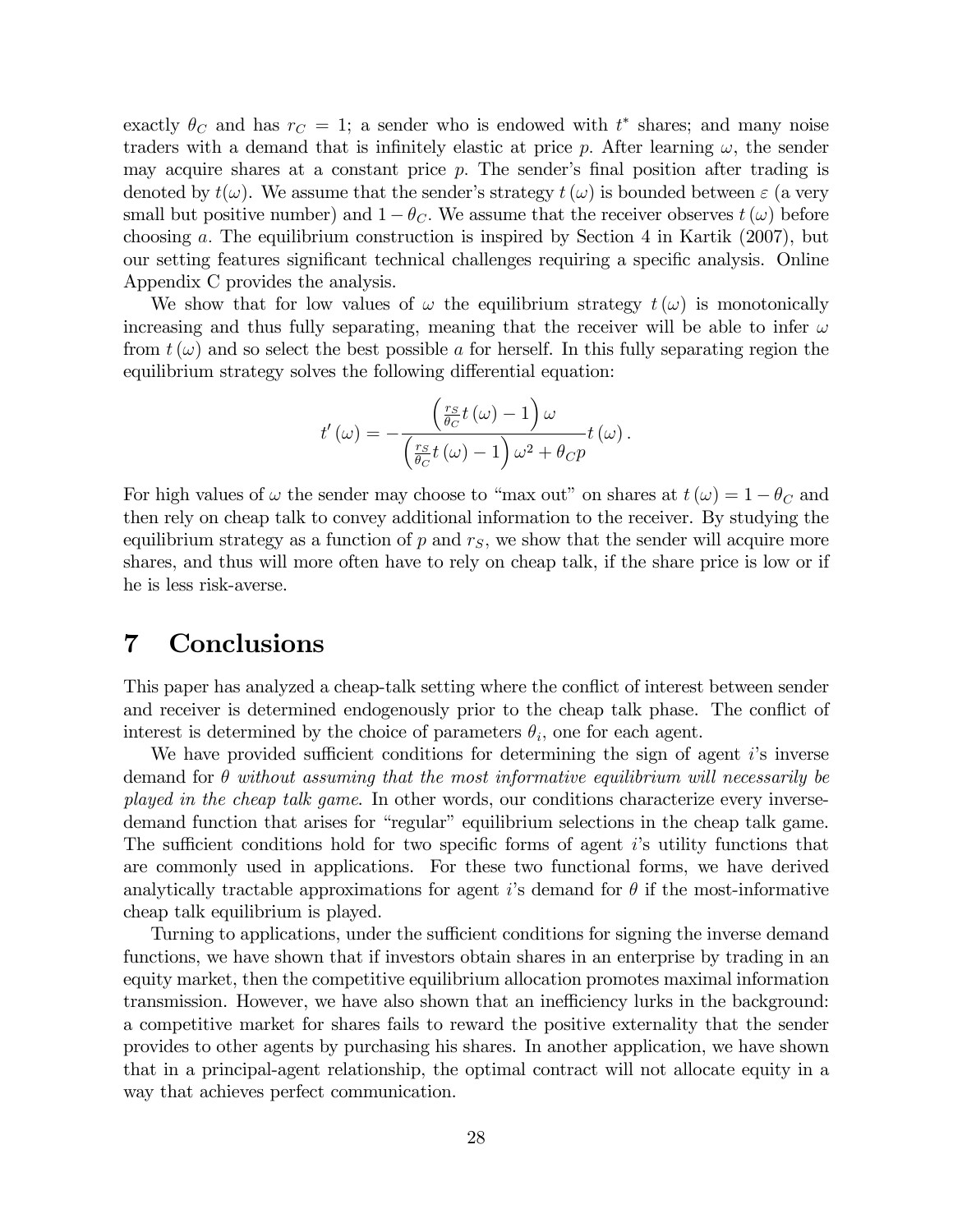exactly $\theta_C$ and has $r_C = 1$; a sender who is endowed with $t^*$ shares; and many noise traders with a demand that is infinitely elastic at price $p$. After learning $\omega$, the sender may acquire shares at a constant price $p$. The sender's final position after trading is denoted by $t(\omega)$. We assume that the sender's strategy $t(\omega)$ is bounded between $\varepsilon$ (a very small but positive number) and $1 - \theta_C$. We assume that the receiver observes $t(\omega)$ before choosing $a$. The equilibrium construction is inspired by Section 4 in Kartik (2007), but our setting features significant technical challenges requiring a specific analysis. Online Appendix C provides the analysis.

We show that for low values of $\omega$ the equilibrium strategy $t(\omega)$ is monotonically increasing and thus fully separating, meaning that the receiver will be able to infer $\omega$ from $t(\omega)$ and so select the best possible $a$ for herself. In this fully separating region the equilibrium strategy solves the following differential equation:

$$t'(\omega) = -\frac{\left(\frac{r_S}{\theta_C} t(\omega) - 1\right)\omega}{\left(\frac{r_S}{\theta_C} t(\omega) - 1\right)\omega^2 + \theta_C p} t(\omega).$$

For high values of $\omega$ the sender may choose to "max out" on shares at $t(\omega) = 1 - \theta_C$ and then rely on cheap talk to convey additional information to the receiver. By studying the equilibrium strategy as a function of $p$ and $r_S$, we show that the sender will acquire more shares, and thus will more often have to rely on cheap talk, if the share price is low or if he is less risk-averse.

# 7 Conclusions

This paper has analyzed a cheap-talk setting where the conflict of interest between sender and receiver is determined endogenously prior to the cheap talk phase. The conflict of interest is determined by the choice of parameters $\theta_i$, one for each agent.

We have provided sufficient conditions for determining the sign of agent $i$'s inverse demand for $\theta$ *without assuming that the most informative equilibrium will necessarily be played in the cheap talk game*. In other words, our conditions characterize every inverse-demand function that arises for "regular" equilibrium selections in the cheap talk game. The sufficient conditions hold for two specific forms of agent $i$'s utility functions that are commonly used in applications. For these two functional forms, we have derived analytically tractable approximations for agent $i$'s demand for $\theta$ if the most-informative cheap talk equilibrium is played.

Turning to applications, under the sufficient conditions for signing the inverse demand functions, we have shown that if investors obtain shares in an enterprise by trading in an equity market, then the competitive equilibrium allocation promotes maximal information transmission. However, we have also shown that an inefficiency lurks in the background: a competitive market for shares fails to reward the positive externality that the sender provides to other agents by purchasing his shares. In another application, we have shown that in a principal-agent relationship, the optimal contract will not allocate equity in a way that achieves perfect communication.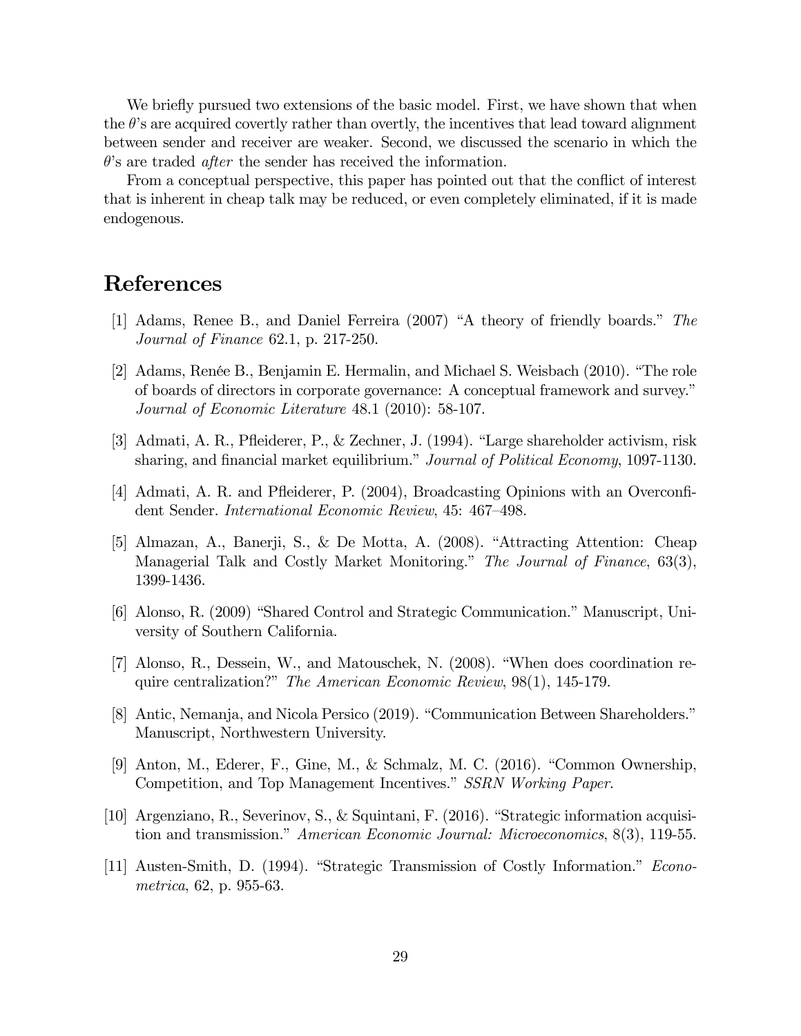We briefly pursued two extensions of the basic model. First, we have shown that when the $\theta$'s are acquired covertly rather than overtly, the incentives that lead toward alignment between sender and receiver are weaker. Second, we discussed the scenario in which the $\theta$'s are traded *after* the sender has received the information.

From a conceptual perspective, this paper has pointed out that the conflict of interest that is inherent in cheap talk may be reduced, or even completely eliminated, if it is made endogenous.

# References

[1] Adams, Renee B., and Daniel Ferreira (2007) "A theory of friendly boards." *The Journal of Finance* 62.1, p. 217-250.

[2] Adams, Renée B., Benjamin E. Hermalin, and Michael S. Weisbach (2010). "The role of boards of directors in corporate governance: A conceptual framework and survey." *Journal of Economic Literature* 48.1 (2010): 58-107.

[3] Admati, A. R., Pfleiderer, P., & Zechner, J. (1994). "Large shareholder activism, risk sharing, and financial market equilibrium." *Journal of Political Economy*, 1097-1130.

[4] Admati, A. R. and Pfleiderer, P. (2004), Broadcasting Opinions with an Overconfident Sender. *International Economic Review*, 45: 467–498.

[5] Almazan, A., Banerji, S., & De Motta, A. (2008). "Attracting Attention: Cheap Managerial Talk and Costly Market Monitoring." *The Journal of Finance*, 63(3), 1399-1436.

[6] Alonso, R. (2009) "Shared Control and Strategic Communication." Manuscript, University of Southern California.

[7] Alonso, R., Dessein, W., and Matouschek, N. (2008). "When does coordination require centralization?" *The American Economic Review*, 98(1), 145-179.

[8] Antic, Nemanja, and Nicola Persico (2019). "Communication Between Shareholders." Manuscript, Northwestern University.

[9] Anton, M., Ederer, F., Gine, M., & Schmalz, M. C. (2016). "Common Ownership, Competition, and Top Management Incentives." *SSRN Working Paper*.

[10] Argenziano, R., Severinov, S., & Squintani, F. (2016). "Strategic information acquisition and transmission." *American Economic Journal: Microeconomics*, 8(3), 119-55.

[11] Austen-Smith, D. (1994). "Strategic Transmission of Costly Information." *Econometrica*, 62, p. 955-63.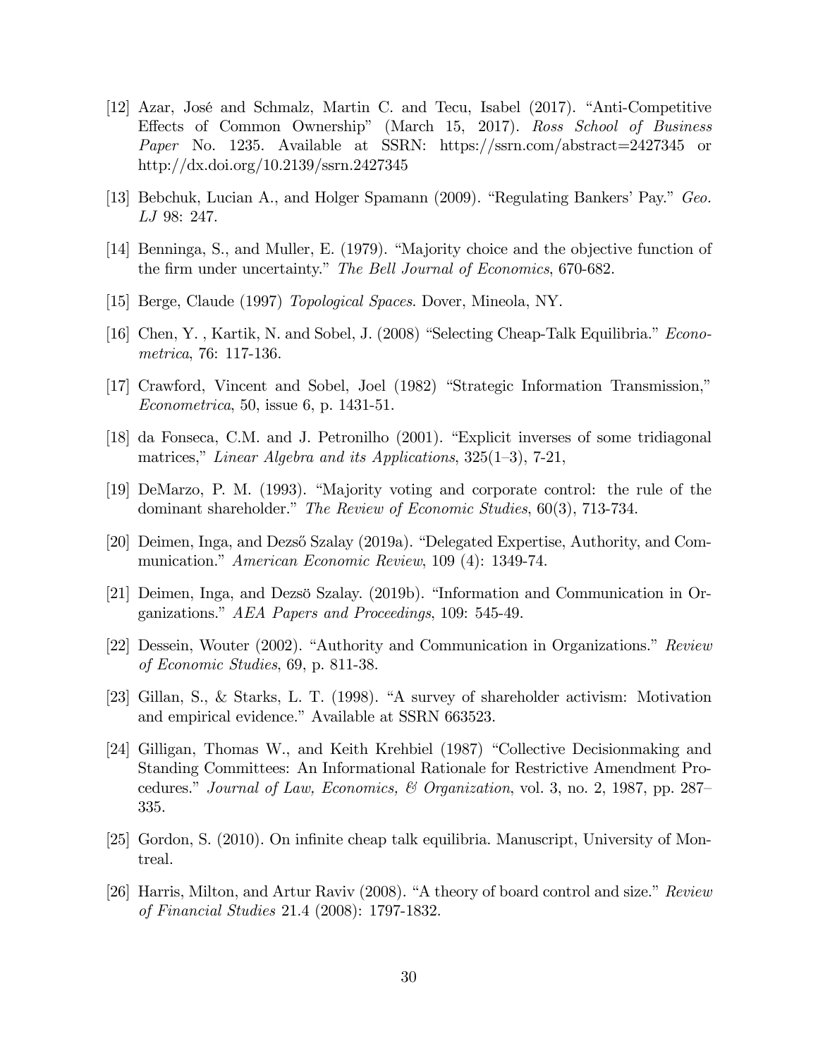[12] Azar, José and Schmalz, Martin C. and Tecu, Isabel (2017). "Anti-Competitive Effects of Common Ownership" (March 15, 2017). *Ross School of Business Paper* No. 1235. Available at SSRN: https://ssrn.com/abstract=2427345 or http://dx.doi.org/10.2139/ssrn.2427345

[13] Bebchuk, Lucian A., and Holger Spamann (2009). "Regulating Bankers' Pay." *Geo. LJ* 98: 247.

[14] Benninga, S., and Muller, E. (1979). "Majority choice and the objective function of the firm under uncertainty." *The Bell Journal of Economics*, 670-682.

[15] Berge, Claude (1997) *Topological Spaces*. Dover, Mineola, NY.

[16] Chen, Y. , Kartik, N. and Sobel, J. (2008) "Selecting Cheap-Talk Equilibria." *Econometrica*, 76: 117-136.

[17] Crawford, Vincent and Sobel, Joel (1982) "Strategic Information Transmission," *Econometrica*, 50, issue 6, p. 1431-51.

[18] da Fonseca, C.M. and J. Petronilho (2001). "Explicit inverses of some tridiagonal matrices," *Linear Algebra and its Applications*, 325(1–3), 7-21,

[19] DeMarzo, P. M. (1993). "Majority voting and corporate control: the rule of the dominant shareholder." *The Review of Economic Studies*, 60(3), 713-734.

[20] Deimen, Inga, and Dezső Szalay (2019a). "Delegated Expertise, Authority, and Communication." *American Economic Review*, 109 (4): 1349-74.

[21] Deimen, Inga, and Dezsö Szalay. (2019b). "Information and Communication in Organizations." *AEA Papers and Proceedings*, 109: 545-49.

[22] Dessein, Wouter (2002). "Authority and Communication in Organizations." *Review of Economic Studies*, 69, p. 811-38.

[23] Gillan, S., & Starks, L. T. (1998). "A survey of shareholder activism: Motivation and empirical evidence." Available at SSRN 663523.

[24] Gilligan, Thomas W., and Keith Krehbiel (1987) "Collective Decisionmaking and Standing Committees: An Informational Rationale for Restrictive Amendment Procedures." *Journal of Law, Economics, & Organization*, vol. 3, no. 2, 1987, pp. 287–335.

[25] Gordon, S. (2010). On infinite cheap talk equilibria. Manuscript, University of Montreal.

[26] Harris, Milton, and Artur Raviv (2008). "A theory of board control and size." *Review of Financial Studies* 21.4 (2008): 1797-1832.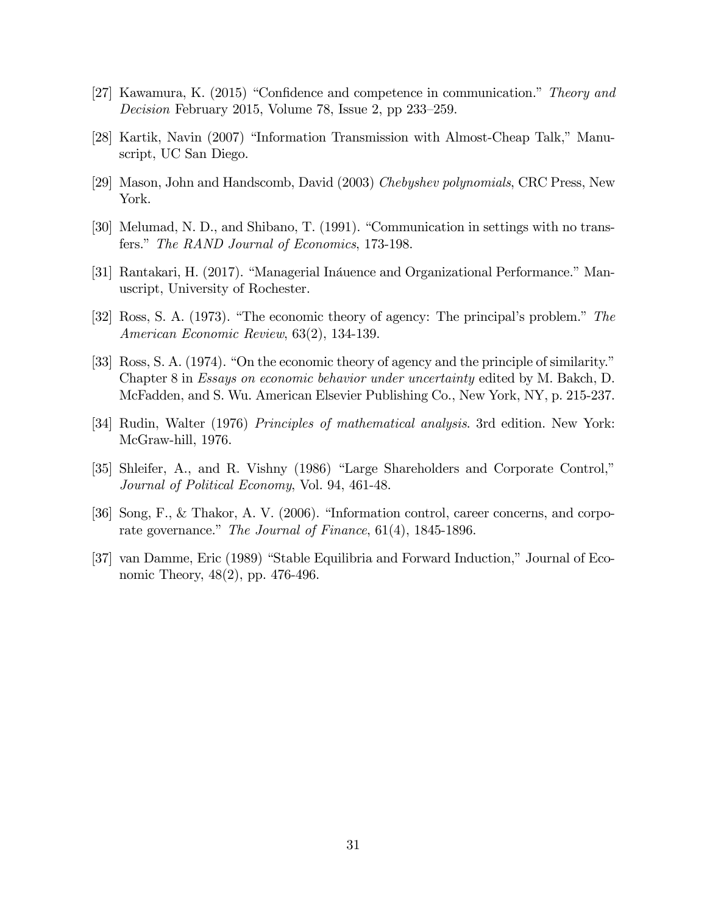[27] Kawamura, K. (2015) "Confidence and competence in communication." *Theory and Decision* February 2015, Volume 78, Issue 2, pp 233–259.

[28] Kartik, Navin (2007) "Information Transmission with Almost-Cheap Talk," Manuscript, UC San Diego.

[29] Mason, John and Handscomb, David (2003) *Chebyshev polynomials*, CRC Press, New York.

[30] Melumad, N. D., and Shibano, T. (1991). "Communication in settings with no transfers." *The RAND Journal of Economics*, 173-198.

[31] Rantakari, H. (2017). "Managerial Ináuence and Organizational Performance." Manuscript, University of Rochester.

[32] Ross, S. A. (1973). "The economic theory of agency: The principal's problem." *The American Economic Review*, 63(2), 134-139.

[33] Ross, S. A. (1974). "On the economic theory of agency and the principle of similarity." Chapter 8 in *Essays on economic behavior under uncertainty* edited by M. Bakch, D. McFadden, and S. Wu. American Elsevier Publishing Co., New York, NY, p. 215-237.

[34] Rudin, Walter (1976) *Principles of mathematical analysis*. 3rd edition. New York: McGraw-hill, 1976.

[35] Shleifer, A., and R. Vishny (1986) "Large Shareholders and Corporate Control," *Journal of Political Economy*, Vol. 94, 461-48.

[36] Song, F., & Thakor, A. V. (2006). "Information control, career concerns, and corporate governance." *The Journal of Finance*, 61(4), 1845-1896.

[37] van Damme, Eric (1989) "Stable Equilibria and Forward Induction," Journal of Economic Theory, 48(2), pp. 476-496.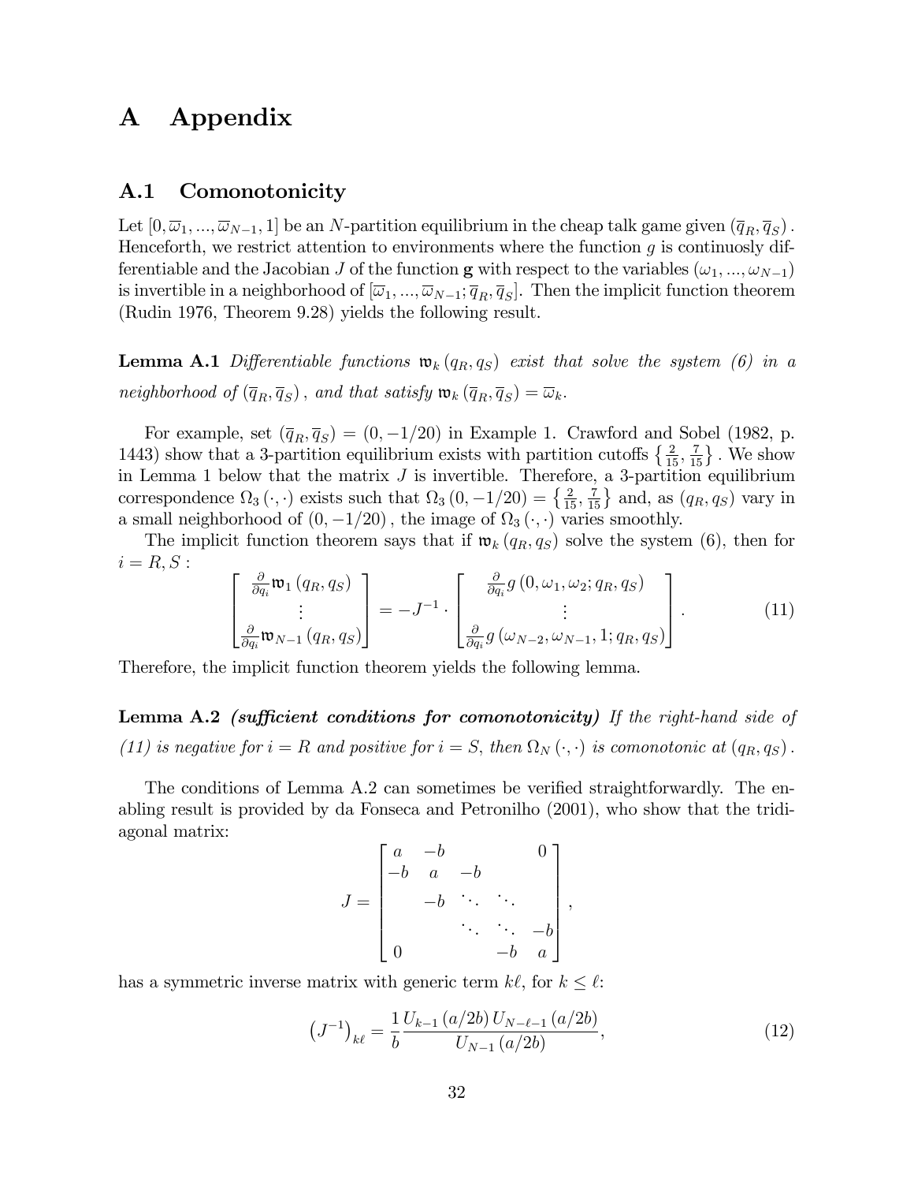# A Appendix

## A.1 Comonotonicity

Let $[0, \overline{\omega}_1, ..., \overline{\omega}_{N-1}, 1]$ be an $N$-partition equilibrium in the cheap talk game given $(\overline{q}_R, \overline{q}_S)$. Henceforth, we restrict attention to environments where the function $g$ is continuosly differentiable and the Jacobian $J$ of the function $\mathbf{g}$ with respect to the variables $(\omega_1, ..., \omega_{N-1})$ is invertible in a neighborhood of $[\overline{\omega}_1, ..., \overline{\omega}_{N-1}; \overline{q}_R, \overline{q}_S]$. Then the implicit function theorem (Rudin 1976, Theorem 9.28) yields the following result.

**Lemma A.1** *Differentiable functions $\mathfrak{w}_k(q_R, q_S)$ exist that solve the system (6) in a neighborhood of $(\overline{q}_R, \overline{q}_S)$, and that satisfy $\mathfrak{w}_k(\overline{q}_R, \overline{q}_S) = \overline{\omega}_k$.*

For example, set $(\overline{q}_R, \overline{q}_S) = (0, -1/20)$ in Example 1. Crawford and Sobel (1982, p. 1443) show that a 3-partition equilibrium exists with partition cutoffs $\left\{\frac{2}{15}, \frac{7}{15}\right\}$. We show in Lemma 1 below that the matrix $J$ is invertible. Therefore, a 3-partition equilibrium correspondence $\Omega_3(\cdot, \cdot)$ exists such that $\Omega_3(0, -1/20) = \left\{\frac{2}{15}, \frac{7}{15}\right\}$ and, as $(q_R, q_S)$ vary in a small neighborhood of $(0, -1/20)$, the image of $\Omega_3(\cdot, \cdot)$ varies smoothly.

The implicit function theorem says that if $\mathfrak{w}_k(q_R, q_S)$ solve the system (6), then for $i = R, S$:

$$\begin{bmatrix} \frac{\partial}{\partial q_i}\mathfrak{w}_1(q_R, q_S) \\ \vdots \\ \frac{\partial}{\partial q_i}\mathfrak{w}_{N-1}(q_R, q_S) \end{bmatrix} = -J^{-1} \cdot \begin{bmatrix} \frac{\partial}{\partial q_i} g(0, \omega_1, \omega_2; q_R, q_S) \\ \vdots \\ \frac{\partial}{\partial q_i} g(\omega_{N-2}, \omega_{N-1}, 1; q_R, q_S) \end{bmatrix}. \tag{11}$$

Therefore, the implicit function theorem yields the following lemma.

**Lemma A.2** ***(sufficient conditions for comonotonicity)*** *If the right-hand side of (11) is negative for $i = R$ and positive for $i = S$, then $\Omega_N(\cdot, \cdot)$ is comonotonic at $(q_R, q_S)$.*

The conditions of Lemma A.2 can sometimes be verified straightforwardly. The enabling result is provided by da Fonseca and Petronilho (2001), who show that the tridiagonal matrix:

$$J = \begin{bmatrix} a & -b & & & 0 \\ -b & a & -b & & \\ & -b & \ddots & \ddots & \\ & & \ddots & \ddots & -b \\ 0 & & & -b & a \end{bmatrix},$$

has a symmetric inverse matrix with generic term $k\ell$, for $k \leq \ell$:

$$\left(J^{-1}\right)_{k\ell} = \frac{1}{b}\frac{U_{k-1}(a/2b)\, U_{N-\ell-1}(a/2b)}{U_{N-1}(a/2b)}, \tag{12}$$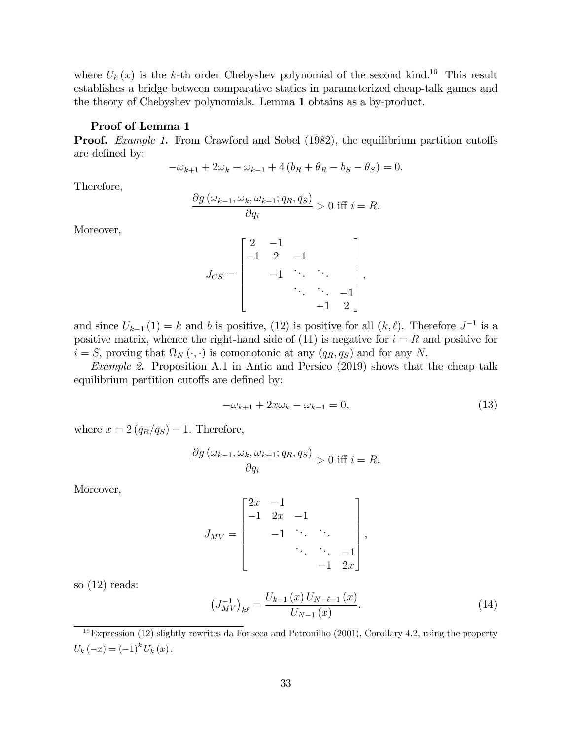where $U_k(x)$ is the $k$-th order Chebyshev polynomial of the second kind.[16] This result establishes a bridge between comparative statics in parameterized cheap-talk games and the theory of Chebyshev polynomials. Lemma **1** obtains as a by-product.

**Proof of Lemma 1**

**Proof.** *Example 1.* From Crawford and Sobel (1982), the equilibrium partition cutoffs are defined by:

$$-\omega_{k+1} + 2\omega_k - \omega_{k-1} + 4\left(b_R + \theta_R - b_S - \theta_S\right) = 0.$$

Therefore,

$$\frac{\partial g\left(\omega_{k-1}, \omega_k, \omega_{k+1}; q_R, q_S\right)}{\partial q_i} > 0 \text{ iff } i = R.$$

Moreover,

$$J_{CS} = \begin{bmatrix} 2 & -1 & & & \\ -1 & 2 & -1 & & \\ & -1 & \ddots & \ddots & \\ & & \ddots & \ddots & -1 \\ & & & -1 & 2 \end{bmatrix},$$

and since $U_{k-1}(1) = k$ and $b$ is positive, (12) is positive for all $(k, \ell)$. Therefore $J^{-1}$ is a positive matrix, whence the right-hand side of (11) is negative for $i = R$ and positive for $i = S$, proving that $\Omega_N(\cdot, \cdot)$ is comonotonic at any $(q_R, q_S)$ and for any $N$.

*Example 2.* Proposition A.1 in Antic and Persico (2019) shows that the cheap talk equilibrium partition cutoffs are defined by:

$$-\omega_{k+1} + 2x\omega_k - \omega_{k-1} = 0, \tag{13}$$

where $x = 2\left(q_R/q_S\right) - 1$. Therefore,

$$\frac{\partial g\left(\omega_{k-1}, \omega_k, \omega_{k+1}; q_R, q_S\right)}{\partial q_i} > 0 \text{ iff } i = R.$$

Moreover,

$$J_{MV} = \begin{bmatrix} 2x & -1 & & & \\ -1 & 2x & -1 & & \\ & -1 & \ddots & \ddots & \\ & & \ddots & \ddots & -1 \\ & & & -1 & 2x \end{bmatrix},$$

so (12) reads:

$$\left(J_{MV}^{-1}\right)_{k\ell} = \frac{U_{k-1}(x)\, U_{N-\ell-1}(x)}{U_{N-1}(x)}. \tag{14}$$

[16] Expression (12) slightly rewrites da Fonseca and Petronilho (2001), Corollary 4.2, using the property $U_k(-x) = (-1)^k U_k(x)$.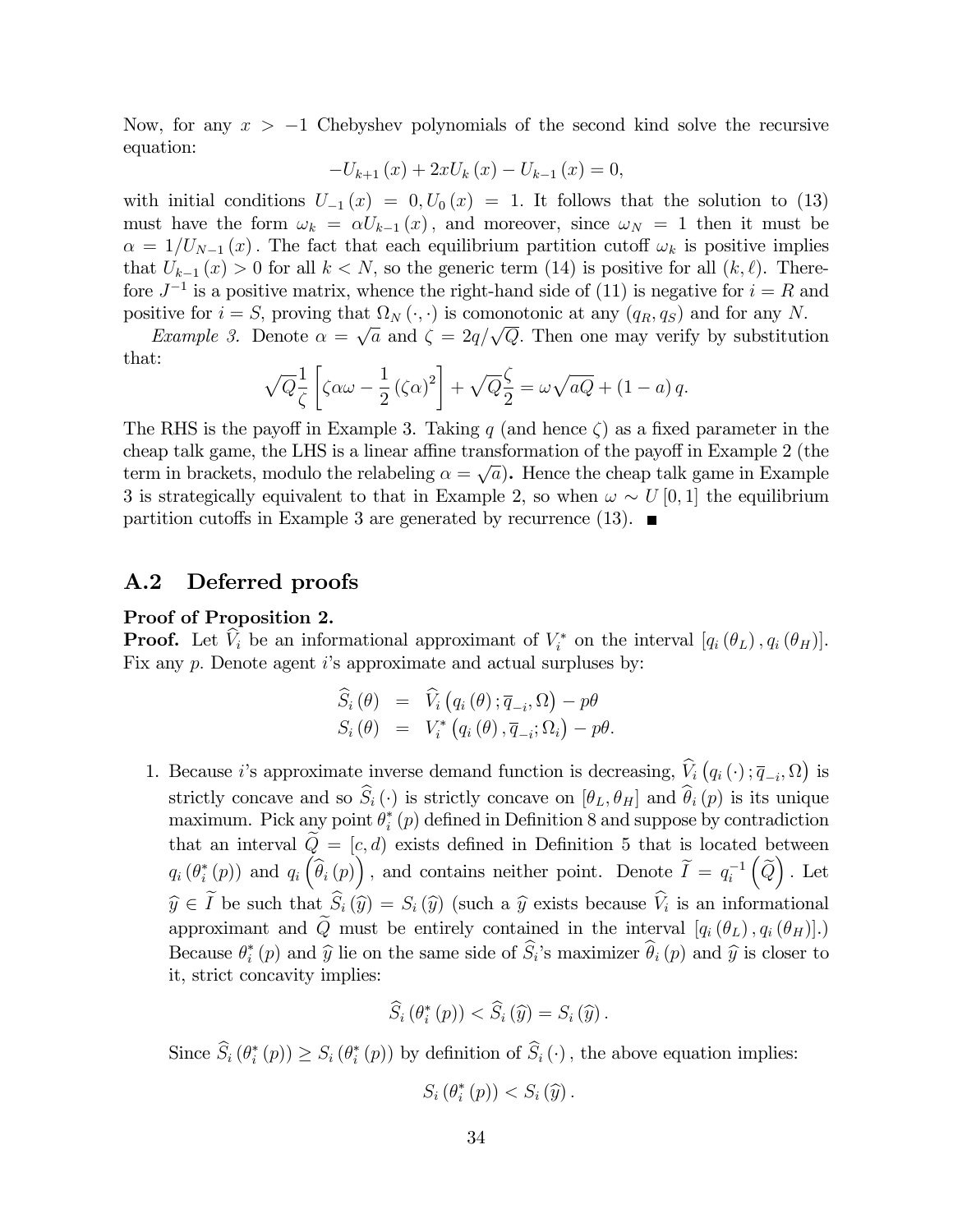Now, for any $x > -1$ Chebyshev polynomials of the second kind solve the recursive equation:

$$-U_{k+1}(x) + 2xU_k(x) - U_{k-1}(x) = 0,$$

with initial conditions $U_{-1}(x) = 0, U_0(x) = 1$. It follows that the solution to (13) must have the form $\omega_k = \alpha U_{k-1}(x)$, and moreover, since $\omega_N = 1$ then it must be $\alpha = 1/U_{N-1}(x)$. The fact that each equilibrium partition cutoff $\omega_k$ is positive implies that $U_{k-1}(x) > 0$ for all $k < N$, so the generic term (14) is positive for all $(k, \ell)$. Therefore $J^{-1}$ is a positive matrix, whence the right-hand side of (11) is negative for $i = R$ and positive for $i = S$, proving that $\Omega_N(\cdot, \cdot)$ is comonotonic at any $(q_R, q_S)$ and for any $N$.

*Example 3.* Denote $\alpha = \sqrt{a}$ and $\zeta = 2q/\sqrt{Q}$. Then one may verify by substitution that:

$$\sqrt{Q}\frac{1}{\zeta}\left[\zeta\alpha\omega - \frac{1}{2}(\zeta\alpha)^2\right] + \sqrt{Q}\frac{\zeta}{2} = \omega\sqrt{aQ} + (1-a)\,q.$$

The RHS is the payoff in Example 3. Taking $q$ (and hence $\zeta$) as a fixed parameter in the cheap talk game, the LHS is a linear affine transformation of the payoff in Example 2 (the term in brackets, modulo the relabeling $\alpha = \sqrt{a}$). Hence the cheap talk game in Example 3 is strategically equivalent to that in Example 2, so when $\omega \sim U[0,1]$ the equilibrium partition cutoffs in Example 3 are generated by recurrence (13). ■

## A.2 Deferred proofs

**Proof of Proposition 2.**

**Proof.** Let $\widehat{V}_i$ be an informational approximant of $V_i^*$ on the interval $[q_i(\theta_L), q_i(\theta_H)]$. Fix any $p$. Denote agent $i$'s approximate and actual surpluses by:

$$\begin{aligned}
\widehat{S}_i(\theta) &= \widehat{V}_i\left(q_i(\theta); \overline{q}_{-i}, \Omega\right) - p\theta \\
S_i(\theta) &= V_i^*\left(q_i(\theta), \overline{q}_{-i}; \Omega_i\right) - p\theta.
\end{aligned}$$

1. Because $i$'s approximate inverse demand function is decreasing, $\widehat{V}_i\left(q_i(\cdot); \overline{q}_{-i}, \Omega\right)$ is strictly concave and so $\widehat{S}_i(\cdot)$ is strictly concave on $[\theta_L, \theta_H]$ and $\widehat{\theta}_i(p)$ is its unique maximum. Pick any point $\theta_i^*(p)$ defined in Definition 8 and suppose by contradiction that an interval $\widetilde{Q} = [c, d)$ exists defined in Definition 5 that is located between $q_i(\theta_i^*(p))$ and $q_i\left(\widehat{\theta}_i(p)\right)$, and contains neither point. Denote $\widetilde{I} = q_i^{-1}\left(\widetilde{Q}\right)$. Let $\widehat{y} \in \widetilde{I}$ be such that $\widehat{S}_i(\widehat{y}) = S_i(\widehat{y})$ (such a $\widehat{y}$ exists because $\widehat{V}_i$ is an informational approximant and $\widetilde{Q}$ must be entirely contained in the interval $[q_i(\theta_L), q_i(\theta_H)]$.) Because $\theta_i^*(p)$ and $\widehat{y}$ lie on the same side of $\widehat{S}_i$'s maximizer $\widehat{\theta}_i(p)$ and $\widehat{y}$ is closer to it, strict concavity implies:

$$\widehat{S}_i(\theta_i^*(p)) < \widehat{S}_i(\widehat{y}) = S_i(\widehat{y}).$$

Since $\widehat{S}_i(\theta_i^*(p)) \geq S_i(\theta_i^*(p))$ by definition of $\widehat{S}_i(\cdot)$, the above equation implies:

$$S_i(\theta_i^*(p)) < S_i(\widehat{y}).$$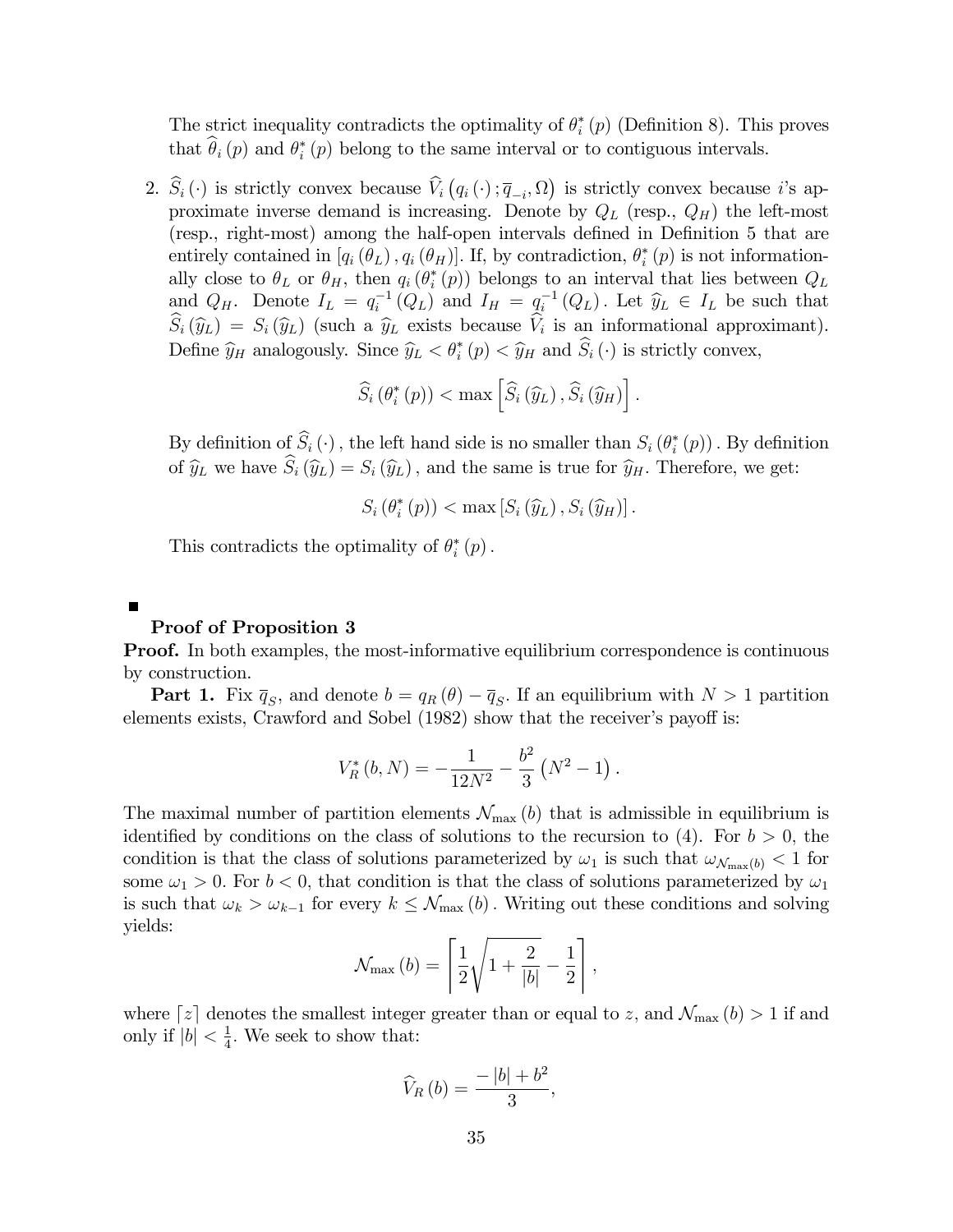The strict inequality contradicts the optimality of $\theta_i^*(p)$ (Definition 8). This proves that $\widehat{\theta}_i(p)$ and $\theta_i^*(p)$ belong to the same interval or to contiguous intervals.

2. $\widehat{S}_i(\cdot)$ is strictly convex because $\widehat{V}_i\left(q_i(\cdot);\overline{q}_{-i},\Omega\right)$ is strictly convex because $i$'s approximate inverse demand is increasing. Denote by $Q_L$ (resp., $Q_H$) the left-most (resp., right-most) among the half-open intervals defined in Definition 5 that are entirely contained in $[q_i(\theta_L), q_i(\theta_H)]$. If, by contradiction, $\theta_i^*(p)$ is not informationally close to $\theta_L$ or $\theta_H$, then $q_i(\theta_i^*(p))$ belongs to an interval that lies between $Q_L$ and $Q_H$. Denote $I_L = q_i^{-1}(Q_L)$ and $I_H = q_i^{-1}(Q_L)$. Let $\widehat{y}_L \in I_L$ be such that $\widehat{S}_i(\widehat{y}_L) = S_i(\widehat{y}_L)$ (such a $\widehat{y}_L$ exists because $\widehat{V}_i$ is an informational approximant). Define $\widehat{y}_H$ analogously. Since $\widehat{y}_L < \theta_i^*(p) < \widehat{y}_H$ and $\widehat{S}_i(\cdot)$ is strictly convex,

$$\widehat{S}_i(\theta_i^*(p)) < \max\left[\widehat{S}_i(\widehat{y}_L), \widehat{S}_i(\widehat{y}_H)\right].$$

By definition of $\widehat{S}_i(\cdot)$, the left hand side is no smaller than $S_i(\theta_i^*(p))$. By definition of $\widehat{y}_L$ we have $\widehat{S}_i(\widehat{y}_L) = S_i(\widehat{y}_L)$, and the same is true for $\widehat{y}_H$. Therefore, we get:

$$S_i(\theta_i^*(p)) < \max\left[S_i(\widehat{y}_L), S_i(\widehat{y}_H)\right].$$

This contradicts the optimality of $\theta_i^*(p)$.

■

**Proof of Proposition 3**

**Proof.** In both examples, the most-informative equilibrium correspondence is continuous by construction.

**Part 1.** Fix $\overline{q}_S$, and denote $b = q_R(\theta) - \overline{q}_S$. If an equilibrium with $N > 1$ partition elements exists, Crawford and Sobel (1982) show that the receiver's payoff is:

$$V_R^*(b, N) = -\frac{1}{12N^2} - \frac{b^2}{3}\left(N^2 - 1\right).$$

The maximal number of partition elements $\mathcal{N}_{\max}(b)$ that is admissible in equilibrium is identified by conditions on the class of solutions to the recursion to (4). For $b > 0$, the condition is that the class of solutions parameterized by $\omega_1$ is such that $\omega_{\mathcal{N}_{\max}(b)} < 1$ for some $\omega_1 > 0$. For $b < 0$, that condition is that the class of solutions parameterized by $\omega_1$ is such that $\omega_k > \omega_{k-1}$ for every $k \leq \mathcal{N}_{\max}(b)$. Writing out these conditions and solving yields:

$$\mathcal{N}_{\max}(b) = \left\lceil \frac{1}{2}\sqrt{1 + \frac{2}{|b|}} - \frac{1}{2} \right\rceil,$$

where $\lceil z \rceil$ denotes the smallest integer greater than or equal to $z$, and $\mathcal{N}_{\max}(b) > 1$ if and only if $|b| < \frac{1}{4}$. We seek to show that:

$$\widehat{V}_R(b) = \frac{-|b| + b^2}{3},$$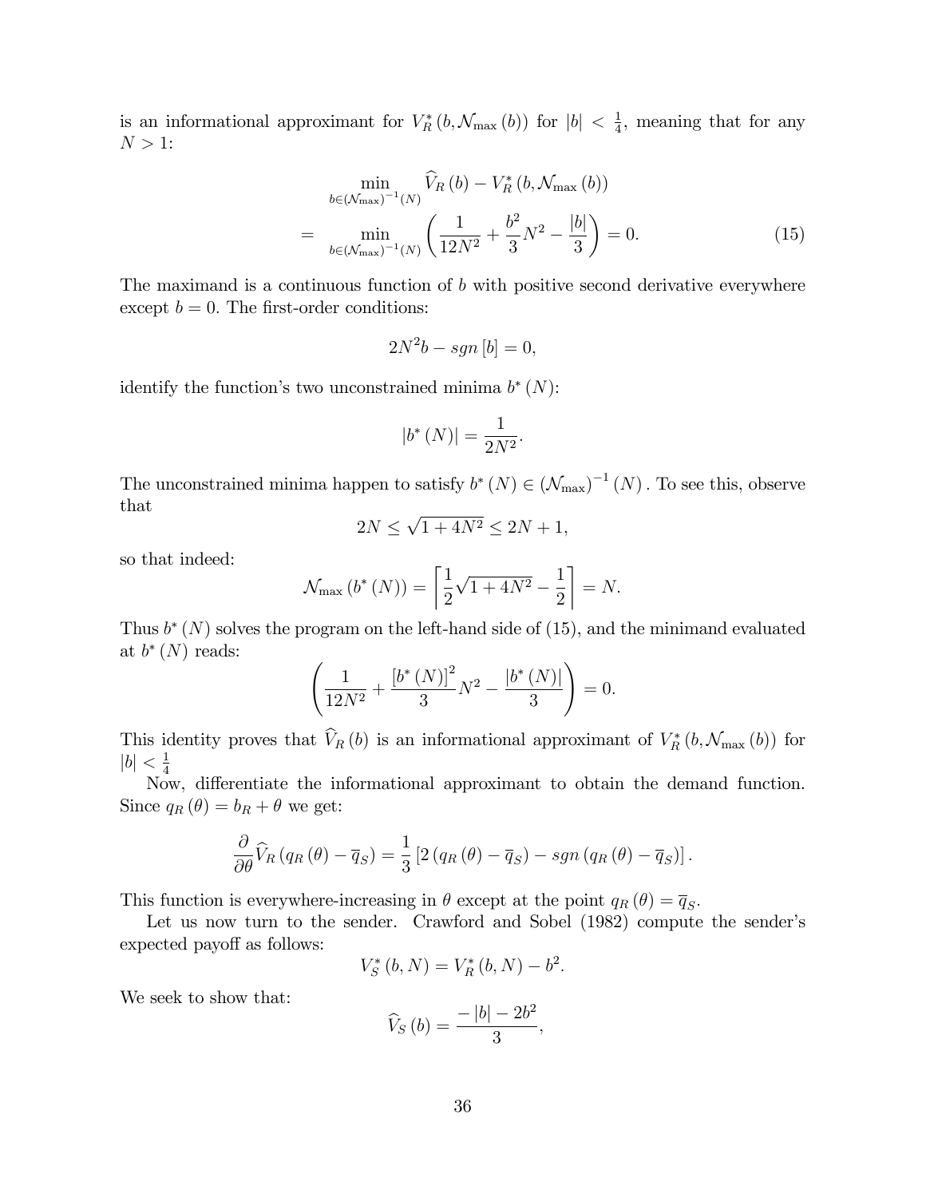is an informational approximant for $V_R^*(b, \mathcal{N}_{\max}(b))$ for $|b| < \frac{1}{4}$, meaning that for any $N > 1$:

$$
\begin{aligned}
& \min_{b \in (\mathcal{N}_{\max})^{-1}(N)} \widehat{V}_R(b) - V_R^*(b, \mathcal{N}_{\max}(b)) \\
= & \min_{b \in (\mathcal{N}_{\max})^{-1}(N)} \left( \frac{1}{12N^2} + \frac{b^2}{3} N^2 - \frac{|b|}{3} \right) = 0. \qquad (15)
\end{aligned}
$$

The maximand is a continuous function of $b$ with positive second derivative everywhere except $b = 0$. The first-order conditions:

$$
2N^2 b - sgn[b] = 0,
$$

identify the function's two unconstrained minima $b^*(N)$:

$$
|b^*(N)| = \frac{1}{2N^2}.
$$

The unconstrained minima happen to satisfy $b^*(N) \in (\mathcal{N}_{\max})^{-1}(N)$. To see this, observe that

$$
2N \leq \sqrt{1 + 4N^2} \leq 2N + 1,
$$

so that indeed:

$$
\mathcal{N}_{\max}(b^*(N)) = \left\lceil \frac{1}{2}\sqrt{1 + 4N^2} - \frac{1}{2} \right\rceil = N.
$$

Thus $b^*(N)$ solves the program on the left-hand side of (15), and the minimand evaluated at $b^*(N)$ reads:

$$
\left( \frac{1}{12N^2} + \frac{[b^*(N)]^2}{3} N^2 - \frac{|b^*(N)|}{3} \right) = 0.
$$

This identity proves that $\widehat{V}_R(b)$ is an informational approximant of $V_R^*(b, \mathcal{N}_{\max}(b))$ for $|b| < \frac{1}{4}$

Now, differentiate the informational approximant to obtain the demand function. Since $q_R(\theta) = b_R + \theta$ we get:

$$
\frac{\partial}{\partial \theta} \widehat{V}_R(q_R(\theta) - \overline{q}_S) = \frac{1}{3}\left[2(q_R(\theta) - \overline{q}_S) - sgn(q_R(\theta) - \overline{q}_S)\right].
$$

This function is everywhere-increasing in $\theta$ except at the point $q_R(\theta) = \overline{q}_S$.

Let us now turn to the sender. Crawford and Sobel (1982) compute the sender's expected payoff as follows:

$$
V_S^*(b, N) = V_R^*(b, N) - b^2.
$$

We seek to show that:

$$
\widehat{V}_S(b) = \frac{-|b| - 2b^2}{3},
$$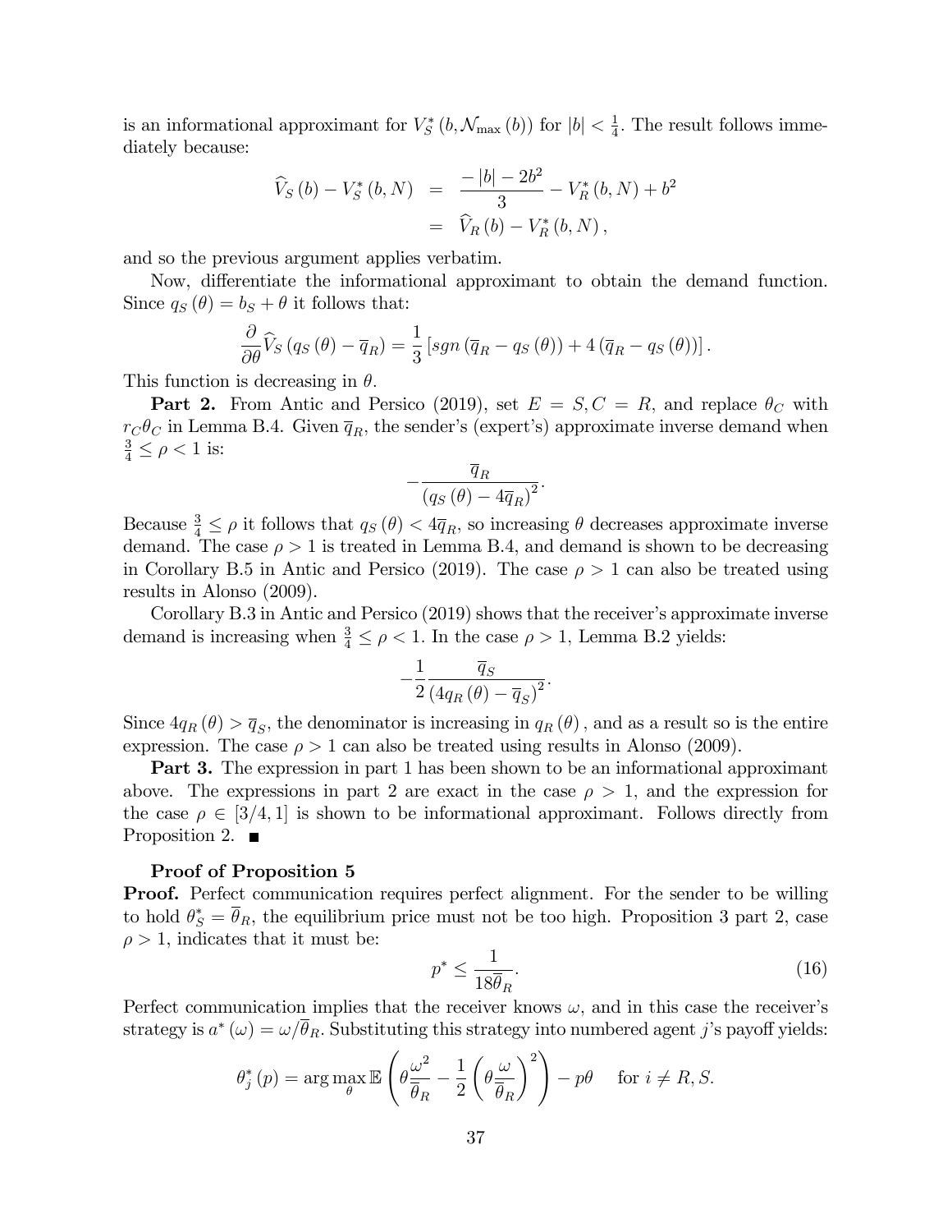is an informational approximant for $V_S^*(b, \mathcal{N}_{\max}(b))$ for $|b| < \frac{1}{4}$. The result follows immediately because:

$$\begin{aligned}
\widehat{V}_S(b) - V_S^*(b, N) &= \frac{-|b| - 2b^2}{3} - V_R^*(b, N) + b^2 \\
&= \widehat{V}_R(b) - V_R^*(b, N),
\end{aligned}$$

and so the previous argument applies verbatim.

Now, differentiate the informational approximant to obtain the demand function. Since $q_S(\theta) = b_S + \theta$ it follows that:

$$\frac{\partial}{\partial \theta} \widehat{V}_S(q_S(\theta) - \overline{q}_R) = \frac{1}{3}\left[sgn(\overline{q}_R - q_S(\theta)) + 4(\overline{q}_R - q_S(\theta))\right].$$

This function is decreasing in $\theta$.

**Part 2.** From Antic and Persico (2019), set $E = S, C = R$, and replace $\theta_C$ with $r_C\theta_C$ in Lemma B.4. Given $\overline{q}_R$, the sender's (expert's) approximate inverse demand when $\frac{3}{4} \leq \rho < 1$ is:

$$-\frac{\overline{q}_R}{(q_S(\theta) - 4\overline{q}_R)^2}.$$

Because $\frac{3}{4} \leq \rho$ it follows that $q_S(\theta) < 4\overline{q}_R$, so increasing $\theta$ decreases approximate inverse demand. The case $\rho > 1$ is treated in Lemma B.4, and demand is shown to be decreasing in Corollary B.5 in Antic and Persico (2019). The case $\rho > 1$ can also be treated using results in Alonso (2009).

Corollary B.3 in Antic and Persico (2019) shows that the receiver's approximate inverse demand is increasing when $\frac{3}{4} \leq \rho < 1$. In the case $\rho > 1$, Lemma B.2 yields:

$$-\frac{1}{2}\frac{\overline{q}_S}{(4q_R(\theta) - \overline{q}_S)^2}.$$

Since $4q_R(\theta) > \overline{q}_S$, the denominator is increasing in $q_R(\theta)$, and as a result so is the entire expression. The case $\rho > 1$ can also be treated using results in Alonso (2009).

**Part 3.** The expression in part 1 has been shown to be an informational approximant above. The expressions in part 2 are exact in the case $\rho > 1$, and the expression for the case $\rho \in [3/4, 1]$ is shown to be informational approximant. Follows directly from Proposition 2. ■

**Proof of Proposition 5**

**Proof.** Perfect communication requires perfect alignment. For the sender to be willing to hold $\theta_S^* = \overline{\theta}_R$, the equilibrium price must not be too high. Proposition 3 part 2, case $\rho > 1$, indicates that it must be:

$$p^* \leq \frac{1}{18\overline{\theta}_R}. \tag{16}$$

Perfect communication implies that the receiver knows $\omega$, and in this case the receiver's strategy is $a^*(\omega) = \omega/\overline{\theta}_R$. Substituting this strategy into numbered agent $j$'s payoff yields:

$$\theta_j^*(p) = \arg\max_{\theta} \mathbb{E}\left(\theta\frac{\omega^2}{\overline{\theta}_R} - \frac{1}{2}\left(\theta\frac{\omega}{\overline{\theta}_R}\right)^2\right) - p\theta \quad \text{ for } i \neq R, S.$$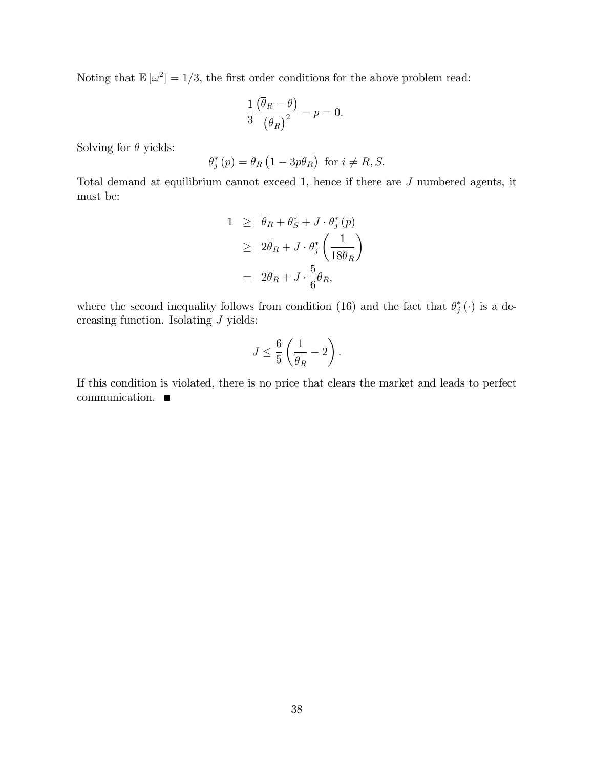Noting that $\mathbb{E}[\omega^2] = 1/3$, the first order conditions for the above problem read:

$$\frac{1}{3}\frac{\left(\overline{\theta}_R - \theta\right)}{\left(\overline{\theta}_R\right)^2} - p = 0.$$

Solving for $\theta$ yields:

$$\theta_j^*(p) = \overline{\theta}_R\left(1 - 3p\overline{\theta}_R\right) \text{ for } i \neq R, S.$$

Total demand at equilibrium cannot exceed 1, hence if there are $J$ numbered agents, it must be:

$$\begin{aligned}
1 &\geq \overline{\theta}_R + \theta_S^* + J \cdot \theta_j^*(p) \\
&\geq 2\overline{\theta}_R + J \cdot \theta_j^*\left(\frac{1}{18\overline{\theta}_R}\right) \\
&= 2\overline{\theta}_R + J \cdot \frac{5}{6}\overline{\theta}_R,
\end{aligned}$$

where the second inequality follows from condition (16) and the fact that $\theta_j^*(\cdot)$ is a decreasing function. Isolating $J$ yields:

$$J \leq \frac{6}{5}\left(\frac{1}{\overline{\theta}_R} - 2\right).$$

If this condition is violated, there is no price that clears the market and leads to perfect communication. ■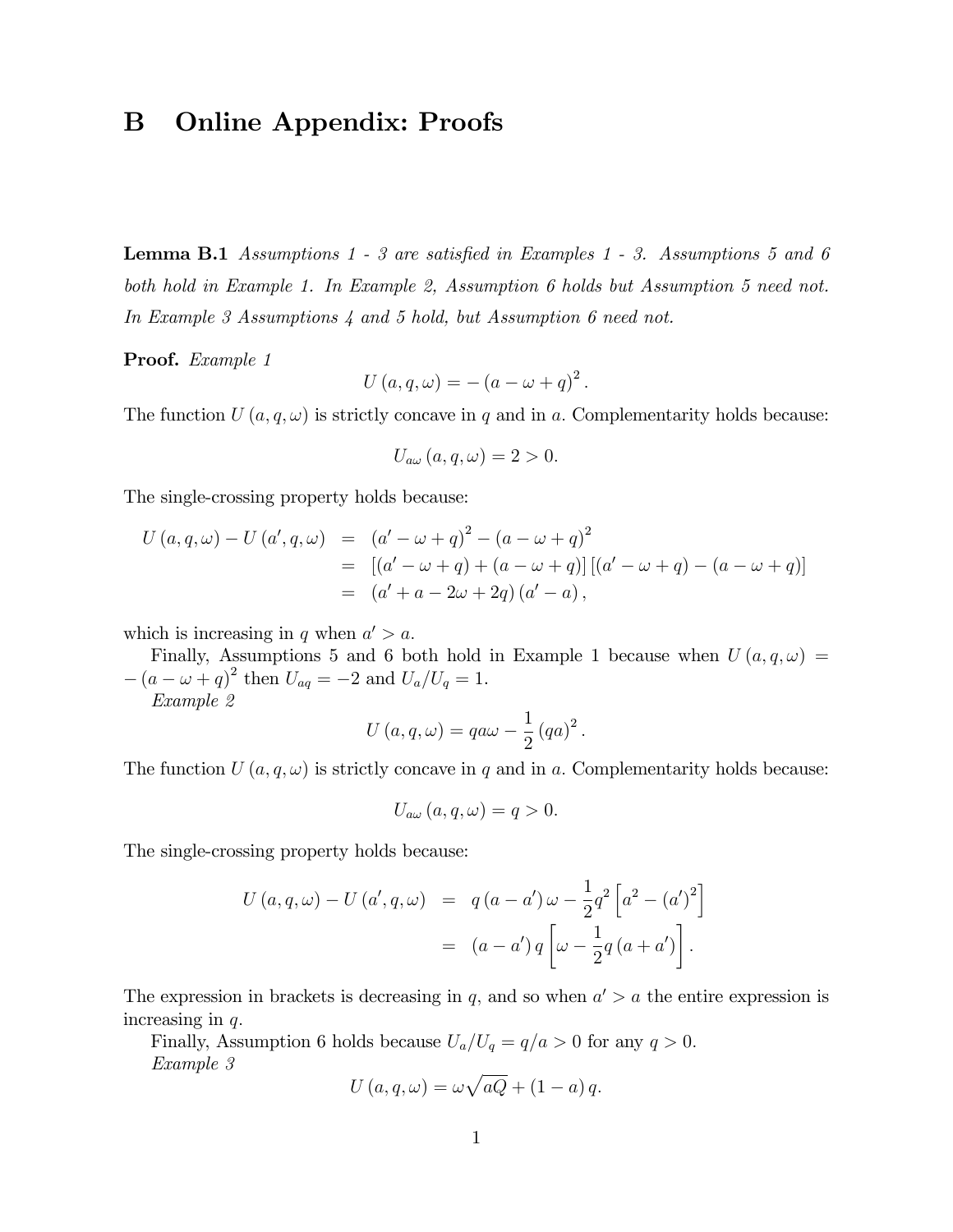# B Online Appendix: Proofs

**Lemma B.1** *Assumptions 1 - 3 are satisfied in Examples 1 - 3. Assumptions 5 and 6 both hold in Example 1. In Example 2, Assumption 6 holds but Assumption 5 need not. In Example 3 Assumptions 4 and 5 hold, but Assumption 6 need not.*

**Proof.** *Example 1*

$$U(a,q,\omega) = -(a-\omega+q)^2.$$

The function $U(a,q,\omega)$ is strictly concave in $q$ and in $a$. Complementarity holds because:

$$U_{a\omega}(a,q,\omega) = 2 > 0.$$

The single-crossing property holds because:

$$\begin{aligned}
U(a,q,\omega) - U(a',q,\omega) &= (a'-\omega+q)^2 - (a-\omega+q)^2 \\
&= [(a'-\omega+q)+(a-\omega+q)][(a'-\omega+q)-(a-\omega+q)] \\
&= (a'+a-2\omega+2q)(a'-a),
\end{aligned}$$

which is increasing in $q$ when $a' > a$.

Finally, Assumptions 5 and 6 both hold in Example 1 because when $U(a,q,\omega) = -(a-\omega+q)^2$ then $U_{aq} = -2$ and $U_a/U_q = 1$.

*Example 2*

$$U(a,q,\omega) = qa\omega - \frac{1}{2}(qa)^2.$$

The function $U(a,q,\omega)$ is strictly concave in $q$ and in $a$. Complementarity holds because:

$$U_{a\omega}(a,q,\omega) = q > 0.$$

The single-crossing property holds because:

$$\begin{aligned}
U(a,q,\omega) - U(a',q,\omega) &= q(a-a')\omega - \frac{1}{2}q^2\left[a^2-(a')^2\right] \\
&= (a-a')q\left[\omega - \frac{1}{2}q(a+a')\right].
\end{aligned}$$

The expression in brackets is decreasing in $q$, and so when $a' > a$ the entire expression is increasing in $q$.

Finally, Assumption 6 holds because $U_a/U_q = q/a > 0$ for any $q > 0$.

*Example 3*

$$U(a,q,\omega) = \omega\sqrt{aQ} + (1-a)q.$$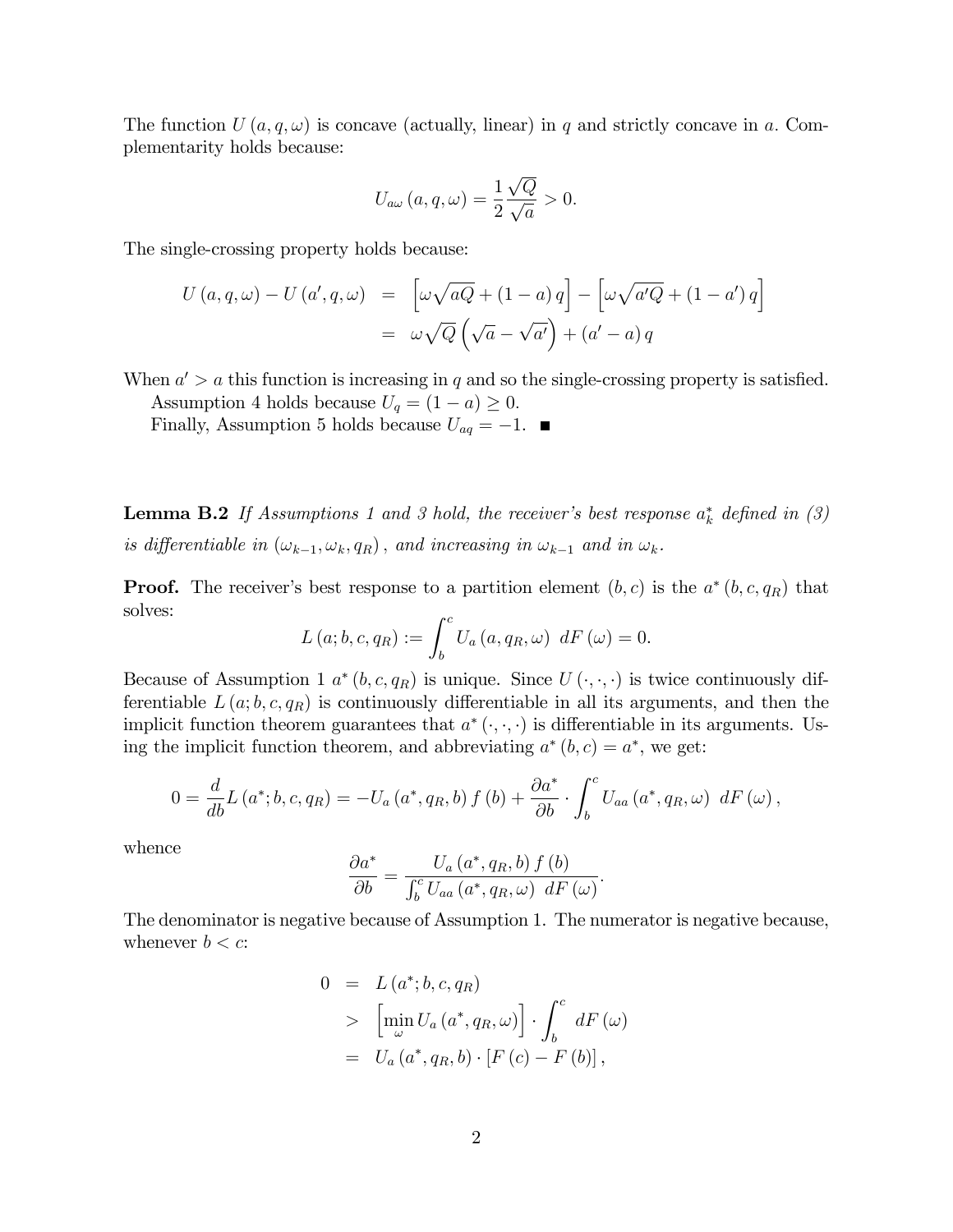The function $U(a, q, \omega)$ is concave (actually, linear) in $q$ and strictly concave in $a$. Complementarity holds because:

$$U_{a\omega}(a, q, \omega) = \frac{1}{2} \frac{\sqrt{Q}}{\sqrt{a}} > 0.$$

The single-crossing property holds because:

$$\begin{aligned} U(a, q, \omega) - U(a', q, \omega) &= \left[\omega \sqrt{aQ} + (1-a) q\right] - \left[\omega \sqrt{a'Q} + (1-a') q\right] \\ &= \omega \sqrt{Q} \left(\sqrt{a} - \sqrt{a'}\right) + (a' - a) q \end{aligned}$$

When $a' > a$ this function is increasing in $q$ and so the single-crossing property is satisfied.

Assumption 4 holds because $U_q = (1-a) \geq 0$.

Finally, Assumption 5 holds because $U_{aq} = -1$. ■

**Lemma B.2** *If Assumptions 1 and 3 hold, the receiver's best response $a_k^*$ defined in (3) is differentiable in $(\omega_{k-1}, \omega_k, q_R)$, and increasing in $\omega_{k-1}$ and in $\omega_k$.*

**Proof.** The receiver's best response to a partition element $(b, c)$ is the $a^*(b, c, q_R)$ that solves:

$$L(a; b, c, q_R) := \int_b^c U_a(a, q_R, \omega) \; dF(\omega) = 0.$$

Because of Assumption 1 $a^*(b, c, q_R)$ is unique. Since $U(\cdot, \cdot, \cdot)$ is twice continuously differentiable $L(a; b, c, q_R)$ is continuously differentiable in all its arguments, and then the implicit function theorem guarantees that $a^*(\cdot, \cdot, \cdot)$ is differentiable in its arguments. Using the implicit function theorem, and abbreviating $a^*(b, c) = a^*$, we get:

$$0 = \frac{d}{db} L(a^*; b, c, q_R) = -U_a(a^*, q_R, b) f(b) + \frac{\partial a^*}{\partial b} \cdot \int_b^c U_{aa}(a^*, q_R, \omega) \; dF(\omega),$$

whence

$$\frac{\partial a^*}{\partial b} = \frac{U_a(a^*, q_R, b) f(b)}{\int_b^c U_{aa}(a^*, q_R, \omega) \; dF(\omega)}.$$

The denominator is negative because of Assumption 1. The numerator is negative because, whenever $b < c$:

$$\begin{aligned} 0 &= L(a^*; b, c, q_R) \\ &> \left[\min_{\omega} U_a(a^*, q_R, \omega)\right] \cdot \int_b^c \; dF(\omega) \\ &= U_a(a^*, q_R, b) \cdot [F(c) - F(b)], \end{aligned}$$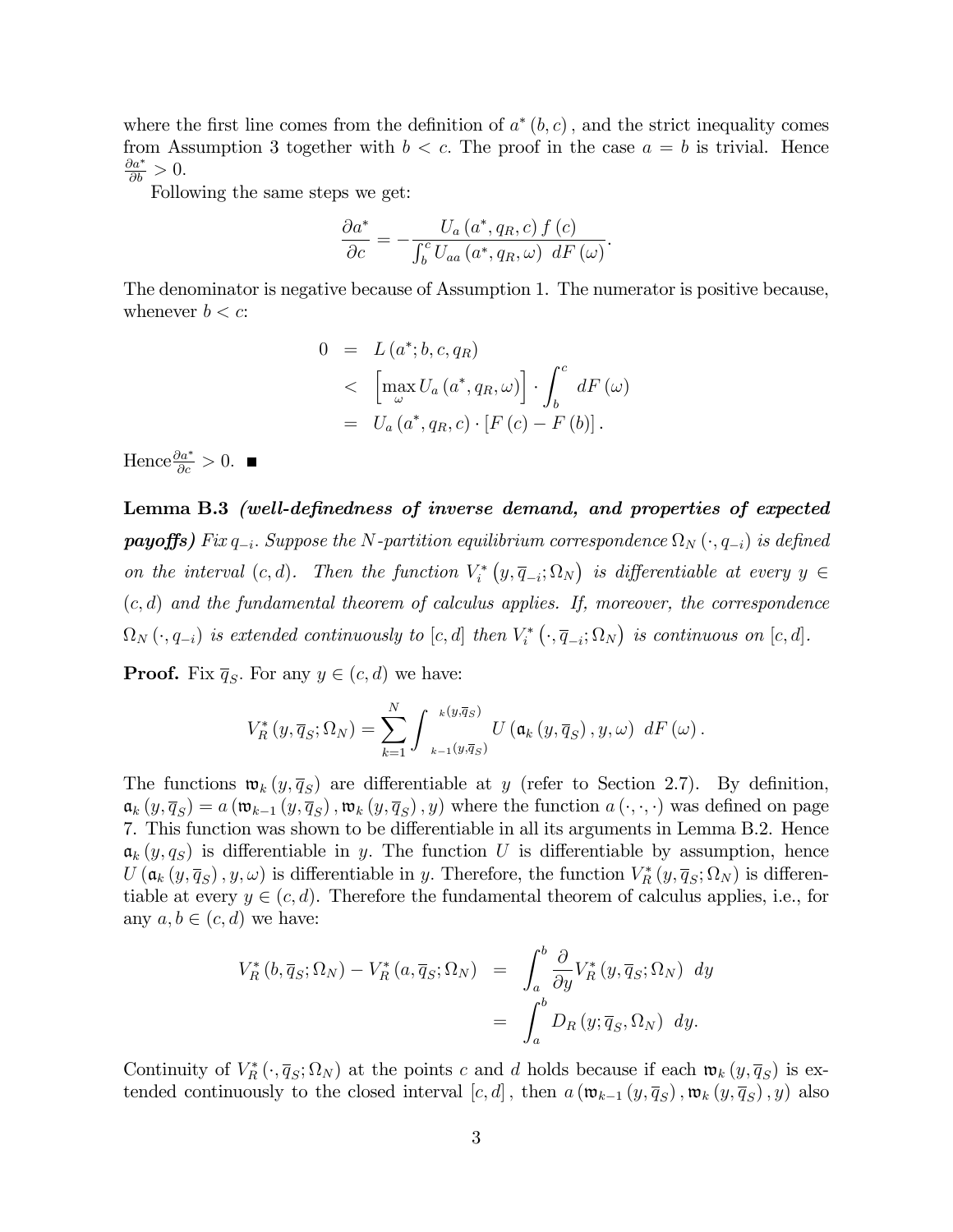where the first line comes from the definition of $a^*(b,c)$, and the strict inequality comes from Assumption 3 together with $b < c$. The proof in the case $a = b$ is trivial. Hence $\frac{\partial a^*}{\partial b} > 0$.

Following the same steps we get:

$$\frac{\partial a^*}{\partial c} = -\frac{U_a(a^*, q_R, c) f(c)}{\int_b^c U_{aa}(a^*, q_R, \omega) \ dF(\omega)}.$$

The denominator is negative because of Assumption 1. The numerator is positive because, whenever $b < c$:

$$\begin{aligned} 0 &= L(a^*; b, c, q_R) \\ &< \left[\max_{\omega} U_a(a^*, q_R, \omega)\right] \cdot \int_b^c dF(\omega) \\ &= U_a(a^*, q_R, c) \cdot [F(c) - F(b)]. \end{aligned}$$

Hence $\frac{\partial a^*}{\partial c} > 0$. ■

**Lemma B.3** ***(well-definedness of inverse demand, and properties of expected payoffs)*** *Fix $q_{-i}$. Suppose the $N$-partition equilibrium correspondence $\Omega_N(\cdot, q_{-i})$ is defined on the interval $(c,d)$. Then the function $V_i^*(y, \overline{q}_{-i}; \Omega_N)$ is differentiable at every $y \in (c,d)$ and the fundamental theorem of calculus applies. If, moreover, the correspondence $\Omega_N(\cdot, q_{-i})$ is extended continuously to $[c,d]$ then $V_i^*(\cdot, \overline{q}_{-i}; \Omega_N)$ is continuous on $[c,d]$.*

**Proof.** Fix $\overline{q}_S$. For any $y \in (c,d)$ we have:

$$V_R^*(y, \overline{q}_S; \Omega_N) = \sum_{k=1}^{N} \int_{{}_{k-1}(y, \overline{q}_S)}^{{}_{k}(y, \overline{q}_S)} U(\mathfrak{a}_k(y, \overline{q}_S), y, \omega) \ dF(\omega).$$

The functions $\mathfrak{w}_k(y, \overline{q}_S)$ are differentiable at $y$ (refer to Section 2.7). By definition, $\mathfrak{a}_k(y, \overline{q}_S) = a(\mathfrak{w}_{k-1}(y, \overline{q}_S), \mathfrak{w}_k(y, \overline{q}_S), y)$ where the function $a(\cdot,\cdot,\cdot)$ was defined on page 7. This function was shown to be differentiable in all its arguments in Lemma B.2. Hence $\mathfrak{a}_k(y, q_S)$ is differentiable in $y$. The function $U$ is differentiable by assumption, hence $U(\mathfrak{a}_k(y, \overline{q}_S), y, \omega)$ is differentiable in $y$. Therefore, the function $V_R^*(y, \overline{q}_S; \Omega_N)$ is differentiable at every $y \in (c,d)$. Therefore the fundamental theorem of calculus applies, i.e., for any $a, b \in (c,d)$ we have:

$$\begin{aligned} V_R^*(b, \overline{q}_S; \Omega_N) - V_R^*(a, \overline{q}_S; \Omega_N) &= \int_a^b \frac{\partial}{\partial y} V_R^*(y, \overline{q}_S; \Omega_N) \ dy \\ &= \int_a^b D_R(y; \overline{q}_S, \Omega_N) \ dy. \end{aligned}$$

Continuity of $V_R^*(\cdot, \overline{q}_S; \Omega_N)$ at the points $c$ and $d$ holds because if each $\mathfrak{w}_k(y, \overline{q}_S)$ is extended continuously to the closed interval $[c,d]$, then $a(\mathfrak{w}_{k-1}(y, \overline{q}_S), \mathfrak{w}_k(y, \overline{q}_S), y)$ also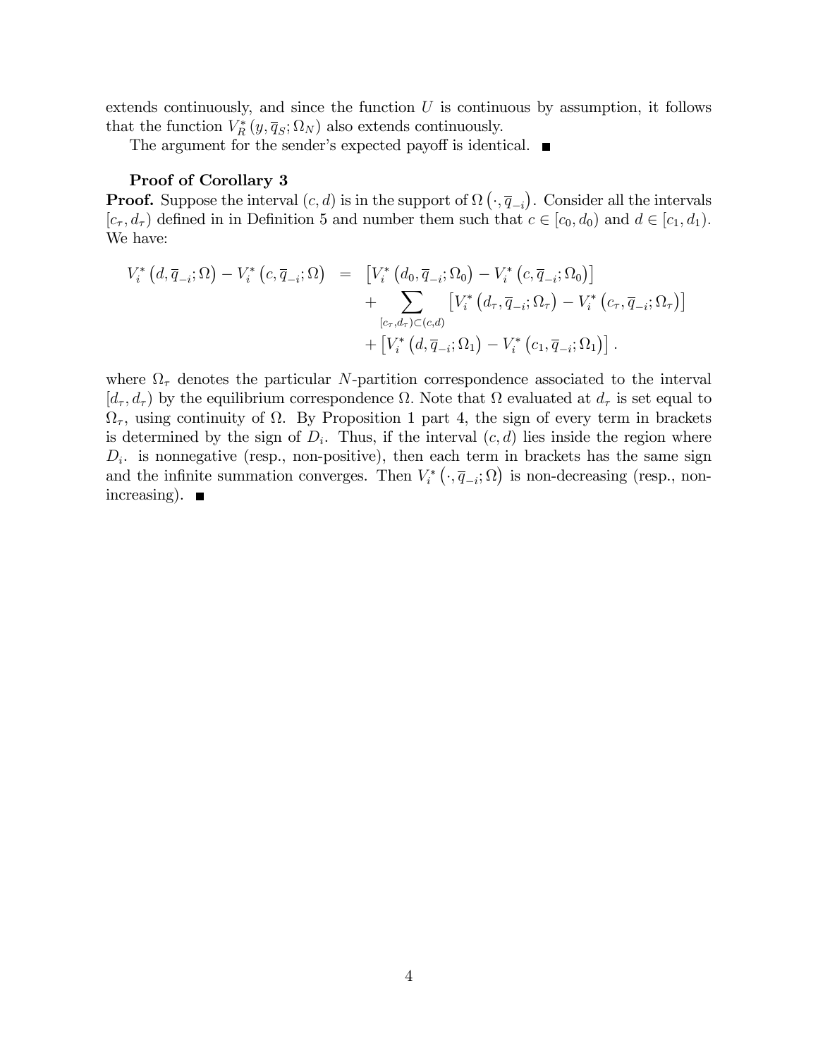extends continuously, and since the function $U$ is continuous by assumption, it follows that the function $V_R^*(y, \overline{q}_S; \Omega_N)$ also extends continuously.

The argument for the sender's expected payoff is identical. ■

**Proof of Corollary 3**

**Proof.** Suppose the interval $(c,d)$ is in the support of $\Omega(\cdot, \overline{q}_{-i})$. Consider all the intervals $[c_\tau, d_\tau)$ defined in in Definition 5 and number them such that $c \in [c_0, d_0)$ and $d \in [c_1, d_1)$. We have:

$$
\begin{aligned}
V_i^*(d, \overline{q}_{-i}; \Omega) - V_i^*(c, \overline{q}_{-i}; \Omega) &= \left[V_i^*(d_0, \overline{q}_{-i}; \Omega_0) - V_i^*(c, \overline{q}_{-i}; \Omega_0)\right] \\
&\quad + \sum_{[c_\tau, d_\tau) \subset (c,d)} \left[V_i^*(d_\tau, \overline{q}_{-i}; \Omega_\tau) - V_i^*(c_\tau, \overline{q}_{-i}; \Omega_\tau)\right] \\
&\quad + \left[V_i^*(d, \overline{q}_{-i}; \Omega_1) - V_i^*(c_1, \overline{q}_{-i}; \Omega_1)\right].
\end{aligned}
$$

where $\Omega_\tau$ denotes the particular $N$-partition correspondence associated to the interval $[d_\tau, d_\tau)$ by the equilibrium correspondence $\Omega$. Note that $\Omega$ evaluated at $d_\tau$ is set equal to $\Omega_\tau$, using continuity of $\Omega$. By Proposition 1 part 4, the sign of every term in brackets is determined by the sign of $D_i$. Thus, if the interval $(c,d)$ lies inside the region where $D_i$. is nonnegative (resp., non-positive), then each term in brackets has the same sign and the infinite summation converges. Then $V_i^*(\cdot, \overline{q}_{-i}; \Omega)$ is non-decreasing (resp., non-increasing). ■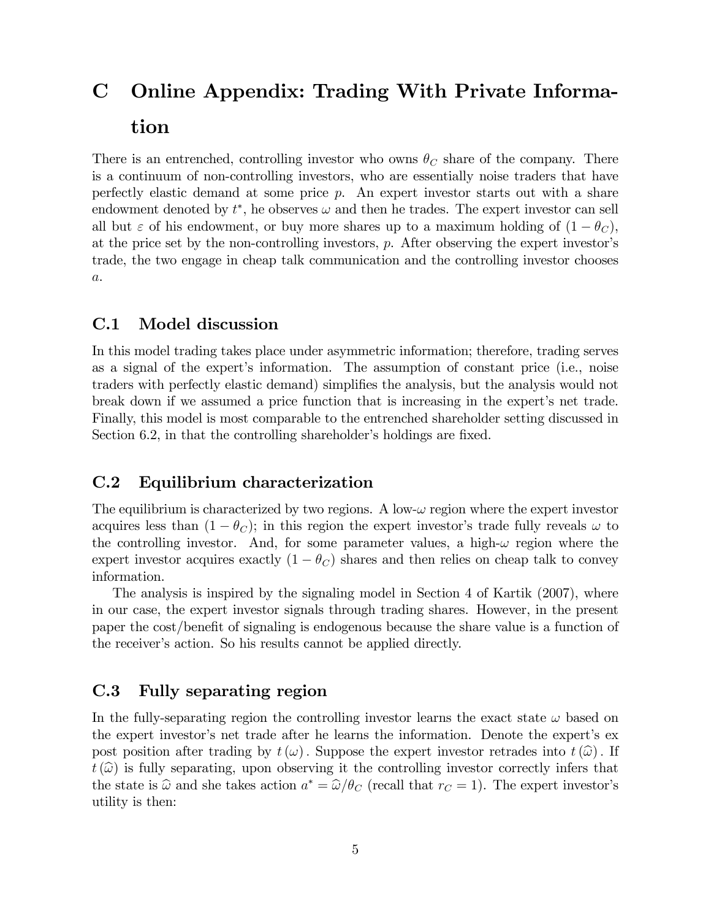# C Online Appendix: Trading With Private Information

There is an entrenched, controlling investor who owns $\theta_C$ share of the company. There is a continuum of non-controlling investors, who are essentially noise traders that have perfectly elastic demand at some price $p$. An expert investor starts out with a share endowment denoted by $t^*$, he observes $\omega$ and then he trades. The expert investor can sell all but $\varepsilon$ of his endowment, or buy more shares up to a maximum holding of $(1 - \theta_C)$, at the price set by the non-controlling investors, $p$. After observing the expert investor's trade, the two engage in cheap talk communication and the controlling investor chooses $a$.

## C.1 Model discussion

In this model trading takes place under asymmetric information; therefore, trading serves as a signal of the expert's information. The assumption of constant price (i.e., noise traders with perfectly elastic demand) simplifies the analysis, but the analysis would not break down if we assumed a price function that is increasing in the expert's net trade. Finally, this model is most comparable to the entrenched shareholder setting discussed in Section 6.2, in that the controlling shareholder's holdings are fixed.

## C.2 Equilibrium characterization

The equilibrium is characterized by two regions. A low-$\omega$ region where the expert investor acquires less than $(1 - \theta_C)$; in this region the expert investor's trade fully reveals $\omega$ to the controlling investor. And, for some parameter values, a high-$\omega$ region where the expert investor acquires exactly $(1 - \theta_C)$ shares and then relies on cheap talk to convey information.

The analysis is inspired by the signaling model in Section 4 of Kartik (2007), where in our case, the expert investor signals through trading shares. However, in the present paper the cost/benefit of signaling is endogenous because the share value is a function of the receiver's action. So his results cannot be applied directly.

## C.3 Fully separating region

In the fully-separating region the controlling investor learns the exact state $\omega$ based on the expert investor's net trade after he learns the information. Denote the expert's ex post position after trading by $t(\omega)$. Suppose the expert investor retrades into $t(\widehat{\omega})$. If $t(\widehat{\omega})$ is fully separating, upon observing it the controlling investor correctly infers that the state is $\widehat{\omega}$ and she takes action $a^* = \widehat{\omega}/\theta_C$ (recall that $r_C = 1$). The expert investor's utility is then: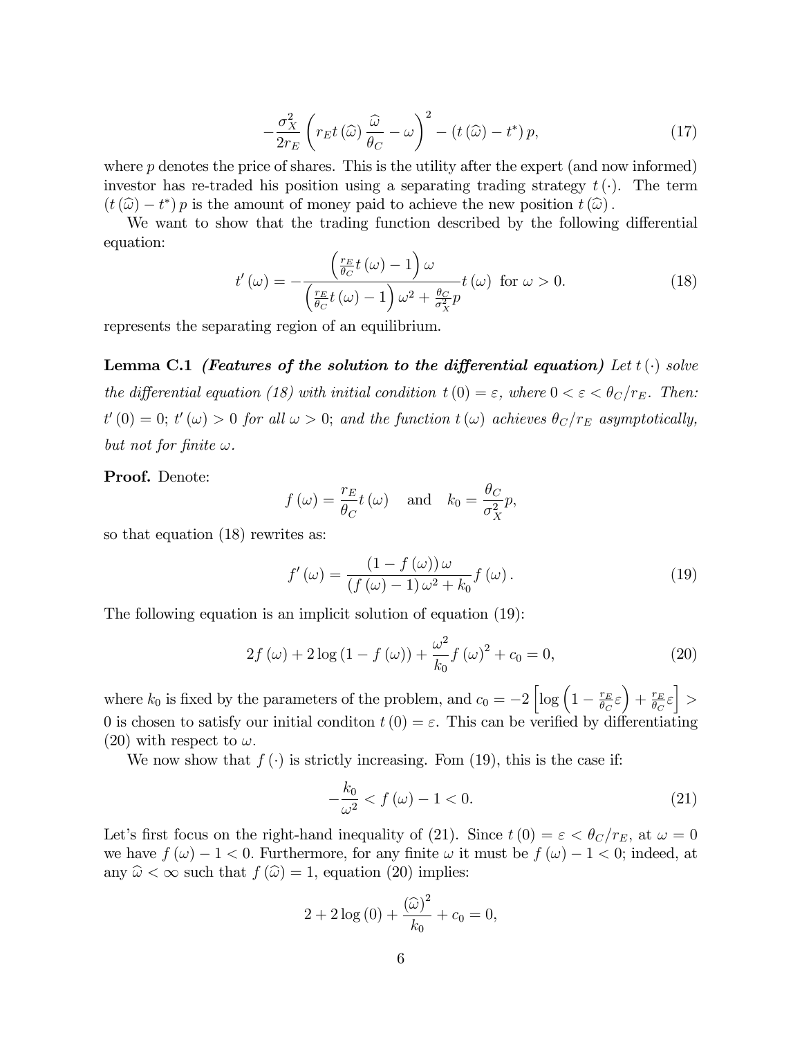$$-\frac{\sigma_X^2}{2r_E}\left(r_E t(\widehat{\omega})\frac{\widehat{\omega}}{\theta_C}-\omega\right)^2-(t(\widehat{\omega})-t^*)\,p, \tag{17}$$

where $p$ denotes the price of shares. This is the utility after the expert (and now informed) investor has re-traded his position using a separating trading strategy $t(\cdot)$. The term $(t(\widehat{\omega})-t^*)\,p$ is the amount of money paid to achieve the new position $t(\widehat{\omega})$.

We want to show that the trading function described by the following differential equation:

$$t'(\omega)=-\frac{\left(\frac{r_E}{\theta_C}t(\omega)-1\right)\omega}{\left(\frac{r_E}{\theta_C}t(\omega)-1\right)\omega^2+\frac{\theta_C}{\sigma_X^2}p}t(\omega)\ \text{ for }\omega>0. \tag{18}$$

represents the separating region of an equilibrium.

**Lemma C.1** ***(Features of the solution to the differential equation)*** *Let $t(\cdot)$ solve the differential equation (18) with initial condition $t(0)=\varepsilon$, where $0<\varepsilon<\theta_C/r_E$. Then: $t'(0)=0$; $t'(\omega)>0$ for all $\omega>0$; and the function $t(\omega)$ achieves $\theta_C/r_E$ asymptotically, but not for finite $\omega$.*

**Proof.** Denote:

$$f(\omega)=\frac{r_E}{\theta_C}t(\omega)\quad\text{ and }\quad k_0=\frac{\theta_C}{\sigma_X^2}p,$$

so that equation (18) rewrites as:

$$f'(\omega)=\frac{(1-f(\omega))\,\omega}{(f(\omega)-1)\,\omega^2+k_0}f(\omega). \tag{19}$$

The following equation is an implicit solution of equation (19):

$$2f(\omega)+2\log(1-f(\omega))+\frac{\omega^2}{k_0}f(\omega)^2+c_0=0, \tag{20}$$

where $k_0$ is fixed by the parameters of the problem, and $c_0=-2\left[\log\left(1-\frac{r_E}{\theta_C}\varepsilon\right)+\frac{r_E}{\theta_C}\varepsilon\right]>0$ is chosen to satisfy our initial conditon $t(0)=\varepsilon$. This can be verified by differentiating (20) with respect to $\omega$.

We now show that $f(\cdot)$ is strictly increasing. Fom (19), this is the case if:

$$-\frac{k_0}{\omega^2}<f(\omega)-1<0. \tag{21}$$

Let's first focus on the right-hand inequality of (21). Since $t(0)=\varepsilon<\theta_C/r_E$, at $\omega=0$ we have $f(\omega)-1<0$. Furthermore, for any finite $\omega$ it must be $f(\omega)-1<0$; indeed, at any $\widehat{\omega}<\infty$ such that $f(\widehat{\omega})=1$, equation (20) implies:

$$2+2\log(0)+\frac{(\widehat{\omega})^2}{k_0}+c_0=0,$$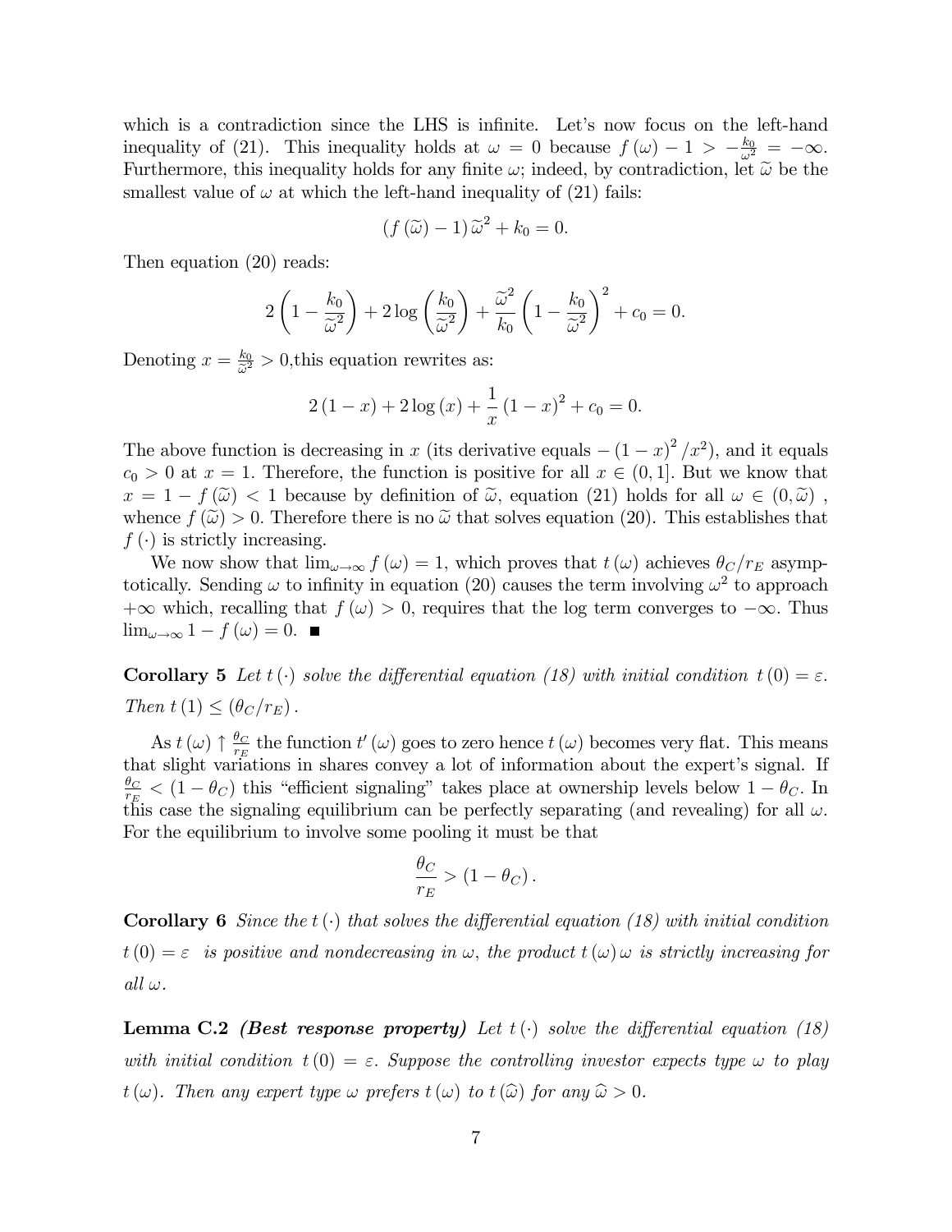which is a contradiction since the LHS is infinite. Let's now focus on the left-hand inequality of (21). This inequality holds at $\omega = 0$ because $f(\omega) - 1 > -\frac{k_0}{\omega^2} = -\infty$. Furthermore, this inequality holds for any finite $\omega$; indeed, by contradiction, let $\widetilde{\omega}$ be the smallest value of $\omega$ at which the left-hand inequality of (21) fails:

$$(f(\widetilde{\omega}) - 1)\widetilde{\omega}^2 + k_0 = 0.$$

Then equation (20) reads:

$$2\left(1 - \frac{k_0}{\widetilde{\omega}^2}\right) + 2\log\left(\frac{k_0}{\widetilde{\omega}^2}\right) + \frac{\widetilde{\omega}^2}{k_0}\left(1 - \frac{k_0}{\widetilde{\omega}^2}\right)^2 + c_0 = 0.$$

Denoting $x = \frac{k_0}{\widetilde{\omega}^2} > 0$,this equation rewrites as:

$$2(1-x) + 2\log(x) + \frac{1}{x}(1-x)^2 + c_0 = 0.$$

The above function is decreasing in $x$ (its derivative equals $-(1-x)^2/x^2$), and it equals $c_0 > 0$ at $x = 1$. Therefore, the function is positive for all $x \in (0, 1]$. But we know that $x = 1 - f(\widetilde{\omega}) < 1$ because by definition of $\widetilde{\omega}$, equation (21) holds for all $\omega \in (0, \widetilde{\omega})$ , whence $f(\widetilde{\omega}) > 0$. Therefore there is no $\widetilde{\omega}$ that solves equation (20). This establishes that $f(\cdot)$ is strictly increasing.

We now show that $\lim_{\omega\to\infty} f(\omega) = 1$, which proves that $t(\omega)$ achieves $\theta_C/r_E$ asymptotically. Sending $\omega$ to infinity in equation (20) causes the term involving $\omega^2$ to approach $+\infty$ which, recalling that $f(\omega) > 0$, requires that the log term converges to $-\infty$. Thus $\lim_{\omega\to\infty} 1 - f(\omega) = 0$. ■

**Corollary 5** *Let $t(\cdot)$ solve the differential equation (18) with initial condition $t(0) = \varepsilon$. Then $t(1) \leq (\theta_C/r_E)$.*

As $t(\omega) \uparrow \frac{\theta_C}{r_E}$ the function $t'(\omega)$ goes to zero hence $t(\omega)$ becomes very flat. This means that slight variations in shares convey a lot of information about the expert's signal. If $\frac{\theta_C}{r_E} < (1 - \theta_C)$ this "efficient signaling" takes place at ownership levels below $1 - \theta_C$. In this case the signaling equilibrium can be perfectly separating (and revealing) for all $\omega$. For the equilibrium to involve some pooling it must be that

$$\frac{\theta_C}{r_E} > (1 - \theta_C).$$

**Corollary 6** *Since the $t(\cdot)$ that solves the differential equation (18) with initial condition $t(0) = \varepsilon$ is positive and nondecreasing in $\omega$, the product $t(\omega)\omega$ is strictly increasing for all $\omega$.*

**Lemma C.2** ***(Best response property)*** *Let $t(\cdot)$ solve the differential equation (18) with initial condition $t(0) = \varepsilon$. Suppose the controlling investor expects type $\omega$ to play $t(\omega)$. Then any expert type $\omega$ prefers $t(\omega)$ to $t(\widehat{\omega})$ for any $\widehat{\omega} > 0$.*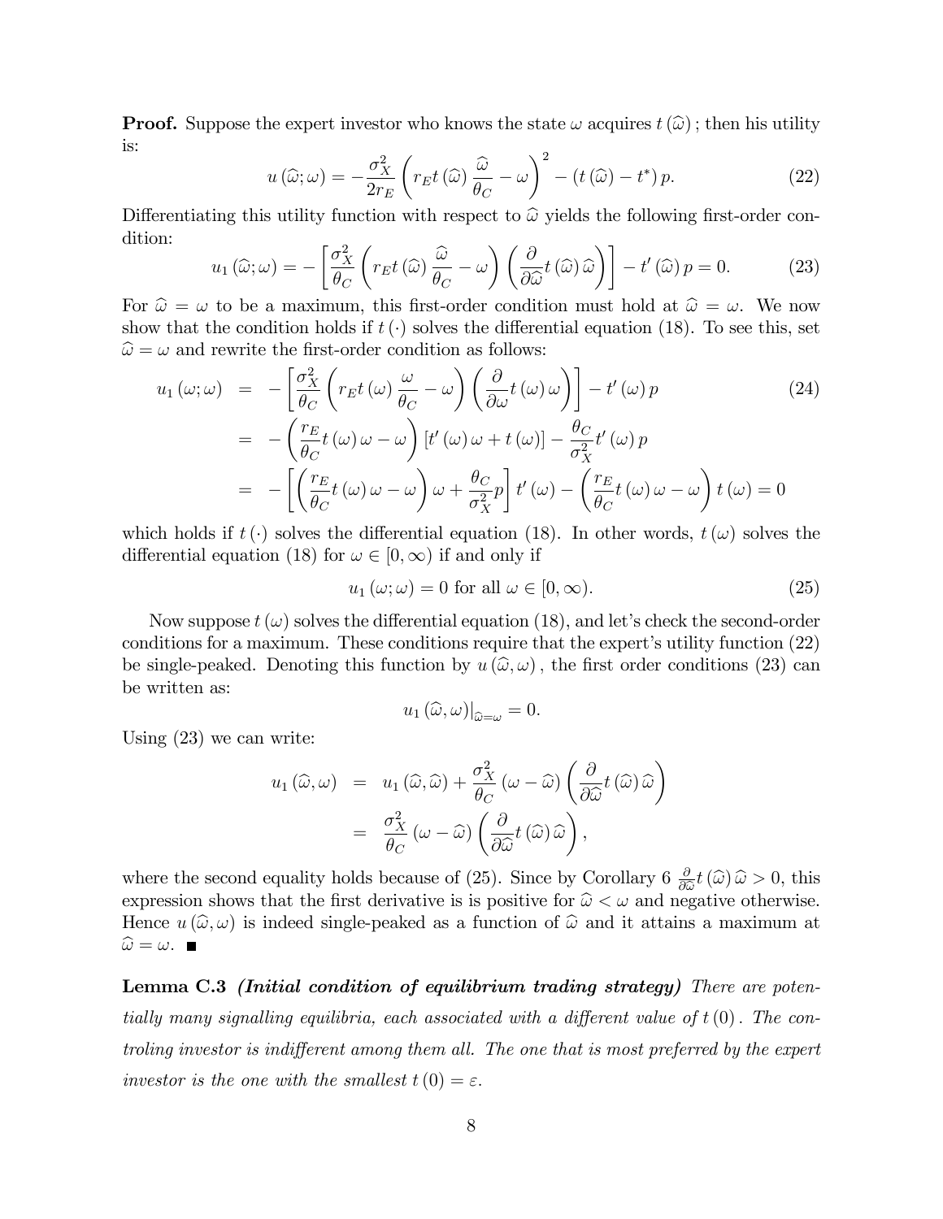**Proof.** Suppose the expert investor who knows the state $\omega$ acquires $t(\widehat{\omega})$; then his utility is:

$$u(\widehat{\omega};\omega) = -\frac{\sigma_X^2}{2r_E}\left(r_E t(\widehat{\omega})\frac{\widehat{\omega}}{\theta_C} - \omega\right)^2 - (t(\widehat{\omega}) - t^*)p. \tag{22}$$

Differentiating this utility function with respect to $\widehat{\omega}$ yields the following first-order condition:

$$u_1(\widehat{\omega};\omega) = -\left[\frac{\sigma_X^2}{\theta_C}\left(r_E t(\widehat{\omega})\frac{\widehat{\omega}}{\theta_C} - \omega\right)\left(\frac{\partial}{\partial\widehat{\omega}}t(\widehat{\omega})\widehat{\omega}\right)\right] - t'(\widehat{\omega})p = 0. \tag{23}$$

For $\widehat{\omega} = \omega$ to be a maximum, this first-order condition must hold at $\widehat{\omega} = \omega$. We now show that the condition holds if $t(\cdot)$ solves the differential equation (18). To see this, set $\widehat{\omega} = \omega$ and rewrite the first-order condition as follows:

$$\begin{aligned}
u_1(\omega;\omega) &= -\left[\frac{\sigma_X^2}{\theta_C}\left(r_E t(\omega)\frac{\omega}{\theta_C} - \omega\right)\left(\frac{\partial}{\partial\omega}t(\omega)\omega\right)\right] - t'(\omega)p \\
&= -\left(\frac{r_E}{\theta_C}t(\omega)\omega - \omega\right)[t'(\omega)\omega + t(\omega)] - \frac{\theta_C}{\sigma_X^2}t'(\omega)p \\
&= -\left[\left(\frac{r_E}{\theta_C}t(\omega)\omega - \omega\right)\omega + \frac{\theta_C}{\sigma_X^2}p\right]t'(\omega) - \left(\frac{r_E}{\theta_C}t(\omega)\omega - \omega\right)t(\omega) = 0
\end{aligned} \tag{24}$$

which holds if $t(\cdot)$ solves the differential equation (18). In other words, $t(\omega)$ solves the differential equation (18) for $\omega \in [0,\infty)$ if and only if

$$u_1(\omega;\omega) = 0 \text{ for all } \omega \in [0,\infty). \tag{25}$$

Now suppose $t(\omega)$ solves the differential equation (18), and let's check the second-order conditions for a maximum. These conditions require that the expert's utility function (22) be single-peaked. Denoting this function by $u(\widehat{\omega},\omega)$, the first order conditions (23) can be written as:

$$u_1(\widehat{\omega},\omega)\big|_{\widehat{\omega}=\omega} = 0.$$

Using (23) we can write:

$$\begin{aligned}
u_1(\widehat{\omega},\omega) &= u_1(\widehat{\omega},\widehat{\omega}) + \frac{\sigma_X^2}{\theta_C}(\omega - \widehat{\omega})\left(\frac{\partial}{\partial\widehat{\omega}}t(\widehat{\omega})\widehat{\omega}\right) \\
&= \frac{\sigma_X^2}{\theta_C}(\omega - \widehat{\omega})\left(\frac{\partial}{\partial\widehat{\omega}}t(\widehat{\omega})\widehat{\omega}\right),
\end{aligned}$$

where the second equality holds because of (25). Since by Corollary 6 $\frac{\partial}{\partial\widehat{\omega}}t(\widehat{\omega})\widehat{\omega} > 0$, this expression shows that the first derivative is is positive for $\widehat{\omega} < \omega$ and negative otherwise. Hence $u(\widehat{\omega},\omega)$ is indeed single-peaked as a function of $\widehat{\omega}$ and it attains a maximum at $\widehat{\omega} = \omega$. ■

**Lemma C.3** ***(Initial condition of equilibrium trading strategy)*** *There are potentially many signalling equilibria, each associated with a different value of $t(0)$. The controling investor is indifferent among them all. The one that is most preferred by the expert investor is the one with the smallest $t(0) = \varepsilon$.*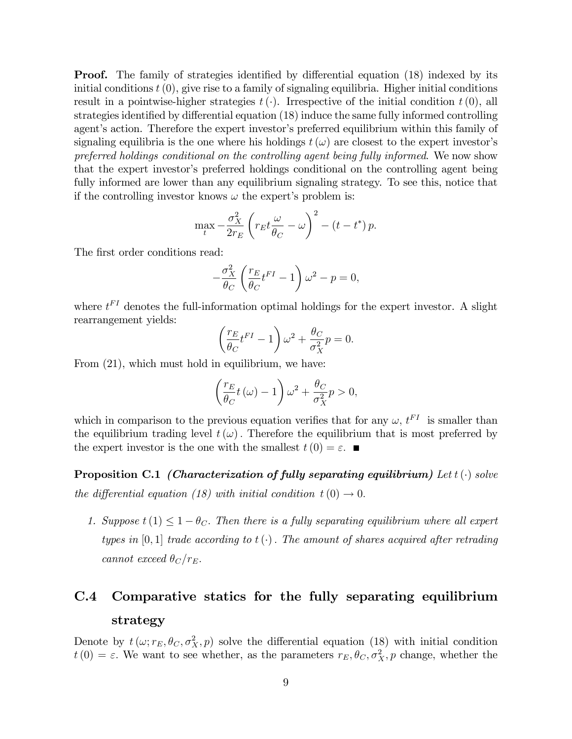**Proof.** The family of strategies identified by differential equation (18) indexed by its initial conditions $t(0)$, give rise to a family of signaling equilibria. Higher initial conditions result in a pointwise-higher strategies $t(\cdot)$. Irrespective of the initial condition $t(0)$, all strategies identified by differential equation (18) induce the same fully informed controlling agent's action. Therefore the expert investor's preferred equilibrium within this family of signaling equilibria is the one where his holdings $t(\omega)$ are closest to the expert investor's *preferred holdings conditional on the controlling agent being fully informed*. We now show that the expert investor's preferred holdings conditional on the controlling agent being fully informed are lower than any equilibrium signaling strategy. To see this, notice that if the controlling investor knows $\omega$ the expert's problem is:

$$\max_t -\frac{\sigma_X^2}{2r_E}\left(r_E t \frac{\omega}{\theta_C} - \omega\right)^2 - (t - t^*)\, p.$$

The first order conditions read:

$$-\frac{\sigma_X^2}{\theta_C}\left(\frac{r_E}{\theta_C} t^{FI} - 1\right)\omega^2 - p = 0,$$

where $t^{FI}$ denotes the full-information optimal holdings for the expert investor. A slight rearrangement yields:

$$\left(\frac{r_E}{\theta_C} t^{FI} - 1\right)\omega^2 + \frac{\theta_C}{\sigma_X^2} p = 0.$$

From (21), which must hold in equilibrium, we have:

$$\left(\frac{r_E}{\theta_C} t(\omega) - 1\right)\omega^2 + \frac{\theta_C}{\sigma_X^2} p > 0,$$

which in comparison to the previous equation verifies that for any $\omega$, $t^{FI}$ is smaller than the equilibrium trading level $t(\omega)$. Therefore the equilibrium that is most preferred by the expert investor is the one with the smallest $t(0) = \varepsilon$. ■

**Proposition C.1** ***(Characterization of fully separating equilibrium)*** *Let $t(\cdot)$ solve the differential equation (18) with initial condition $t(0) \to 0$.*

1. *Suppose $t(1) \leq 1 - \theta_C$. Then there is a fully separating equilibrium where all expert types in $[0,1]$ trade according to $t(\cdot)$. The amount of shares acquired after retrading cannot exceed $\theta_C / r_E$.*

## C.4 Comparative statics for the fully separating equilibrium strategy

Denote by $t(\omega; r_E, \theta_C, \sigma_X^2, p)$ solve the differential equation (18) with initial condition $t(0) = \varepsilon$. We want to see whether, as the parameters $r_E, \theta_C, \sigma_X^2, p$ change, whether the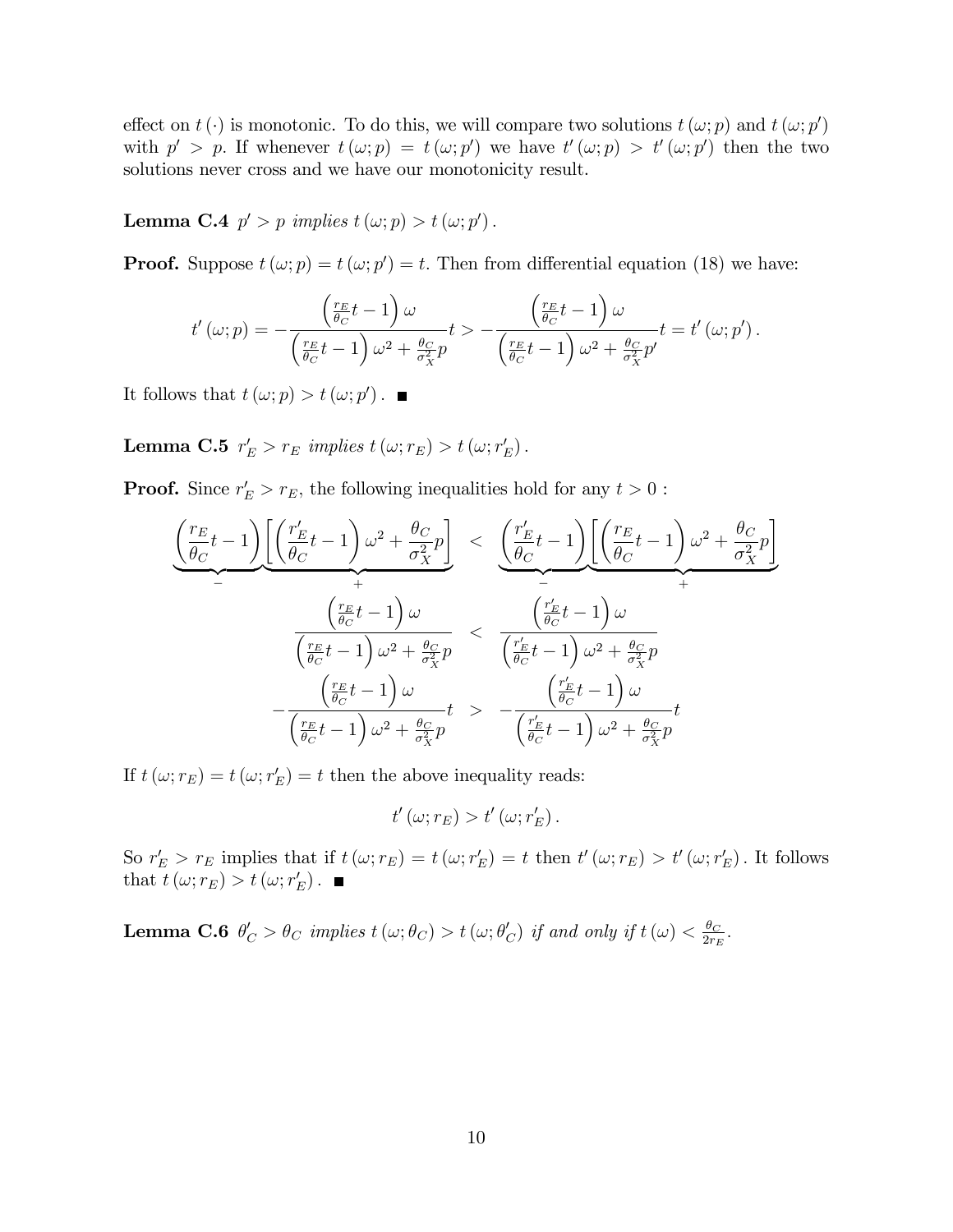effect on $t(\cdot)$ is monotonic. To do this, we will compare two solutions $t(\omega; p)$ and $t(\omega; p')$ with $p' > p$. If whenever $t(\omega; p) = t(\omega; p')$ we have $t'(\omega; p) > t'(\omega; p')$ then the two solutions never cross and we have our monotonicity result.

**Lemma C.4** *$p' > p$ implies $t(\omega; p) > t(\omega; p')$.*

**Proof.** Suppose $t(\omega; p) = t(\omega; p') = t$. Then from differential equation (18) we have:

$$t'(\omega; p) = -\frac{\left(\frac{r_E}{\theta_C}t - 1\right)\omega}{\left(\frac{r_E}{\theta_C}t - 1\right)\omega^2 + \frac{\theta_C}{\sigma_X^2}p}t > -\frac{\left(\frac{r_E}{\theta_C}t - 1\right)\omega}{\left(\frac{r_E}{\theta_C}t - 1\right)\omega^2 + \frac{\theta_C}{\sigma_X^2}p'}t = t'(\omega; p').$$

It follows that $t(\omega; p) > t(\omega; p')$. ■

**Lemma C.5** *$r_E' > r_E$ implies $t(\omega; r_E) > t(\omega; r_E')$.*

**Proof.** Since $r_E' > r_E$, the following inequalities hold for any $t > 0$:

$$\begin{aligned}
\underbrace{\left(\frac{r_E}{\theta_C}t - 1\right)}_{-}\underbrace{\left[\left(\frac{r_E'}{\theta_C}t - 1\right)\omega^2 + \frac{\theta_C}{\sigma_X^2}p\right]}_{+} &< \underbrace{\left(\frac{r_E'}{\theta_C}t - 1\right)}_{-}\underbrace{\left[\left(\frac{r_E}{\theta_C}t - 1\right)\omega^2 + \frac{\theta_C}{\sigma_X^2}p\right]}_{+} \\
\frac{\left(\frac{r_E}{\theta_C}t - 1\right)\omega}{\left(\frac{r_E}{\theta_C}t - 1\right)\omega^2 + \frac{\theta_C}{\sigma_X^2}p} &< \frac{\left(\frac{r_E'}{\theta_C}t - 1\right)\omega}{\left(\frac{r_E'}{\theta_C}t - 1\right)\omega^2 + \frac{\theta_C}{\sigma_X^2}p} \\
-\frac{\left(\frac{r_E}{\theta_C}t - 1\right)\omega}{\left(\frac{r_E}{\theta_C}t - 1\right)\omega^2 + \frac{\theta_C}{\sigma_X^2}p}t &> -\frac{\left(\frac{r_E'}{\theta_C}t - 1\right)\omega}{\left(\frac{r_E'}{\theta_C}t - 1\right)\omega^2 + \frac{\theta_C}{\sigma_X^2}p}t
\end{aligned}$$

If $t(\omega; r_E) = t(\omega; r_E') = t$ then the above inequality reads:

$$t'(\omega; r_E) > t'(\omega; r_E').$$

So $r_E' > r_E$ implies that if $t(\omega; r_E) = t(\omega; r_E') = t$ then $t'(\omega; r_E) > t'(\omega; r_E')$. It follows that $t(\omega; r_E) > t(\omega; r_E')$. ■

**Lemma C.6** *$\theta_C' > \theta_C$ implies $t(\omega; \theta_C) > t(\omega; \theta_C')$ if and only if $t(\omega) < \frac{\theta_C}{2r_E}$.*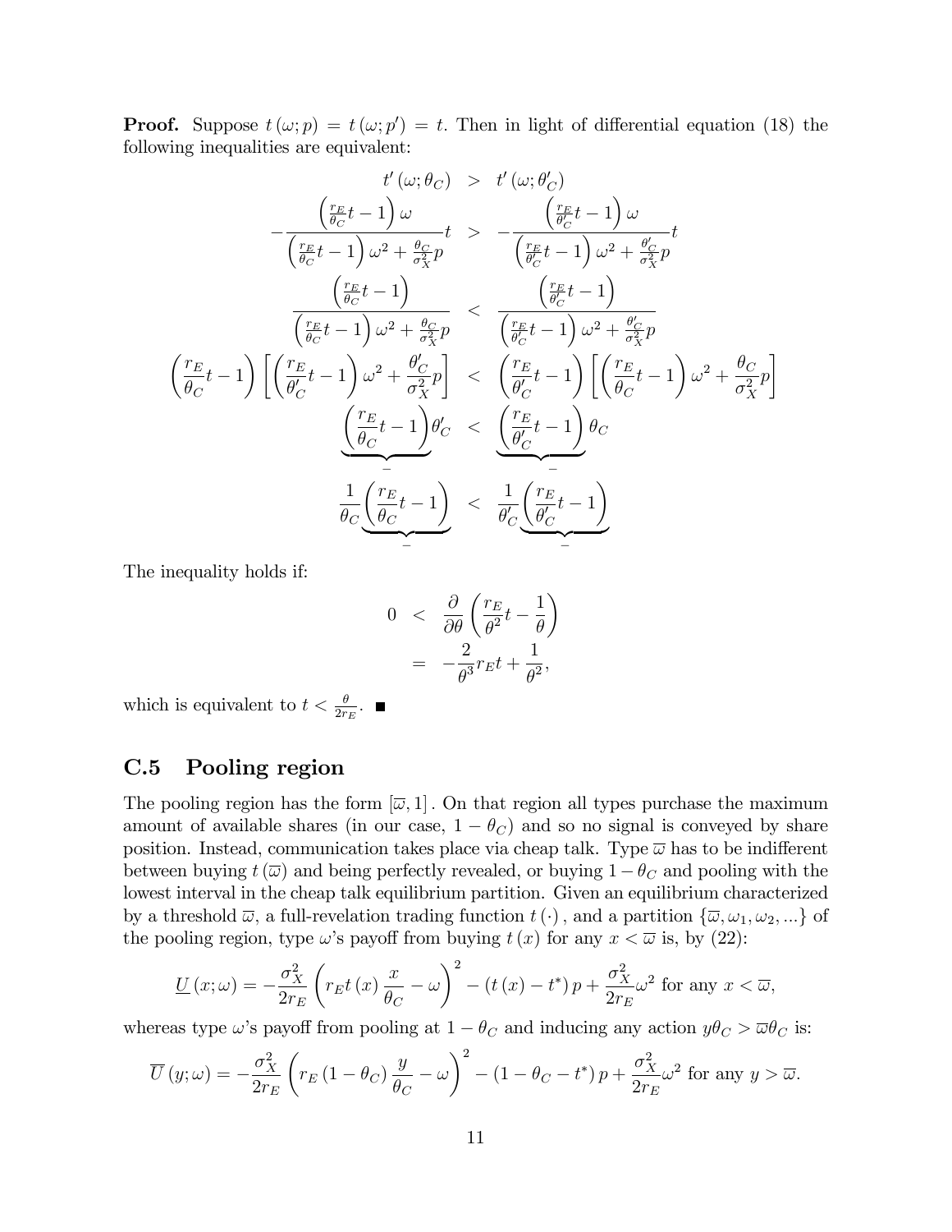**Proof.** Suppose $t(\omega; p) = t(\omega; p') = t$. Then in light of differential equation (18) the following inequalities are equivalent:

$$
\begin{aligned}
t'(\omega; \theta_C) &> t'(\omega; \theta_C') \\
-\frac{\left(\frac{r_E}{\theta_C} t - 1\right)\omega}{\left(\frac{r_E}{\theta_C} t - 1\right)\omega^2 + \frac{\theta_C}{\sigma_X^2} p} t &> -\frac{\left(\frac{r_E}{\theta_C'} t - 1\right)\omega}{\left(\frac{r_E}{\theta_C'} t - 1\right)\omega^2 + \frac{\theta_C'}{\sigma_X^2} p} t \\
\frac{\left(\frac{r_E}{\theta_C} t - 1\right)}{\left(\frac{r_E}{\theta_C} t - 1\right)\omega^2 + \frac{\theta_C}{\sigma_X^2} p} &< \frac{\left(\frac{r_E}{\theta_C'} t - 1\right)}{\left(\frac{r_E}{\theta_C'} t - 1\right)\omega^2 + \frac{\theta_C'}{\sigma_X^2} p} \\
\left(\frac{r_E}{\theta_C} t - 1\right)\left[\left(\frac{r_E}{\theta_C'} t - 1\right)\omega^2 + \frac{\theta_C'}{\sigma_X^2} p\right] &< \left(\frac{r_E}{\theta_C'} t - 1\right)\left[\left(\frac{r_E}{\theta_C} t - 1\right)\omega^2 + \frac{\theta_C}{\sigma_X^2} p\right] \\
\underbrace{\left(\frac{r_E}{\theta_C} t - 1\right)}_{-}\theta_C' &< \underbrace{\left(\frac{r_E}{\theta_C'} t - 1\right)}_{-}\theta_C \\
\frac{1}{\theta_C}\underbrace{\left(\frac{r_E}{\theta_C} t - 1\right)}_{-} &< \frac{1}{\theta_C'}\underbrace{\left(\frac{r_E}{\theta_C'} t - 1\right)}_{-}
\end{aligned}
$$

The inequality holds if:

$$
\begin{aligned}
0 &< \frac{\partial}{\partial \theta}\left(\frac{r_E}{\theta^2} t - \frac{1}{\theta}\right) \\
&= -\frac{2}{\theta^3} r_E t + \frac{1}{\theta^2},
\end{aligned}
$$

which is equivalent to $t < \frac{\theta}{2 r_E}$. ■

## C.5 Pooling region

The pooling region has the form $[\overline{\omega}, 1]$. On that region all types purchase the maximum amount of available shares (in our case, $1 - \theta_C$) and so no signal is conveyed by share position. Instead, communication takes place via cheap talk. Type $\overline{\omega}$ has to be indifferent between buying $t(\overline{\omega})$ and being perfectly revealed, or buying $1 - \theta_C$ and pooling with the lowest interval in the cheap talk equilibrium partition. Given an equilibrium characterized by a threshold $\overline{\omega}$, a full-revelation trading function $t(\cdot)$, and a partition $\{\overline{\omega}, \omega_1, \omega_2, ...\}$ of the pooling region, type $\omega$'s payoff from buying $t(x)$ for any $x < \overline{\omega}$ is, by (22):

$$
\underline{U}(x; \omega) = -\frac{\sigma_X^2}{2 r_E}\left(r_E t(x)\frac{x}{\theta_C} - \omega\right)^2 - (t(x) - t^*) p + \frac{\sigma_X^2}{2 r_E}\omega^2 \text{ for any } x < \overline{\omega},
$$

whereas type $\omega$'s payoff from pooling at $1 - \theta_C$ and inducing any action $y\theta_C > \overline{\omega}\theta_C$ is:

$$
\overline{U}(y; \omega) = -\frac{\sigma_X^2}{2 r_E}\left(r_E (1 - \theta_C)\frac{y}{\theta_C} - \omega\right)^2 - (1 - \theta_C - t^*) p + \frac{\sigma_X^2}{2 r_E}\omega^2 \text{ for any } y > \overline{\omega}.
$$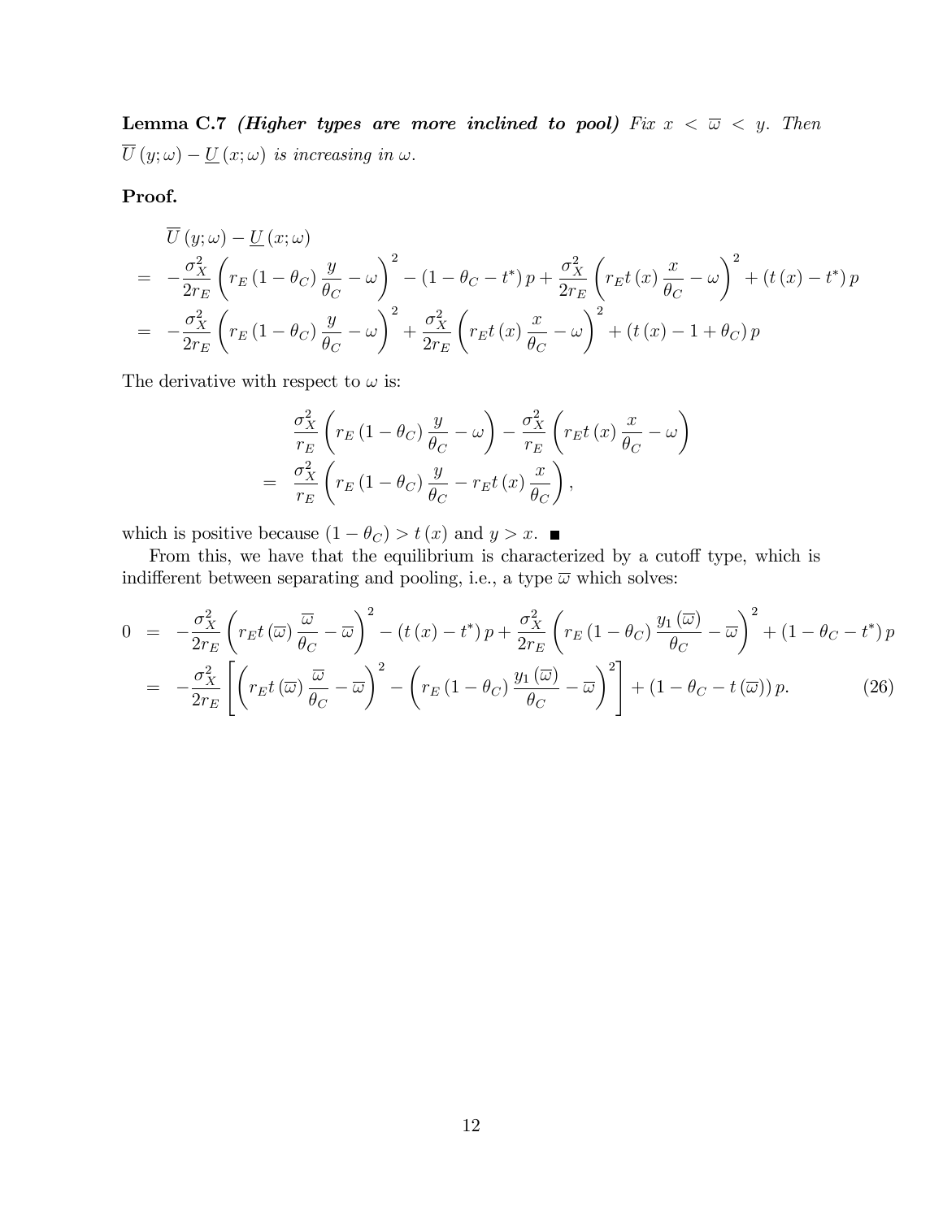**Lemma C.7** ***(Higher types are more inclined to pool)*** *Fix $x < \overline{\omega} < y$. Then $\overline{U}(y;\omega) - \underline{U}(x;\omega)$ is increasing in $\omega$.*

**Proof.**

$$
\begin{aligned}
& \overline{U}(y;\omega) - \underline{U}(x;\omega) \\
= \;& -\frac{\sigma_X^2}{2r_E}\left(r_E(1-\theta_C)\frac{y}{\theta_C} - \omega\right)^2 - (1-\theta_C - t^*)p + \frac{\sigma_X^2}{2r_E}\left(r_E t(x)\frac{x}{\theta_C} - \omega\right)^2 + (t(x) - t^*)p \\
= \;& -\frac{\sigma_X^2}{2r_E}\left(r_E(1-\theta_C)\frac{y}{\theta_C} - \omega\right)^2 + \frac{\sigma_X^2}{2r_E}\left(r_E t(x)\frac{x}{\theta_C} - \omega\right)^2 + (t(x) - 1 + \theta_C)p
\end{aligned}
$$

The derivative with respect to $\omega$ is:

$$
\begin{aligned}
& \frac{\sigma_X^2}{r_E}\left(r_E(1-\theta_C)\frac{y}{\theta_C} - \omega\right) - \frac{\sigma_X^2}{r_E}\left(r_E t(x)\frac{x}{\theta_C} - \omega\right) \\
= \;& \frac{\sigma_X^2}{r_E}\left(r_E(1-\theta_C)\frac{y}{\theta_C} - r_E t(x)\frac{x}{\theta_C}\right),
\end{aligned}
$$

which is positive because $(1-\theta_C) > t(x)$ and $y > x$. ■

From this, we have that the equilibrium is characterized by a cutoff type, which is indifferent between separating and pooling, i.e., a type $\overline{\omega}$ which solves:

$$
\begin{aligned}
0 \;=\; & -\frac{\sigma_X^2}{2r_E}\left(r_E t(\overline{\omega})\frac{\overline{\omega}}{\theta_C} - \overline{\omega}\right)^2 - (t(x) - t^*)p + \frac{\sigma_X^2}{2r_E}\left(r_E(1-\theta_C)\frac{y_1(\overline{\omega})}{\theta_C} - \overline{\omega}\right)^2 + (1-\theta_C - t^*)p \\
= \;& -\frac{\sigma_X^2}{2r_E}\left[\left(r_E t(\overline{\omega})\frac{\overline{\omega}}{\theta_C} - \overline{\omega}\right)^2 - \left(r_E(1-\theta_C)\frac{y_1(\overline{\omega})}{\theta_C} - \overline{\omega}\right)^2\right] + (1-\theta_C - t(\overline{\omega}))p. \qquad (26)
\end{aligned}
$$